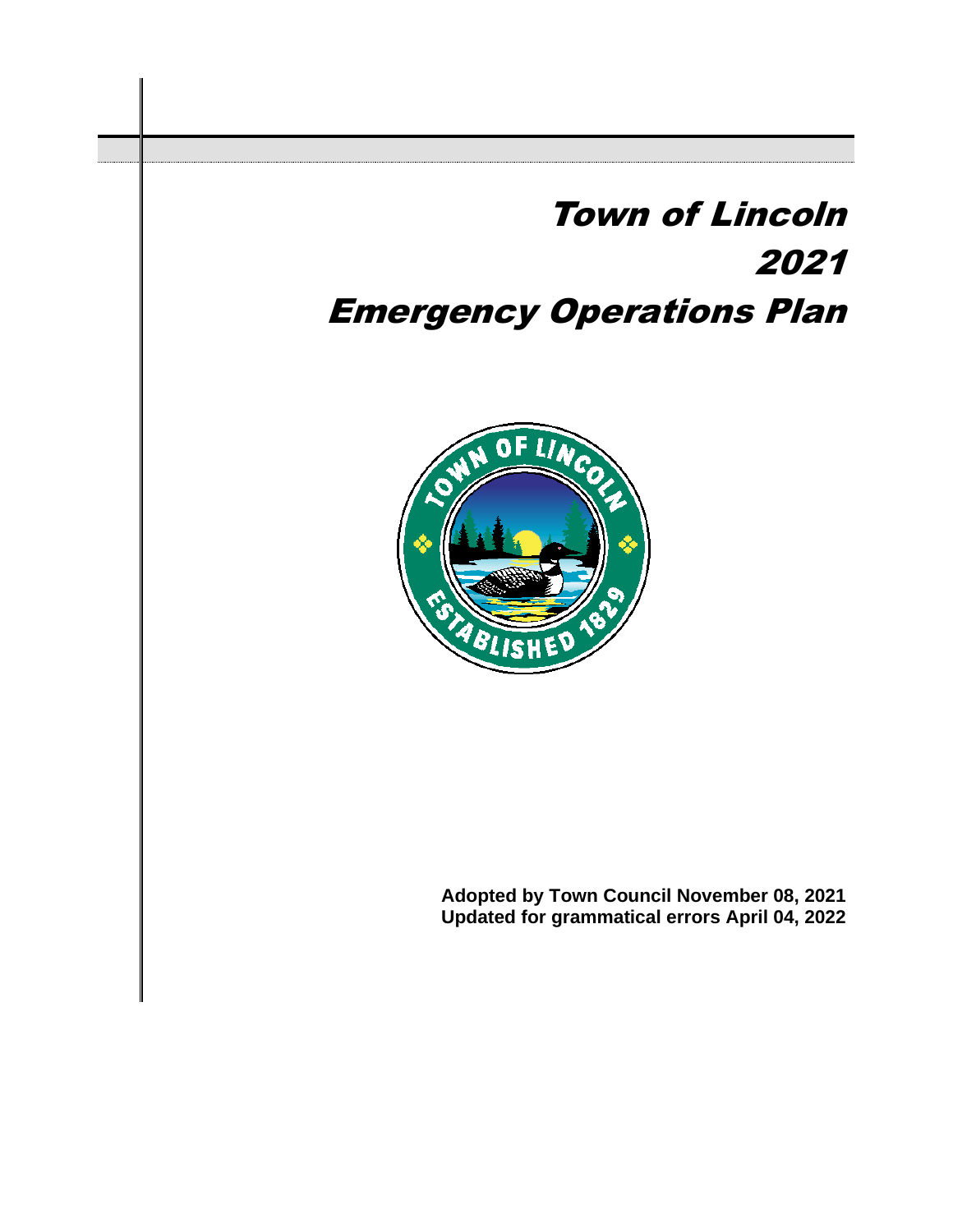# Town of Lincoln
# 2021
# Emergency Operations Plan

**Adopted by Town Council November 08, 2021**
**Updated for grammatical errors April 04, 2022**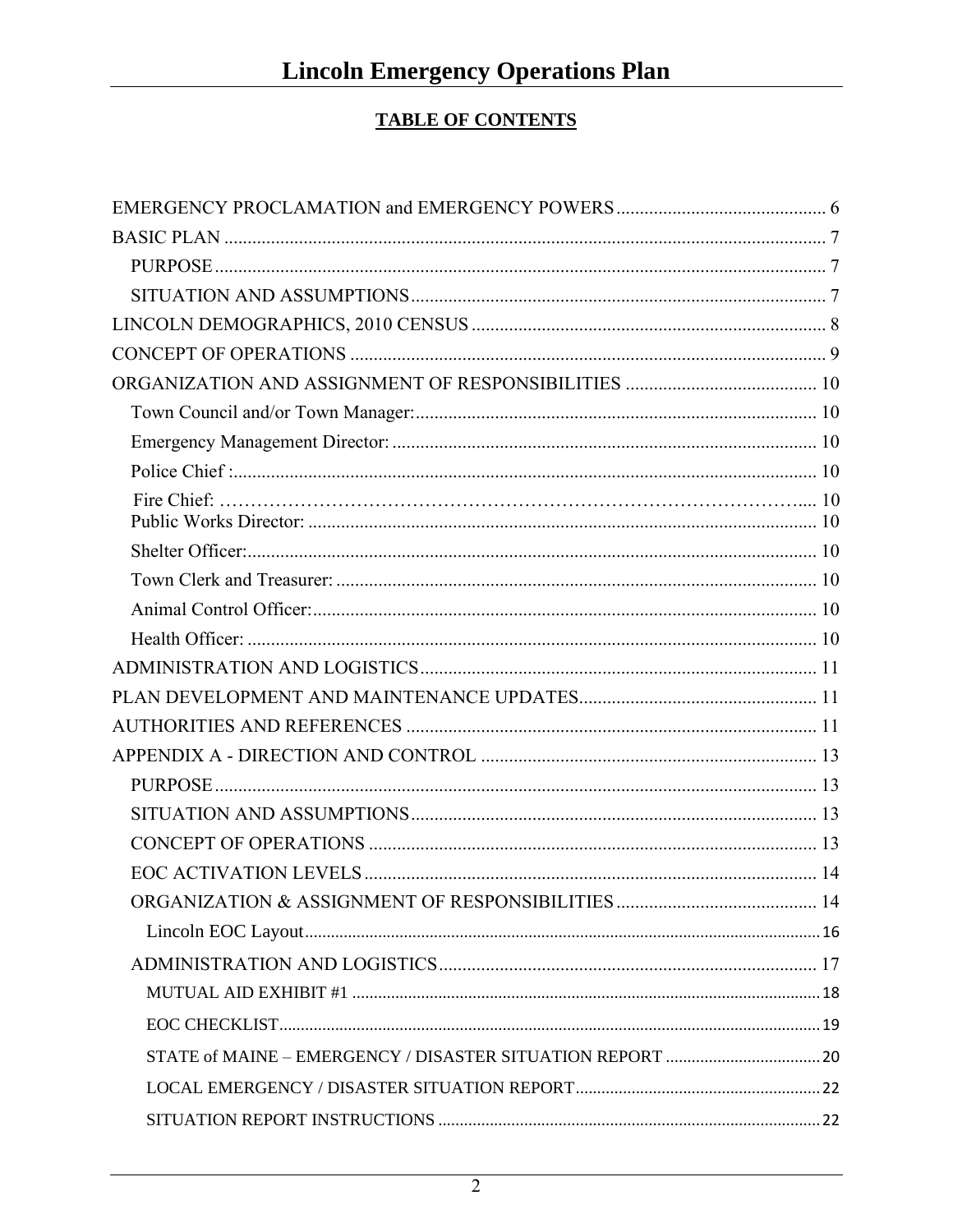# Lincoln Emergency Operations Plan

## TABLE OF CONTENTS

EMERGENCY PROCLAMATION and EMERGENCY POWERS ............................................. 6

BASIC PLAN ................................................................................................................. 7

- PURPOSE ................................................................................................................. 7
- SITUATION AND ASSUMPTIONS ......................................................................... 7

LINCOLN DEMOGRAPHICS, 2010 CENSUS ............................................................. 8

CONCEPT OF OPERATIONS ...................................................................................... 9

ORGANIZATION AND ASSIGNMENT OF RESPONSIBILITIES .......................................... 10

- Town Council and/or Town Manager: ....................................................................... 10
- Emergency Management Director: ........................................................................... 10
- Police Chief : ............................................................................................................ 10
- Fire Chief: ............................................................................................................... 10
- Public Works Director: ............................................................................................. 10
- Shelter Officer: ......................................................................................................... 10
- Town Clerk and Treasurer: ....................................................................................... 10
- Animal Control Officer: ............................................................................................ 10
- Health Officer: .......................................................................................................... 10

ADMINISTRATION AND LOGISTICS ......................................................................... 11

PLAN DEVELOPMENT AND MAINTENANCE UPDATES ................................................... 11

AUTHORITIES AND REFERENCES ........................................................................... 11

APPENDIX A - DIRECTION AND CONTROL ............................................................... 13

- PURPOSE ................................................................................................................. 13
- SITUATION AND ASSUMPTIONS ........................................................................... 13
- CONCEPT OF OPERATIONS .................................................................................... 13
- EOC ACTIVATION LEVELS ..................................................................................... 14
- ORGANIZATION & ASSIGNMENT OF RESPONSIBILITIES ......................................... 14
  - Lincoln EOC Layout ............................................................................................ 16
- ADMINISTRATION AND LOGISTICS ...................................................................... 17
  - MUTUAL AID EXHIBIT #1 .................................................................................. 18
  - EOC CHECKLIST .................................................................................................. 19
  - STATE of MAINE – EMERGENCY / DISASTER SITUATION REPORT ................................ 20
  - LOCAL EMERGENCY / DISASTER SITUATION REPORT .............................................. 22
  - SITUATION REPORT INSTRUCTIONS ..................................................................... 22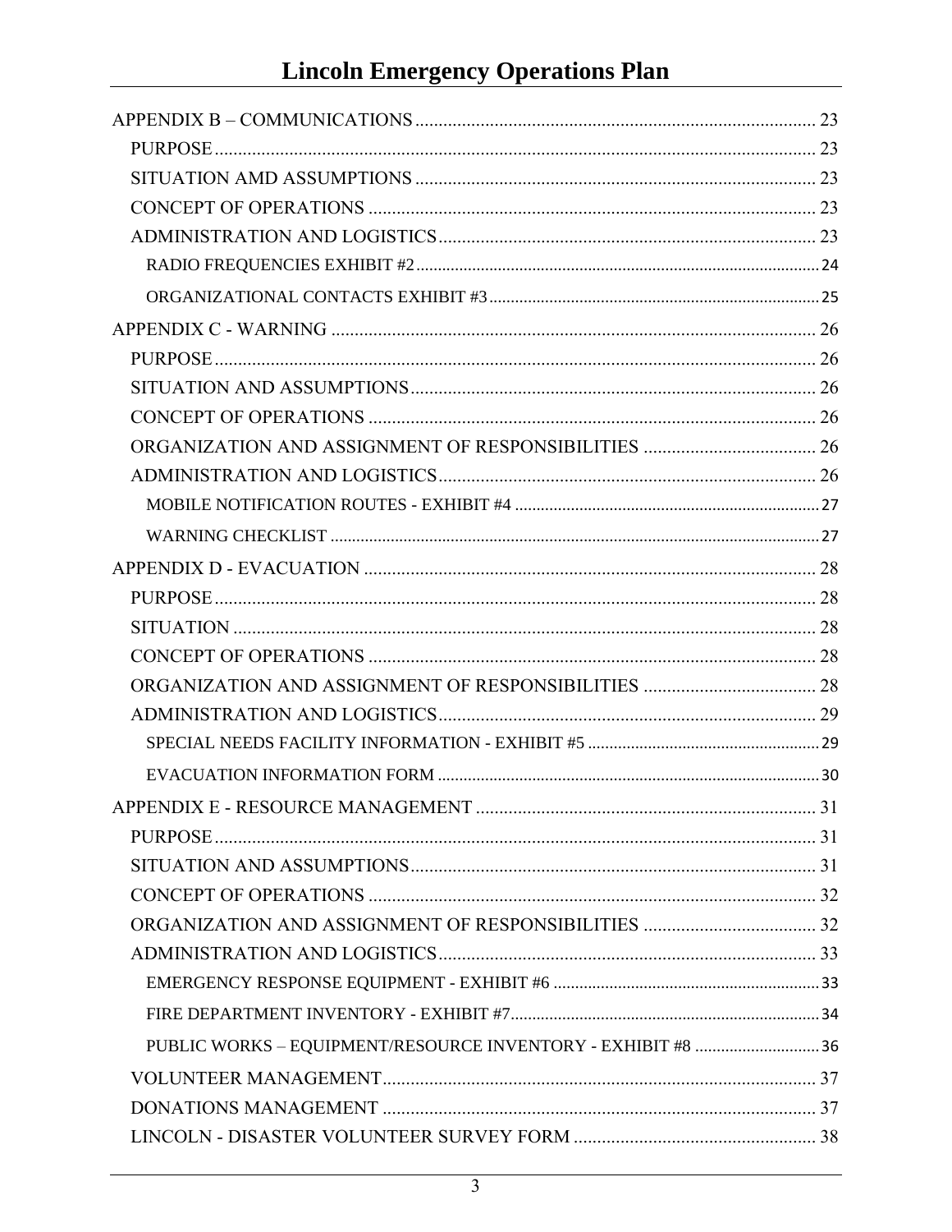APPENDIX B – COMMUNICATIONS ........................................ 23

- PURPOSE ........................................ 23
- SITUATION AMD ASSUMPTIONS ........................................ 23
- CONCEPT OF OPERATIONS ........................................ 23
- ADMINISTRATION AND LOGISTICS ........................................ 23
  - RADIO FREQUENCIES EXHIBIT #2 ........................................ 24
  - ORGANIZATIONAL CONTACTS EXHIBIT #3 ........................................ 25

APPENDIX C - WARNING ........................................ 26

- PURPOSE ........................................ 26
- SITUATION AND ASSUMPTIONS ........................................ 26
- CONCEPT OF OPERATIONS ........................................ 26
- ORGANIZATION AND ASSIGNMENT OF RESPONSIBILITIES ........................................ 26
- ADMINISTRATION AND LOGISTICS ........................................ 26
  - MOBILE NOTIFICATION ROUTES - EXHIBIT #4 ........................................ 27
  - WARNING CHECKLIST ........................................ 27

APPENDIX D - EVACUATION ........................................ 28

- PURPOSE ........................................ 28
- SITUATION ........................................ 28
- CONCEPT OF OPERATIONS ........................................ 28
- ORGANIZATION AND ASSIGNMENT OF RESPONSIBILITIES ........................................ 28
- ADMINISTRATION AND LOGISTICS ........................................ 29
  - SPECIAL NEEDS FACILITY INFORMATION - EXHIBIT #5 ........................................ 29
  - EVACUATION INFORMATION FORM ........................................ 30

APPENDIX E - RESOURCE MANAGEMENT ........................................ 31

- PURPOSE ........................................ 31
- SITUATION AND ASSUMPTIONS ........................................ 31
- CONCEPT OF OPERATIONS ........................................ 32
- ORGANIZATION AND ASSIGNMENT OF RESPONSIBILITIES ........................................ 32
- ADMINISTRATION AND LOGISTICS ........................................ 33
  - EMERGENCY RESPONSE EQUIPMENT - EXHIBIT #6 ........................................ 33
  - FIRE DEPARTMENT INVENTORY - EXHIBIT #7 ........................................ 34
  - PUBLIC WORKS – EQUIPMENT/RESOURCE INVENTORY - EXHIBIT #8 ........................................ 36
- VOLUNTEER MANAGEMENT ........................................ 37
- DONATIONS MANAGEMENT ........................................ 37
- LINCOLN - DISASTER VOLUNTEER SURVEY FORM ........................................ 38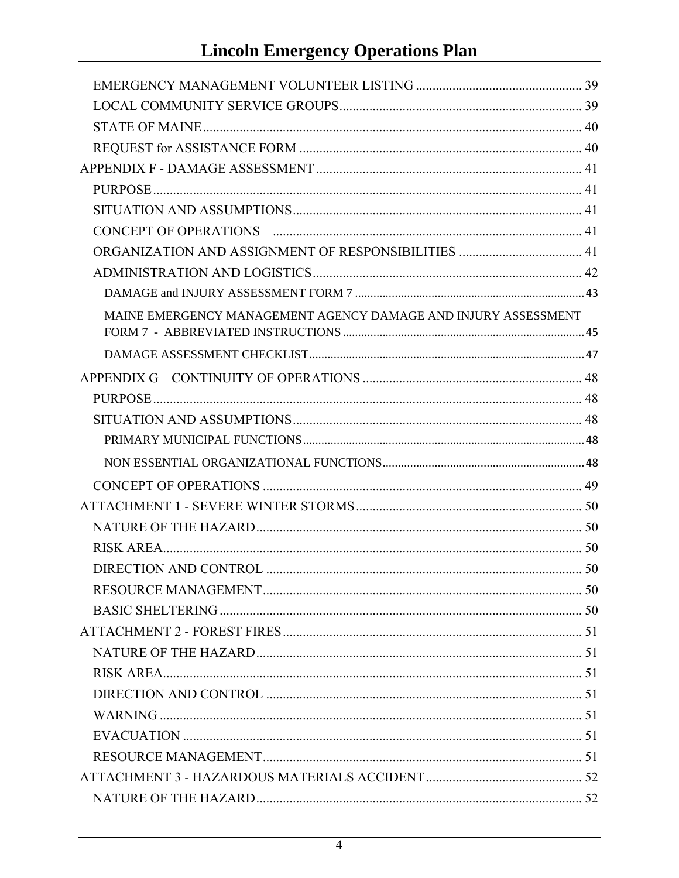EMERGENCY MANAGEMENT VOLUNTEER LISTING .................................................. 39
LOCAL COMMUNITY SERVICE GROUPS......................................................................... 39
STATE OF MAINE.................................................................................................. 40
REQUEST for ASSISTANCE FORM ..................................................................... 40
APPENDIX F - DAMAGE ASSESSMENT ................................................................ 41
PURPOSE................................................................................................................ 41
SITUATION AND ASSUMPTIONS....................................................................... 41
CONCEPT OF OPERATIONS – ............................................................................. 41
ORGANIZATION AND ASSIGNMENT OF RESPONSIBILITIES ..................................... 41
ADMINISTRATION AND LOGISTICS................................................................. 42
DAMAGE and INJURY ASSESSMENT FORM 7 .......................................................................... 43
MAINE EMERGENCY MANAGEMENT AGENCY DAMAGE AND INJURY ASSESSMENT FORM 7 - ABBREVIATED INSTRUCTIONS ............................................................................. 45
DAMAGE ASSESSMENT CHECKLIST......................................................................................... 47
APPENDIX G – CONTINUITY OF OPERATIONS .................................................................. 48
PURPOSE................................................................................................................ 48
SITUATION AND ASSUMPTIONS....................................................................... 48
PRIMARY MUNICIPAL FUNCTIONS........................................................................................... 48
NON ESSENTIAL ORGANIZATIONAL FUNCTIONS................................................................ 48
CONCEPT OF OPERATIONS ................................................................................ 49
ATTACHMENT 1 - SEVERE WINTER STORMS.................................................................... 50
NATURE OF THE HAZARD.................................................................................. 50
RISK AREA.............................................................................................................. 50
DIRECTION AND CONTROL ............................................................................... 50
RESOURCE MANAGEMENT................................................................................ 50
BASIC SHELTERING ............................................................................................. 50
ATTACHMENT 2 - FOREST FIRES.......................................................................................... 51
NATURE OF THE HAZARD.................................................................................. 51
RISK AREA.............................................................................................................. 51
DIRECTION AND CONTROL ............................................................................... 51
WARNING ............................................................................................................... 51
EVACUATION ........................................................................................................ 51
RESOURCE MANAGEMENT................................................................................ 51
ATTACHMENT 3 - HAZARDOUS MATERIALS ACCIDENT............................................... 52
NATURE OF THE HAZARD.................................................................................. 52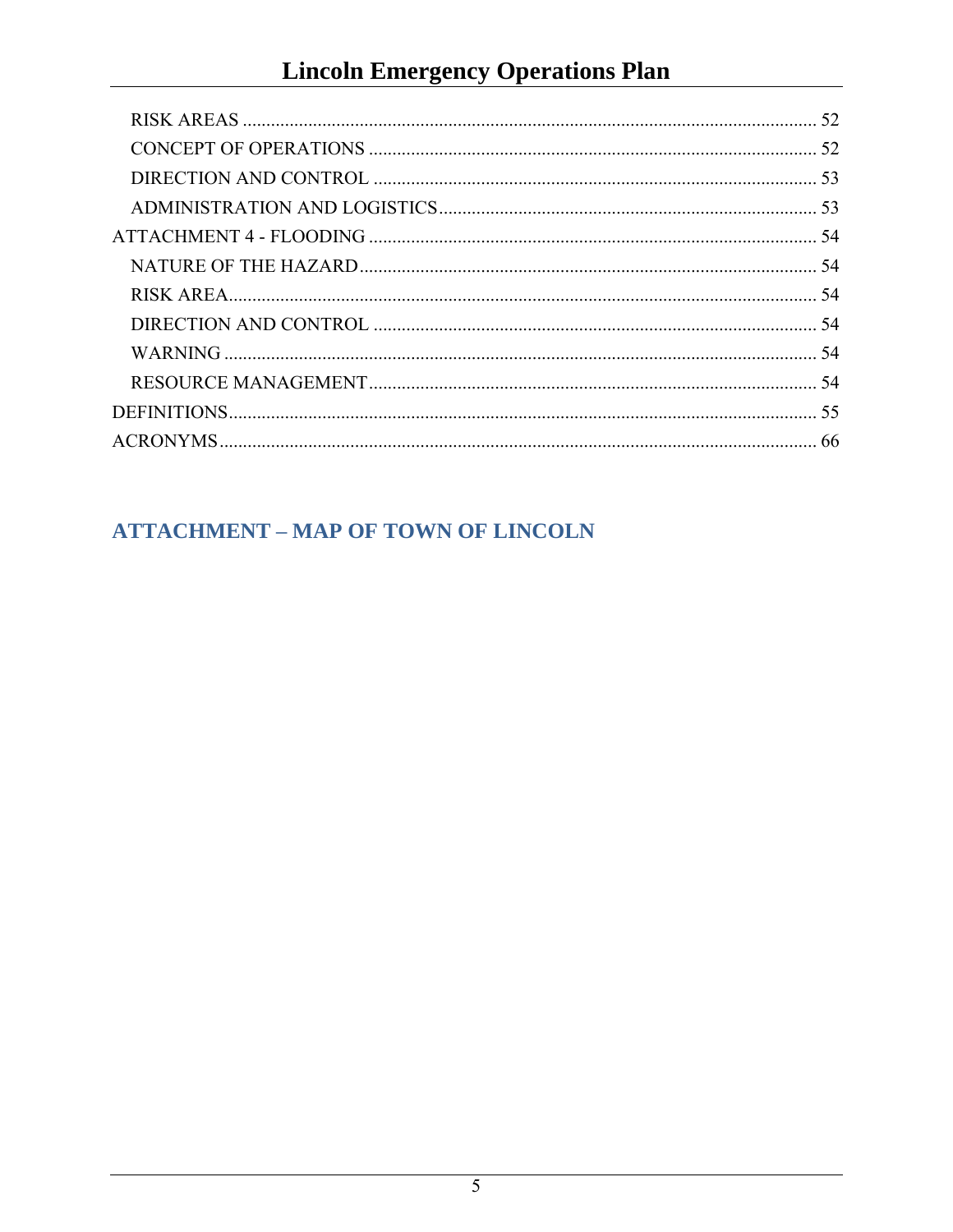RISK AREAS ........................................................................................................................ 52

CONCEPT OF OPERATIONS ............................................................................................. 52

DIRECTION AND CONTROL ............................................................................................ 53

ADMINISTRATION AND LOGISTICS............................................................................... 53

ATTACHMENT 4 - FLOODING ............................................................................................... 54

NATURE OF THE HAZARD.................................................................................................. 54

RISK AREA............................................................................................................................... 54

DIRECTION AND CONTROL ............................................................................................ 54

WARNING ............................................................................................................................... 54

RESOURCE MANAGEMENT................................................................................................ 54

DEFINITIONS.............................................................................................................................. 55

ACRONYMS................................................................................................................................ 66

## ATTACHMENT – MAP OF TOWN OF LINCOLN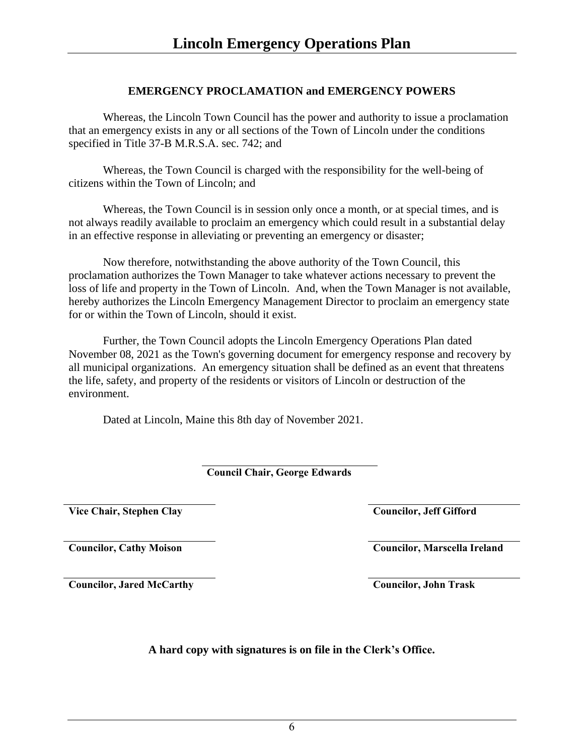## EMERGENCY PROCLAMATION and EMERGENCY POWERS

Whereas, the Lincoln Town Council has the power and authority to issue a proclamation that an emergency exists in any or all sections of the Town of Lincoln under the conditions specified in Title 37-B M.R.S.A. sec. 742; and

Whereas, the Town Council is charged with the responsibility for the well-being of citizens within the Town of Lincoln; and

Whereas, the Town Council is in session only once a month, or at special times, and is not always readily available to proclaim an emergency which could result in a substantial delay in an effective response in alleviating or preventing an emergency or disaster;

Now therefore, notwithstanding the above authority of the Town Council, this proclamation authorizes the Town Manager to take whatever actions necessary to prevent the loss of life and property in the Town of Lincoln. And, when the Town Manager is not available, hereby authorizes the Lincoln Emergency Management Director to proclaim an emergency state for or within the Town of Lincoln, should it exist.

Further, the Town Council adopts the Lincoln Emergency Operations Plan dated November 08, 2021 as the Town's governing document for emergency response and recovery by all municipal organizations. An emergency situation shall be defined as an event that threatens the life, safety, and property of the residents or visitors of Lincoln or destruction of the environment.

Dated at Lincoln, Maine this 8th day of November 2021.

\_\_\_\_\_\_\_\_\_\_\_\_\_\_\_\_\_\_\_\_\_\_\_\_\_\_\_\_\_\_
**Council Chair, George Edwards**

\_\_\_\_\_\_\_\_\_\_\_\_\_\_\_\_\_\_\_\_\_\_\_\_\_\_\_\_\_\_
**Vice Chair, Stephen Clay**

\_\_\_\_\_\_\_\_\_\_\_\_\_\_\_\_\_\_\_\_\_\_\_\_\_\_\_\_\_\_
**Councilor, Jeff Gifford**

\_\_\_\_\_\_\_\_\_\_\_\_\_\_\_\_\_\_\_\_\_\_\_\_\_\_\_\_\_\_
**Councilor, Cathy Moison**

\_\_\_\_\_\_\_\_\_\_\_\_\_\_\_\_\_\_\_\_\_\_\_\_\_\_\_\_\_\_
**Councilor, Marscella Ireland**

\_\_\_\_\_\_\_\_\_\_\_\_\_\_\_\_\_\_\_\_\_\_\_\_\_\_\_\_\_\_
**Councilor, Jared McCarthy**

\_\_\_\_\_\_\_\_\_\_\_\_\_\_\_\_\_\_\_\_\_\_\_\_\_\_\_\_\_\_
**Councilor, John Trask**

**A hard copy with signatures is on file in the Clerk's Office.**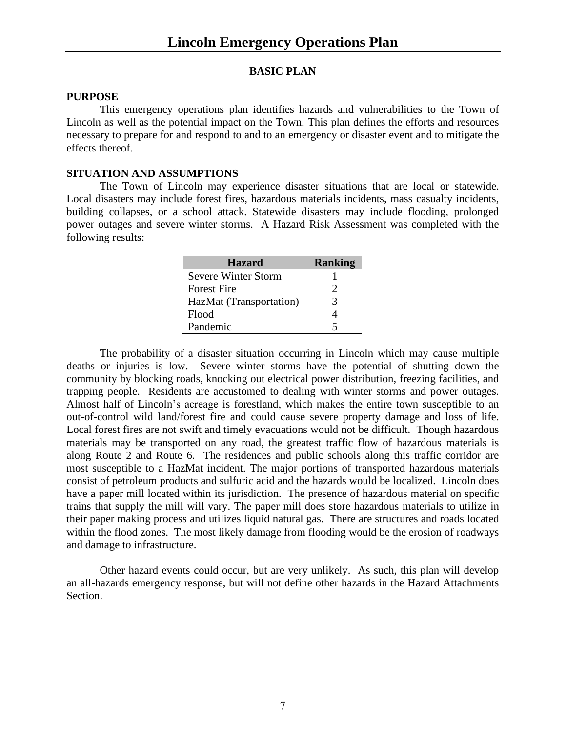## BASIC PLAN

### PURPOSE

This emergency operations plan identifies hazards and vulnerabilities to the Town of Lincoln as well as the potential impact on the Town. This plan defines the efforts and resources necessary to prepare for and respond to and to an emergency or disaster event and to mitigate the effects thereof.

### SITUATION AND ASSUMPTIONS

The Town of Lincoln may experience disaster situations that are local or statewide. Local disasters may include forest fires, hazardous materials incidents, mass casualty incidents, building collapses, or a school attack. Statewide disasters may include flooding, prolonged power outages and severe winter storms. A Hazard Risk Assessment was completed with the following results:

| Hazard | Ranking |
|---|---|
| Severe Winter Storm | 1 |
| Forest Fire | 2 |
| HazMat (Transportation) | 3 |
| Flood | 4 |
| Pandemic | 5 |

The probability of a disaster situation occurring in Lincoln which may cause multiple deaths or injuries is low. Severe winter storms have the potential of shutting down the community by blocking roads, knocking out electrical power distribution, freezing facilities, and trapping people. Residents are accustomed to dealing with winter storms and power outages. Almost half of Lincoln's acreage is forestland, which makes the entire town susceptible to an out-of-control wild land/forest fire and could cause severe property damage and loss of life. Local forest fires are not swift and timely evacuations would not be difficult. Though hazardous materials may be transported on any road, the greatest traffic flow of hazardous materials is along Route 2 and Route 6. The residences and public schools along this traffic corridor are most susceptible to a HazMat incident. The major portions of transported hazardous materials consist of petroleum products and sulfuric acid and the hazards would be localized. Lincoln does have a paper mill located within its jurisdiction. The presence of hazardous material on specific trains that supply the mill will vary. The paper mill does store hazardous materials to utilize in their paper making process and utilizes liquid natural gas. There are structures and roads located within the flood zones. The most likely damage from flooding would be the erosion of roadways and damage to infrastructure.

Other hazard events could occur, but are very unlikely. As such, this plan will develop an all-hazards emergency response, but will not define other hazards in the Hazard Attachments Section.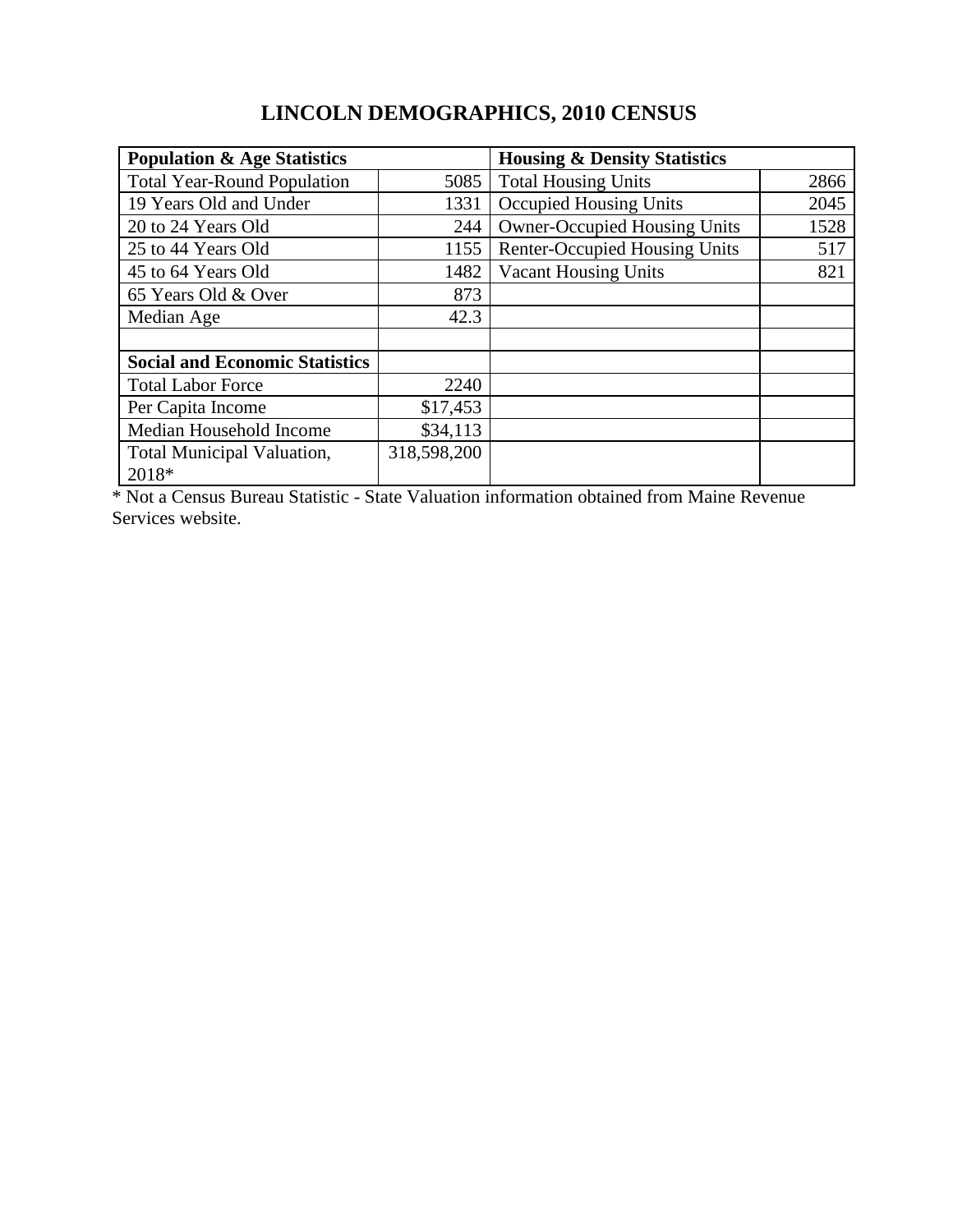# LINCOLN DEMOGRAPHICS, 2010 CENSUS

| **Population & Age Statistics** | | **Housing & Density Statistics** | |
|---|---|---|---|
| Total Year-Round Population | 5085 | Total Housing Units | 2866 |
| 19 Years Old and Under | 1331 | Occupied Housing Units | 2045 |
| 20 to 24 Years Old | 244 | Owner-Occupied Housing Units | 1528 |
| 25 to 44 Years Old | 1155 | Renter-Occupied Housing Units | 517 |
| 45 to 64 Years Old | 1482 | Vacant Housing Units | 821 |
| 65 Years Old & Over | 873 | | |
| Median Age | 42.3 | | |
| | | | |
| **Social and Economic Statistics** | | | |
| Total Labor Force | 2240 | | |
| Per Capita Income | $17,453 | | |
| Median Household Income | $34,113 | | |
| Total Municipal Valuation, 2018* | 318,598,200 | | |

* Not a Census Bureau Statistic - State Valuation information obtained from Maine Revenue Services website.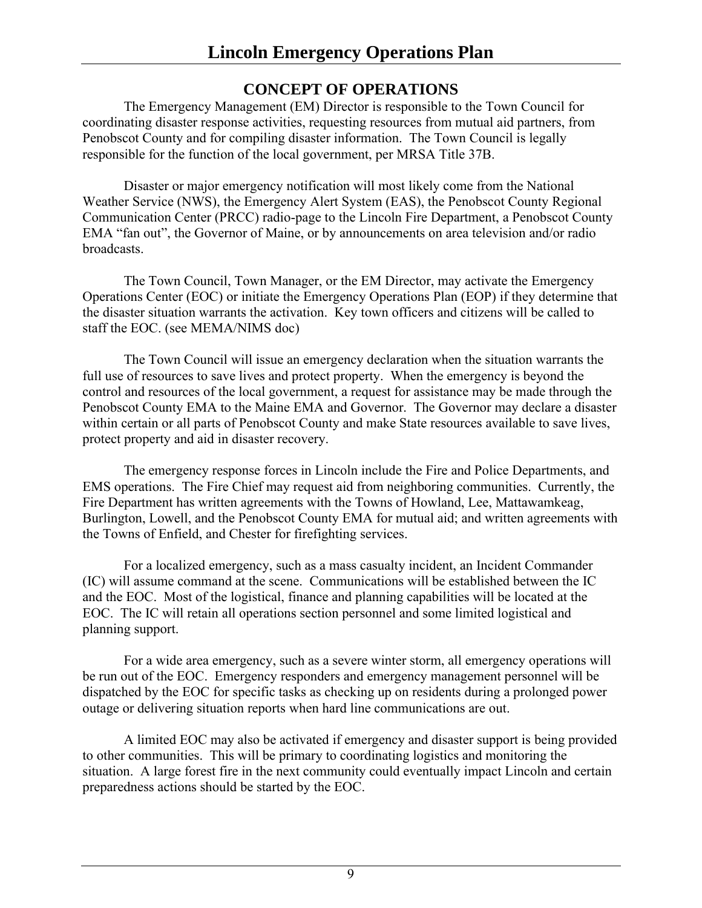## CONCEPT OF OPERATIONS

The Emergency Management (EM) Director is responsible to the Town Council for coordinating disaster response activities, requesting resources from mutual aid partners, from Penobscot County and for compiling disaster information. The Town Council is legally responsible for the function of the local government, per MRSA Title 37B.

Disaster or major emergency notification will most likely come from the National Weather Service (NWS), the Emergency Alert System (EAS), the Penobscot County Regional Communication Center (PRCC) radio-page to the Lincoln Fire Department, a Penobscot County EMA "fan out", the Governor of Maine, or by announcements on area television and/or radio broadcasts.

The Town Council, Town Manager, or the EM Director, may activate the Emergency Operations Center (EOC) or initiate the Emergency Operations Plan (EOP) if they determine that the disaster situation warrants the activation. Key town officers and citizens will be called to staff the EOC. (see MEMA/NIMS doc)

The Town Council will issue an emergency declaration when the situation warrants the full use of resources to save lives and protect property. When the emergency is beyond the control and resources of the local government, a request for assistance may be made through the Penobscot County EMA to the Maine EMA and Governor. The Governor may declare a disaster within certain or all parts of Penobscot County and make State resources available to save lives, protect property and aid in disaster recovery.

The emergency response forces in Lincoln include the Fire and Police Departments, and EMS operations. The Fire Chief may request aid from neighboring communities. Currently, the Fire Department has written agreements with the Towns of Howland, Lee, Mattawamkeag, Burlington, Lowell, and the Penobscot County EMA for mutual aid; and written agreements with the Towns of Enfield, and Chester for firefighting services.

For a localized emergency, such as a mass casualty incident, an Incident Commander (IC) will assume command at the scene. Communications will be established between the IC and the EOC. Most of the logistical, finance and planning capabilities will be located at the EOC. The IC will retain all operations section personnel and some limited logistical and planning support.

For a wide area emergency, such as a severe winter storm, all emergency operations will be run out of the EOC. Emergency responders and emergency management personnel will be dispatched by the EOC for specific tasks as checking up on residents during a prolonged power outage or delivering situation reports when hard line communications are out.

A limited EOC may also be activated if emergency and disaster support is being provided to other communities. This will be primary to coordinating logistics and monitoring the situation. A large forest fire in the next community could eventually impact Lincoln and certain preparedness actions should be started by the EOC.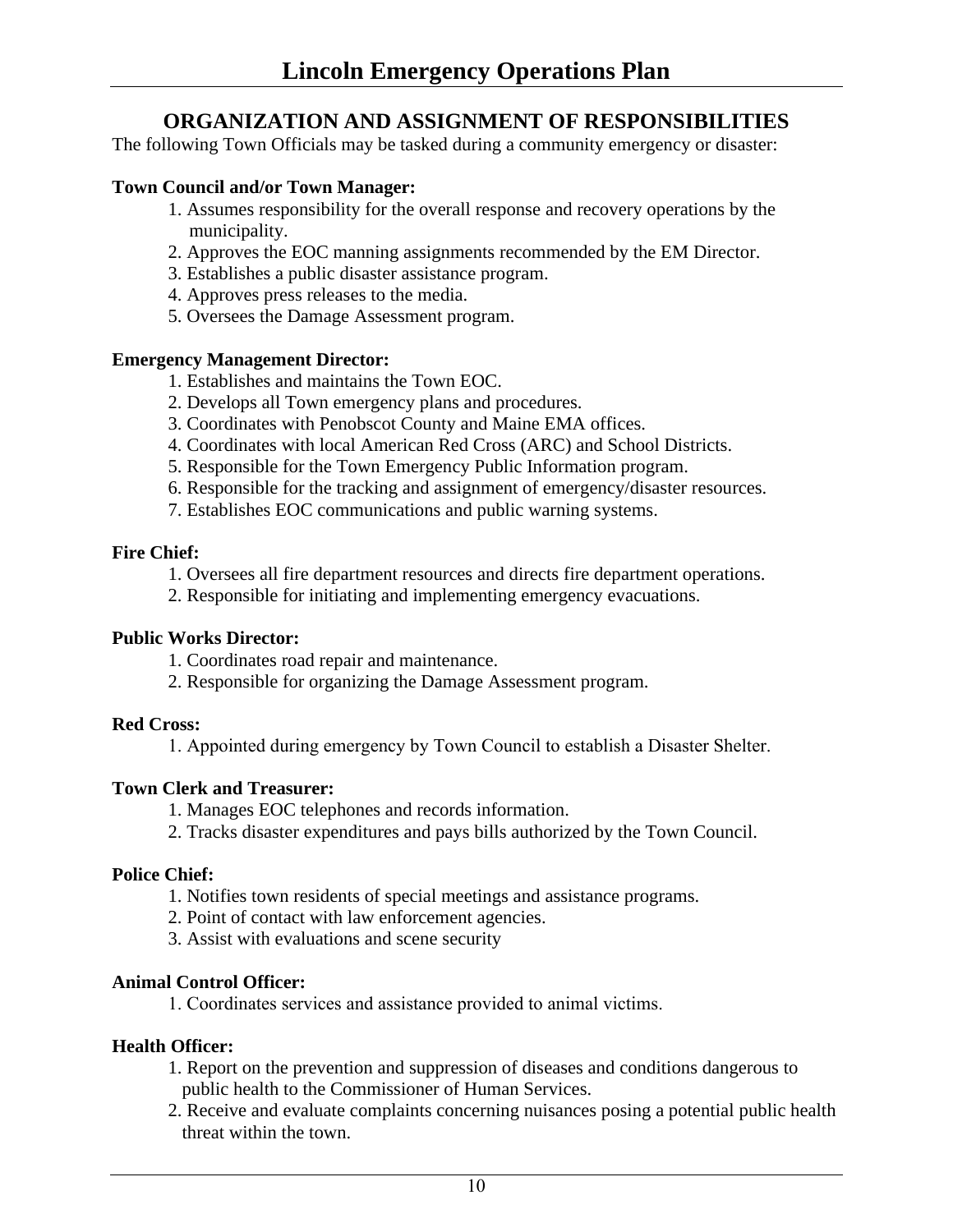## ORGANIZATION AND ASSIGNMENT OF RESPONSIBILITIES

The following Town Officials may be tasked during a community emergency or disaster:

**Town Council and/or Town Manager:**

1. Assumes responsibility for the overall response and recovery operations by the municipality.
2. Approves the EOC manning assignments recommended by the EM Director.
3. Establishes a public disaster assistance program.
4. Approves press releases to the media.
5. Oversees the Damage Assessment program.

**Emergency Management Director:**

1. Establishes and maintains the Town EOC.
2. Develops all Town emergency plans and procedures.
3. Coordinates with Penobscot County and Maine EMA offices.
4. Coordinates with local American Red Cross (ARC) and School Districts.
5. Responsible for the Town Emergency Public Information program.
6. Responsible for the tracking and assignment of emergency/disaster resources.
7. Establishes EOC communications and public warning systems.

**Fire Chief:**

1. Oversees all fire department resources and directs fire department operations.
2. Responsible for initiating and implementing emergency evacuations.

**Public Works Director:**

1. Coordinates road repair and maintenance.
2. Responsible for organizing the Damage Assessment program.

**Red Cross:**

1. Appointed during emergency by Town Council to establish a Disaster Shelter.

**Town Clerk and Treasurer:**

1. Manages EOC telephones and records information.
2. Tracks disaster expenditures and pays bills authorized by the Town Council.

**Police Chief:**

1. Notifies town residents of special meetings and assistance programs.
2. Point of contact with law enforcement agencies.
3. Assist with evaluations and scene security

**Animal Control Officer:**

1. Coordinates services and assistance provided to animal victims.

**Health Officer:**

1. Report on the prevention and suppression of diseases and conditions dangerous to public health to the Commissioner of Human Services.
2. Receive and evaluate complaints concerning nuisances posing a potential public health threat within the town.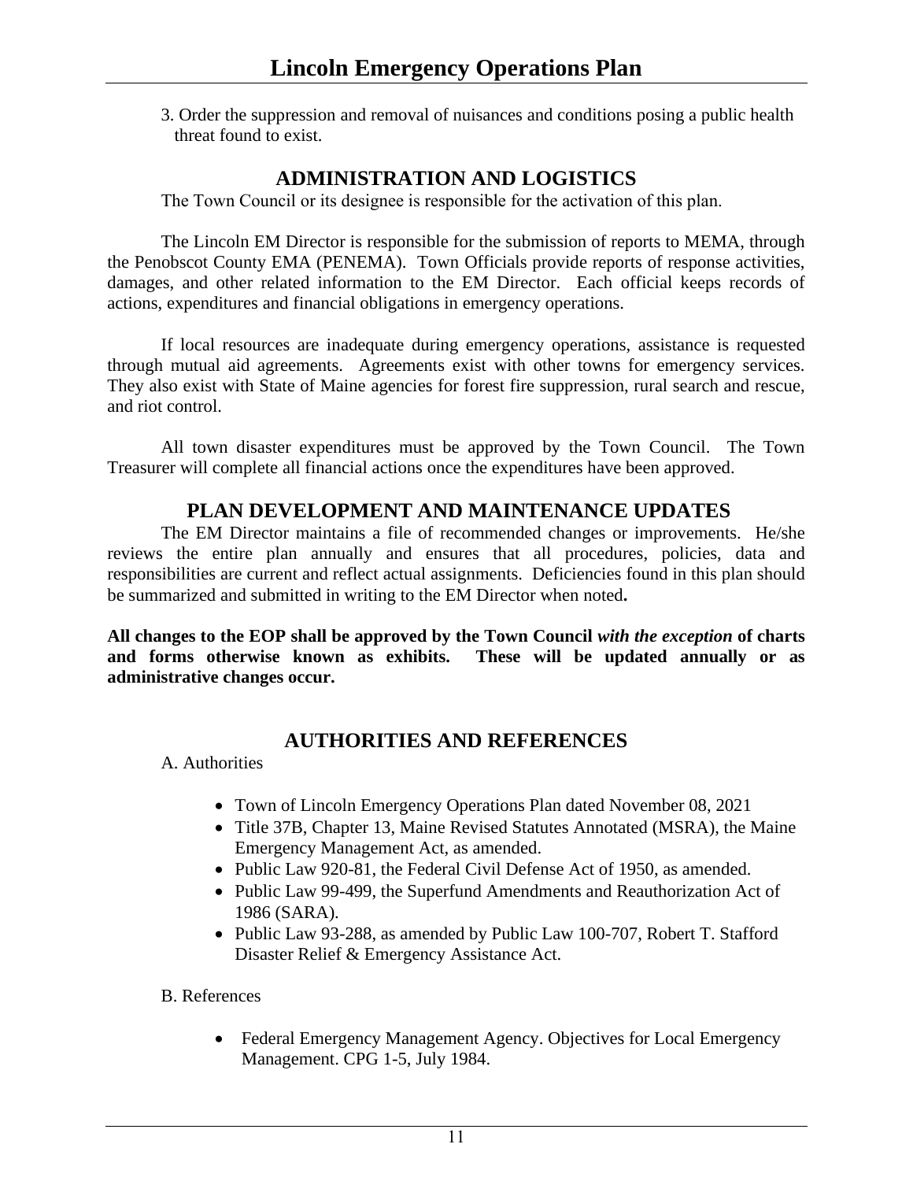3. Order the suppression and removal of nuisances and conditions posing a public health threat found to exist.

## ADMINISTRATION AND LOGISTICS

The Town Council or its designee is responsible for the activation of this plan.

The Lincoln EM Director is responsible for the submission of reports to MEMA, through the Penobscot County EMA (PENEMA). Town Officials provide reports of response activities, damages, and other related information to the EM Director. Each official keeps records of actions, expenditures and financial obligations in emergency operations.

If local resources are inadequate during emergency operations, assistance is requested through mutual aid agreements. Agreements exist with other towns for emergency services. They also exist with State of Maine agencies for forest fire suppression, rural search and rescue, and riot control.

All town disaster expenditures must be approved by the Town Council. The Town Treasurer will complete all financial actions once the expenditures have been approved.

## PLAN DEVELOPMENT AND MAINTENANCE UPDATES

The EM Director maintains a file of recommended changes or improvements. He/she reviews the entire plan annually and ensures that all procedures, policies, data and responsibilities are current and reflect actual assignments. Deficiencies found in this plan should be summarized and submitted in writing to the EM Director when noted**.**

**All changes to the EOP shall be approved by the Town Council *with the exception* of charts and forms otherwise known as exhibits. These will be updated annually or as administrative changes occur.**

## AUTHORITIES AND REFERENCES

A. Authorities

- Town of Lincoln Emergency Operations Plan dated November 08, 2021
- Title 37B, Chapter 13, Maine Revised Statutes Annotated (MSRA), the Maine Emergency Management Act, as amended.
- Public Law 920-81, the Federal Civil Defense Act of 1950, as amended.
- Public Law 99-499, the Superfund Amendments and Reauthorization Act of 1986 (SARA).
- Public Law 93-288, as amended by Public Law 100-707, Robert T. Stafford Disaster Relief & Emergency Assistance Act.

B. References

- Federal Emergency Management Agency. Objectives for Local Emergency Management. CPG 1-5, July 1984.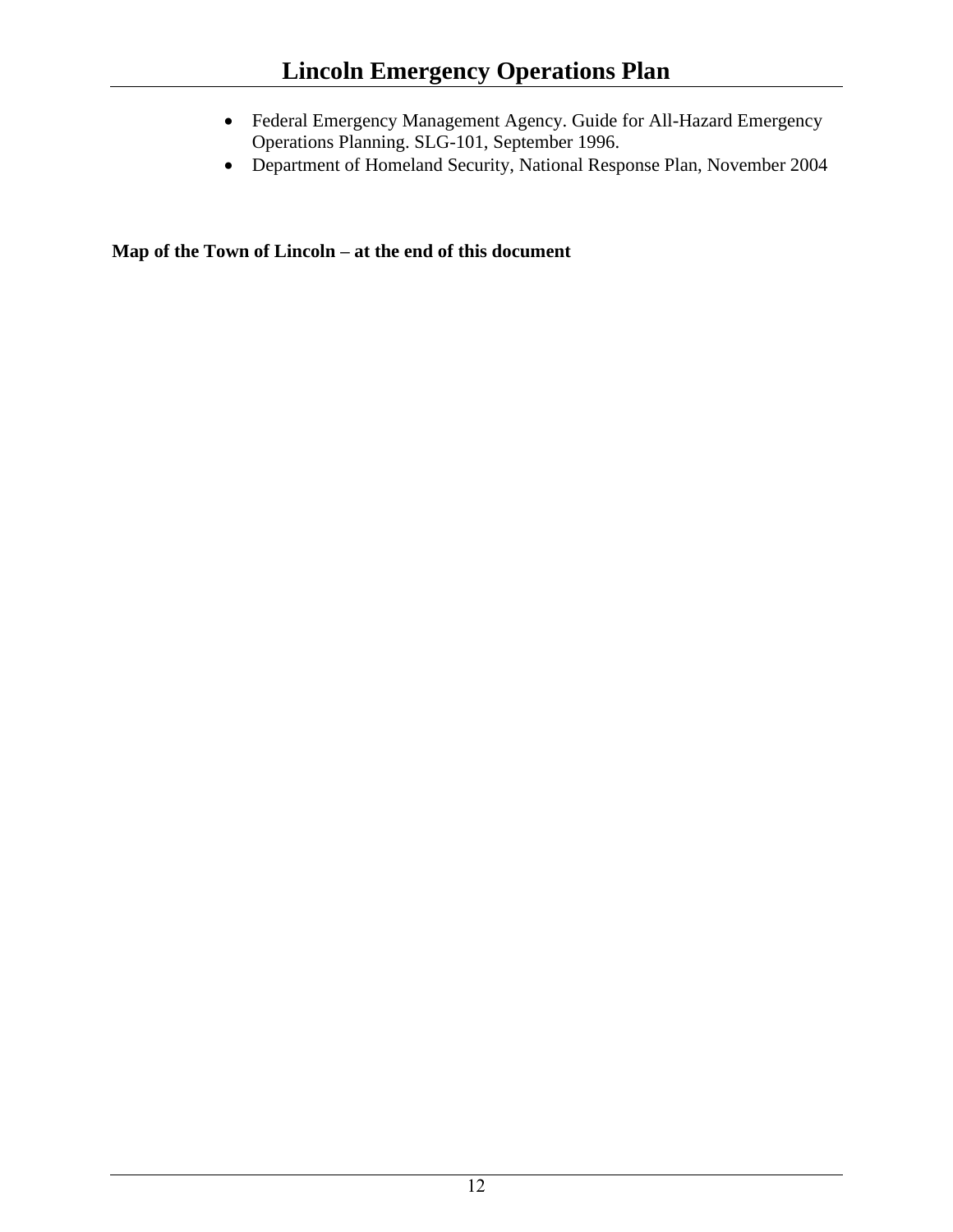- Federal Emergency Management Agency. Guide for All-Hazard Emergency Operations Planning. SLG-101, September 1996.
- Department of Homeland Security, National Response Plan, November 2004

**Map of the Town of Lincoln – at the end of this document**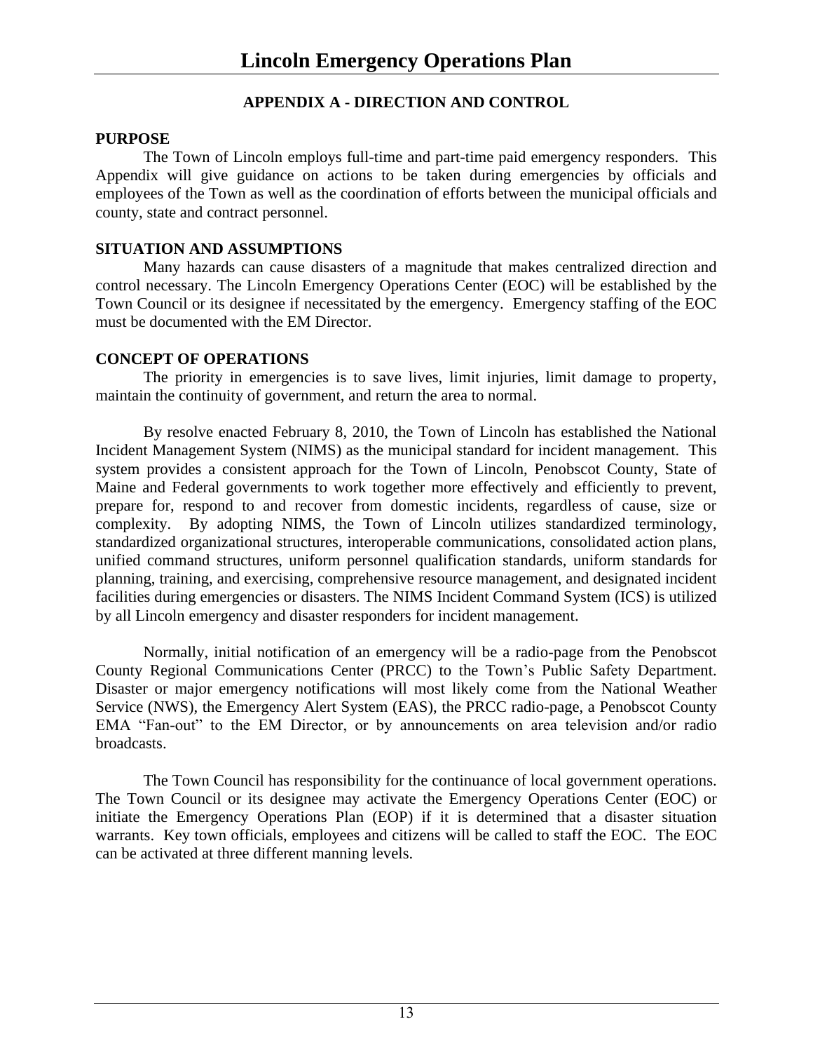## APPENDIX A - DIRECTION AND CONTROL

**PURPOSE**

The Town of Lincoln employs full-time and part-time paid emergency responders. This Appendix will give guidance on actions to be taken during emergencies by officials and employees of the Town as well as the coordination of efforts between the municipal officials and county, state and contract personnel.

**SITUATION AND ASSUMPTIONS**

Many hazards can cause disasters of a magnitude that makes centralized direction and control necessary. The Lincoln Emergency Operations Center (EOC) will be established by the Town Council or its designee if necessitated by the emergency. Emergency staffing of the EOC must be documented with the EM Director.

**CONCEPT OF OPERATIONS**

The priority in emergencies is to save lives, limit injuries, limit damage to property, maintain the continuity of government, and return the area to normal.

By resolve enacted February 8, 2010, the Town of Lincoln has established the National Incident Management System (NIMS) as the municipal standard for incident management. This system provides a consistent approach for the Town of Lincoln, Penobscot County, State of Maine and Federal governments to work together more effectively and efficiently to prevent, prepare for, respond to and recover from domestic incidents, regardless of cause, size or complexity. By adopting NIMS, the Town of Lincoln utilizes standardized terminology, standardized organizational structures, interoperable communications, consolidated action plans, unified command structures, uniform personnel qualification standards, uniform standards for planning, training, and exercising, comprehensive resource management, and designated incident facilities during emergencies or disasters. The NIMS Incident Command System (ICS) is utilized by all Lincoln emergency and disaster responders for incident management.

Normally, initial notification of an emergency will be a radio-page from the Penobscot County Regional Communications Center (PRCC) to the Town's Public Safety Department. Disaster or major emergency notifications will most likely come from the National Weather Service (NWS), the Emergency Alert System (EAS), the PRCC radio-page, a Penobscot County EMA "Fan-out" to the EM Director, or by announcements on area television and/or radio broadcasts.

The Town Council has responsibility for the continuance of local government operations. The Town Council or its designee may activate the Emergency Operations Center (EOC) or initiate the Emergency Operations Plan (EOP) if it is determined that a disaster situation warrants. Key town officials, employees and citizens will be called to staff the EOC. The EOC can be activated at three different manning levels.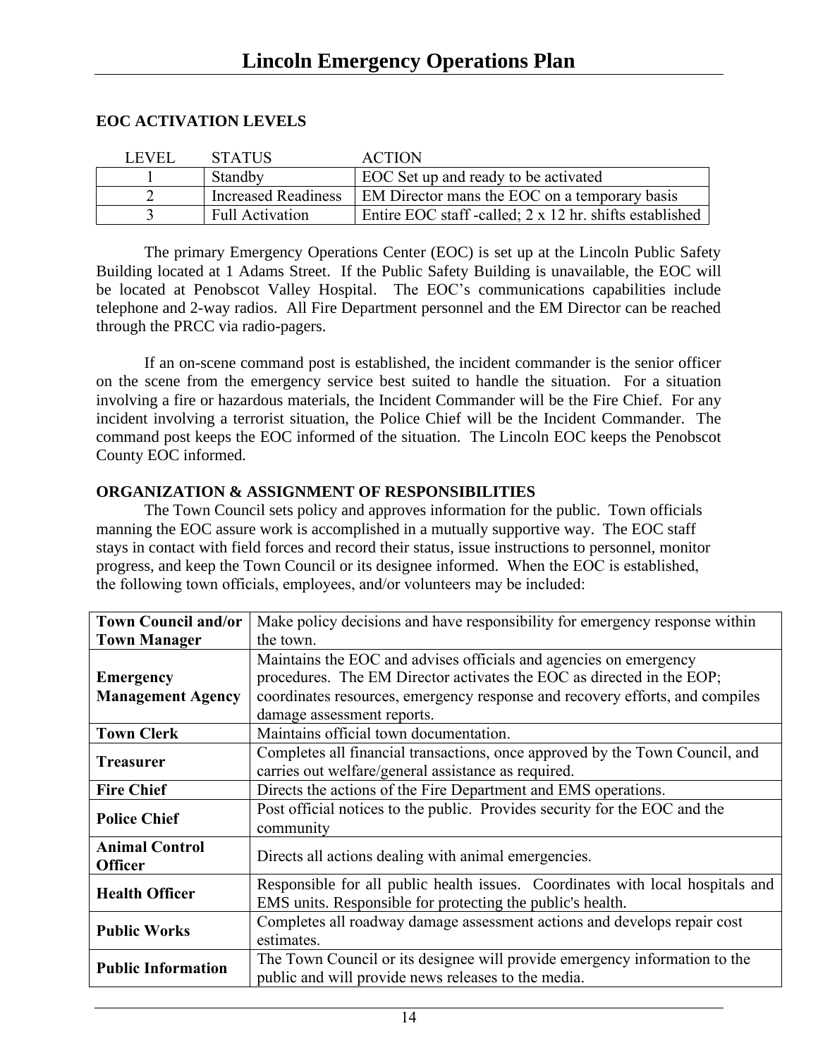## EOC ACTIVATION LEVELS

| LEVEL | STATUS | ACTION |
|---|---|---|
| 1 | Standby | EOC Set up and ready to be activated |
| 2 | Increased Readiness | EM Director mans the EOC on a temporary basis |
| 3 | Full Activation | Entire EOC staff -called; 2 x 12 hr. shifts established |

The primary Emergency Operations Center (EOC) is set up at the Lincoln Public Safety Building located at 1 Adams Street. If the Public Safety Building is unavailable, the EOC will be located at Penobscot Valley Hospital. The EOC's communications capabilities include telephone and 2-way radios. All Fire Department personnel and the EM Director can be reached through the PRCC via radio-pagers.

If an on-scene command post is established, the incident commander is the senior officer on the scene from the emergency service best suited to handle the situation. For a situation involving a fire or hazardous materials, the Incident Commander will be the Fire Chief. For any incident involving a terrorist situation, the Police Chief will be the Incident Commander. The command post keeps the EOC informed of the situation. The Lincoln EOC keeps the Penobscot County EOC informed.

## ORGANIZATION & ASSIGNMENT OF RESPONSIBILITIES

The Town Council sets policy and approves information for the public. Town officials manning the EOC assure work is accomplished in a mutually supportive way. The EOC staff stays in contact with field forces and record their status, issue instructions to personnel, monitor progress, and keep the Town Council or its designee informed. When the EOC is established, the following town officials, employees, and/or volunteers may be included:

| | |
|---|---|
| **Town Council and/or Town Manager** | Make policy decisions and have responsibility for emergency response within the town. |
| **Emergency Management Agency** | Maintains the EOC and advises officials and agencies on emergency procedures. The EM Director activates the EOC as directed in the EOP; coordinates resources, emergency response and recovery efforts, and compiles damage assessment reports. |
| **Town Clerk** | Maintains official town documentation. |
| **Treasurer** | Completes all financial transactions, once approved by the Town Council, and carries out welfare/general assistance as required. |
| **Fire Chief** | Directs the actions of the Fire Department and EMS operations. |
| **Police Chief** | Post official notices to the public. Provides security for the EOC and the community |
| **Animal Control Officer** | Directs all actions dealing with animal emergencies. |
| **Health Officer** | Responsible for all public health issues. Coordinates with local hospitals and EMS units. Responsible for protecting the public's health. |
| **Public Works** | Completes all roadway damage assessment actions and develops repair cost estimates. |
| **Public Information** | The Town Council or its designee will provide emergency information to the public and will provide news releases to the media. |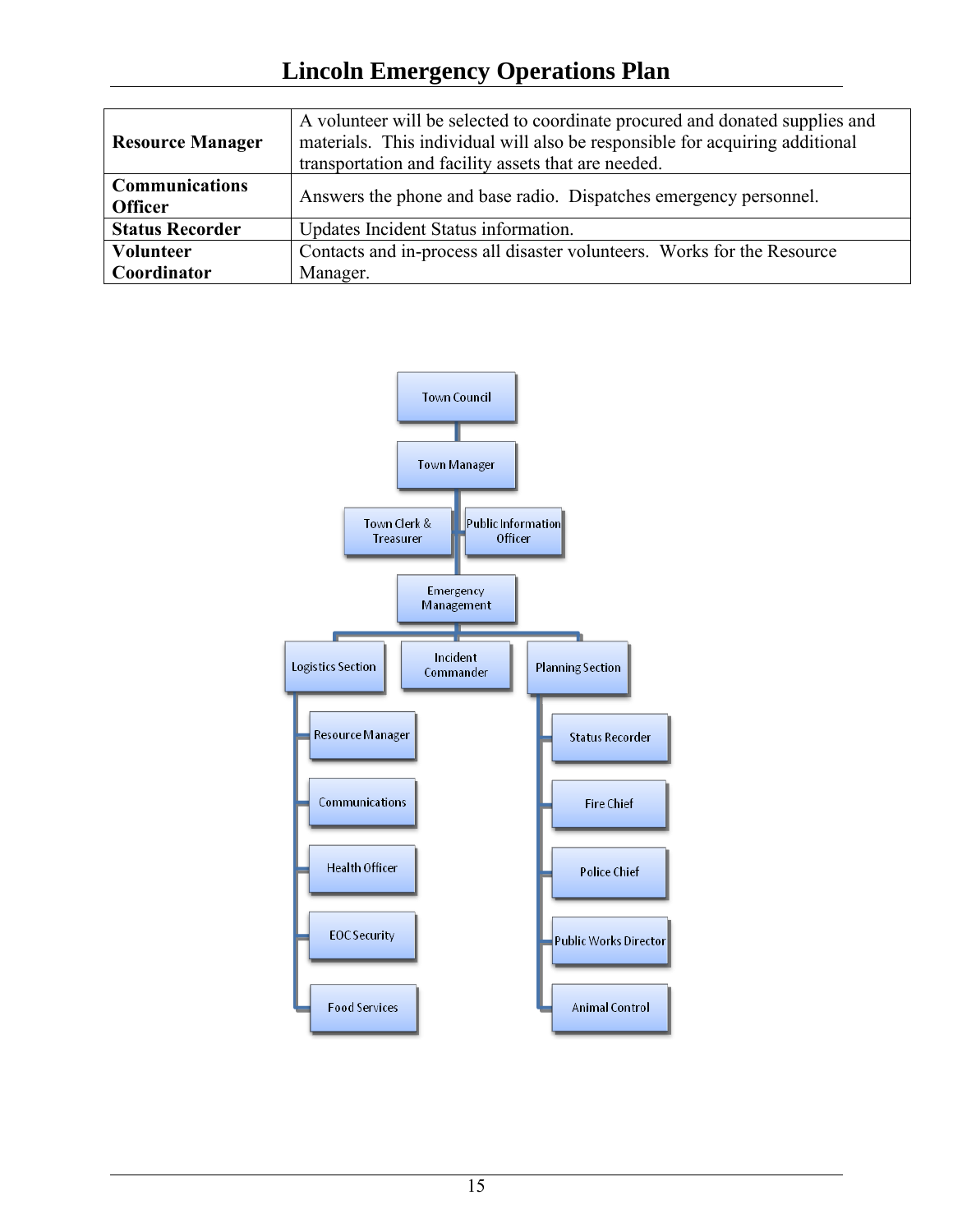| Resource Manager | A volunteer will be selected to coordinate procured and donated supplies and materials. This individual will also be responsible for acquiring additional transportation and facility assets that are needed. |
|---|---|
| **Communications Officer** | Answers the phone and base radio. Dispatches emergency personnel. |
| **Status Recorder** | Updates Incident Status information. |
| **Volunteer Coordinator** | Contacts and in-process all disaster volunteers. Works for the Resource Manager. |

- Town Council
  - Town Manager
    - Town Clerk & Treasurer
    - Public Information Officer
    - Emergency Management
      - Logistics Section
        - Resource Manager
        - Communications
        - Health Officer
        - EOC Security
        - Food Services
      - Incident Commander
      - Planning Section
        - Status Recorder
        - Fire Chief
        - Police Chief
        - Public Works Director
        - Animal Control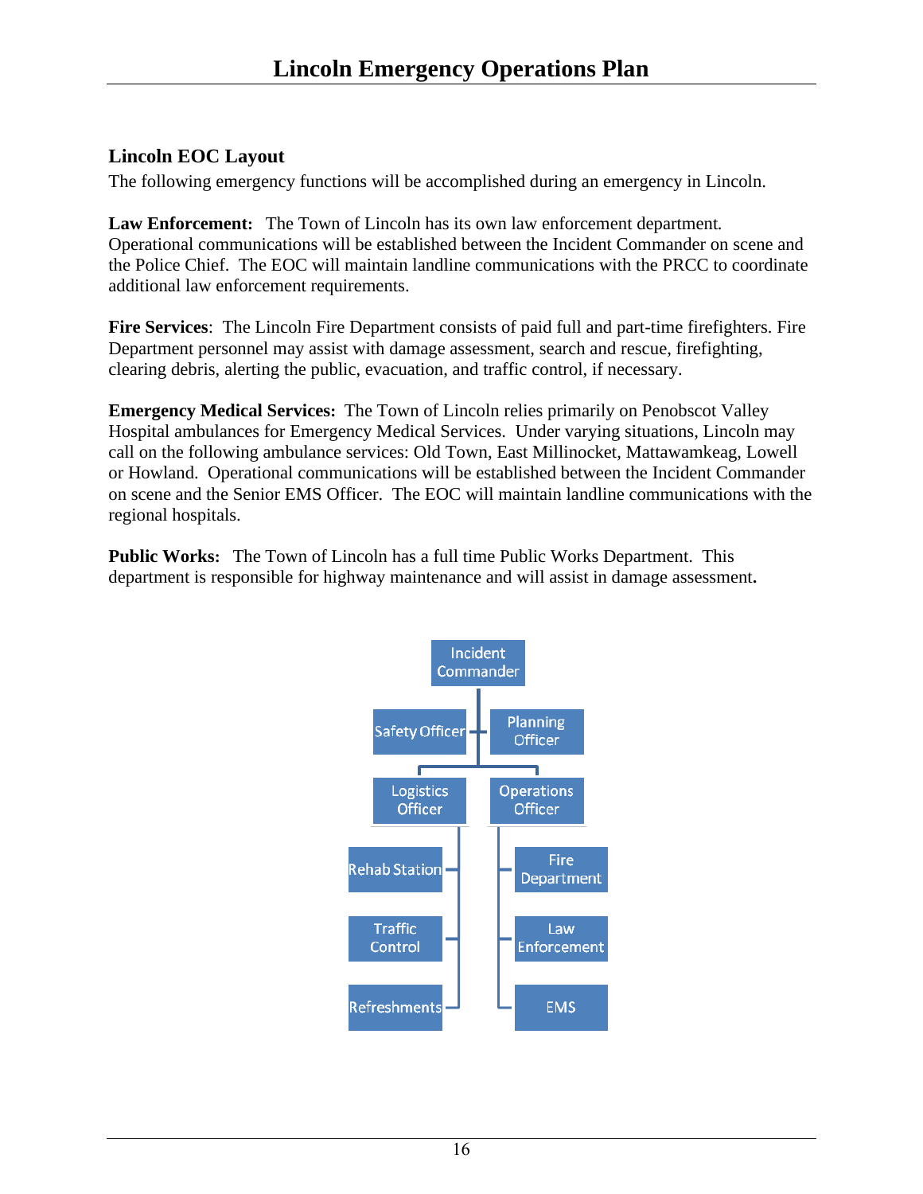## Lincoln EOC Layout

The following emergency functions will be accomplished during an emergency in Lincoln.

**Law Enforcement:** The Town of Lincoln has its own law enforcement department. Operational communications will be established between the Incident Commander on scene and the Police Chief. The EOC will maintain landline communications with the PRCC to coordinate additional law enforcement requirements.

**Fire Services**: The Lincoln Fire Department consists of paid full and part-time firefighters. Fire Department personnel may assist with damage assessment, search and rescue, firefighting, clearing debris, alerting the public, evacuation, and traffic control, if necessary.

**Emergency Medical Services:** The Town of Lincoln relies primarily on Penobscot Valley Hospital ambulances for Emergency Medical Services. Under varying situations, Lincoln may call on the following ambulance services: Old Town, East Millinocket, Mattawamkeag, Lowell or Howland. Operational communications will be established between the Incident Commander on scene and the Senior EMS Officer. The EOC will maintain landline communications with the regional hospitals.

**Public Works:** The Town of Lincoln has a full time Public Works Department. This department is responsible for highway maintenance and will assist in damage assessment.

- Incident Commander
  - Safety Officer
  - Planning Officer
  - Logistics Officer
    - Rehab Station
    - Traffic Control
    - Refreshments
  - Operations Officer
    - Fire Department
    - Law Enforcement
    - EMS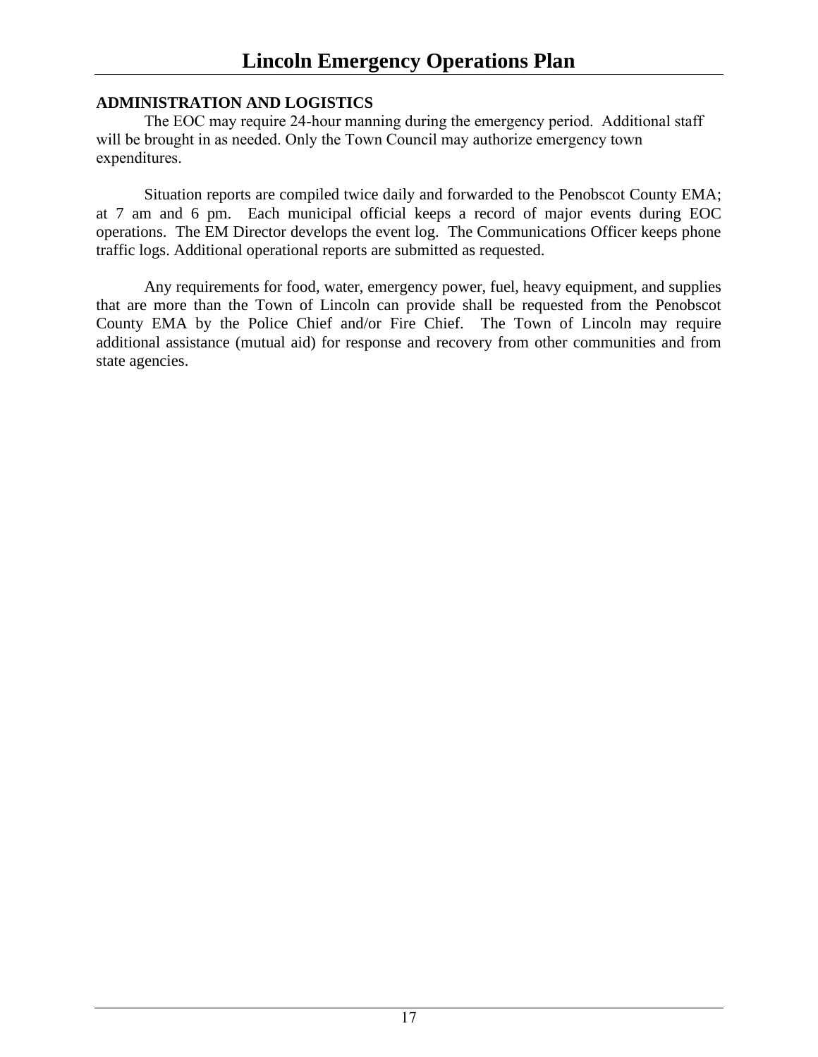**ADMINISTRATION AND LOGISTICS**

The EOC may require 24-hour manning during the emergency period. Additional staff will be brought in as needed. Only the Town Council may authorize emergency town expenditures.

Situation reports are compiled twice daily and forwarded to the Penobscot County EMA; at 7 am and 6 pm. Each municipal official keeps a record of major events during EOC operations. The EM Director develops the event log. The Communications Officer keeps phone traffic logs. Additional operational reports are submitted as requested.

Any requirements for food, water, emergency power, fuel, heavy equipment, and supplies that are more than the Town of Lincoln can provide shall be requested from the Penobscot County EMA by the Police Chief and/or Fire Chief. The Town of Lincoln may require additional assistance (mutual aid) for response and recovery from other communities and from state agencies.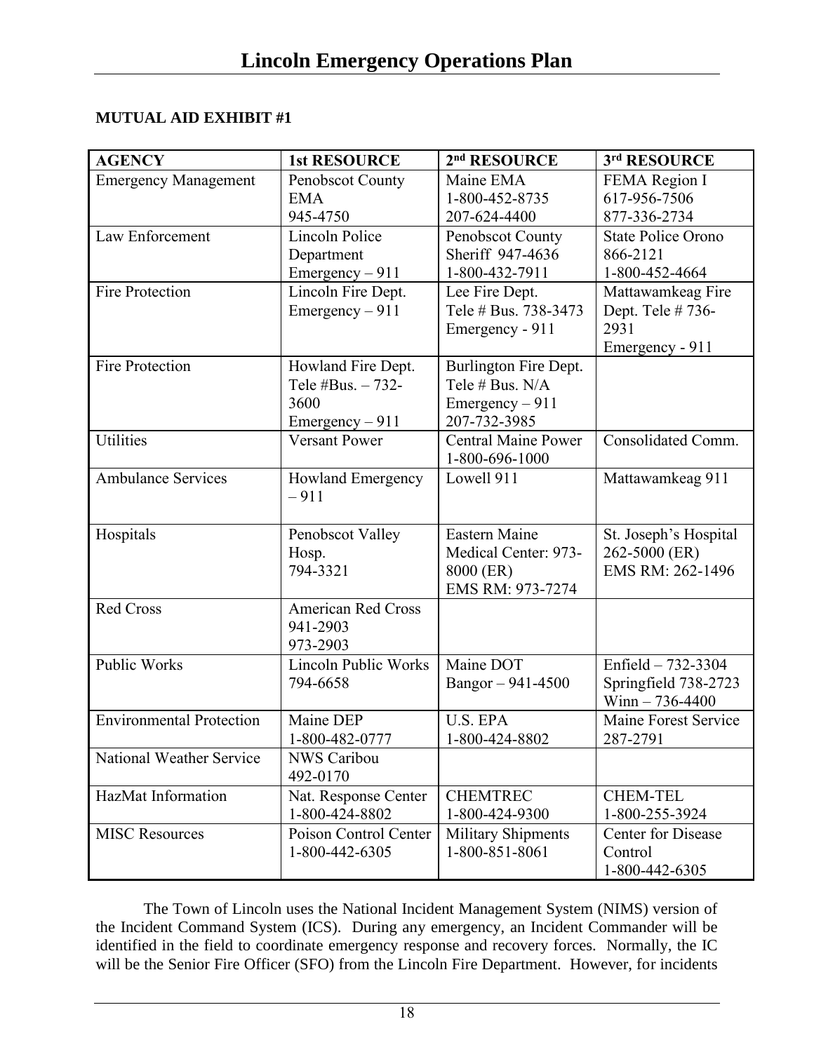**MUTUAL AID EXHIBIT #1**

| AGENCY | 1st RESOURCE | 2nd RESOURCE | 3rd RESOURCE |
|---|---|---|---|
| Emergency Management | Penobscot County EMA 945-4750 | Maine EMA 1-800-452-8735 207-624-4400 | FEMA Region I 617-956-7506 877-336-2734 |
| Law Enforcement | Lincoln Police Department Emergency – 911 | Penobscot County Sheriff 947-4636 1-800-432-7911 | State Police Orono 866-2121 1-800-452-4664 |
| Fire Protection | Lincoln Fire Dept. Emergency – 911 | Lee Fire Dept. Tele # Bus. 738-3473 Emergency - 911 | Mattawamkeag Fire Dept. Tele # 736-2931 Emergency - 911 |
| Fire Protection | Howland Fire Dept. Tele #Bus. – 732-3600 Emergency – 911 | Burlington Fire Dept. Tele # Bus. N/A Emergency – 911 207-732-3985 | |
| Utilities | Versant Power | Central Maine Power 1-800-696-1000 | Consolidated Comm. |
| Ambulance Services | Howland Emergency – 911 | Lowell 911 | Mattawamkeag 911 |
| Hospitals | Penobscot Valley Hosp. 794-3321 | Eastern Maine Medical Center: 973-8000 (ER) EMS RM: 973-7274 | St. Joseph's Hospital 262-5000 (ER) EMS RM: 262-1496 |
| Red Cross | American Red Cross 941-2903 973-2903 | | |
| Public Works | Lincoln Public Works 794-6658 | Maine DOT Bangor – 941-4500 | Enfield – 732-3304 Springfield 738-2723 Winn – 736-4400 |
| Environmental Protection | Maine DEP 1-800-482-0777 | U.S. EPA 1-800-424-8802 | Maine Forest Service 287-2791 |
| National Weather Service | NWS Caribou 492-0170 | | |
| HazMat Information | Nat. Response Center 1-800-424-8802 | CHEMTREC 1-800-424-9300 | CHEM-TEL 1-800-255-3924 |
| MISC Resources | Poison Control Center 1-800-442-6305 | Military Shipments 1-800-851-8061 | Center for Disease Control 1-800-442-6305 |

The Town of Lincoln uses the National Incident Management System (NIMS) version of the Incident Command System (ICS). During any emergency, an Incident Commander will be identified in the field to coordinate emergency response and recovery forces. Normally, the IC will be the Senior Fire Officer (SFO) from the Lincoln Fire Department. However, for incidents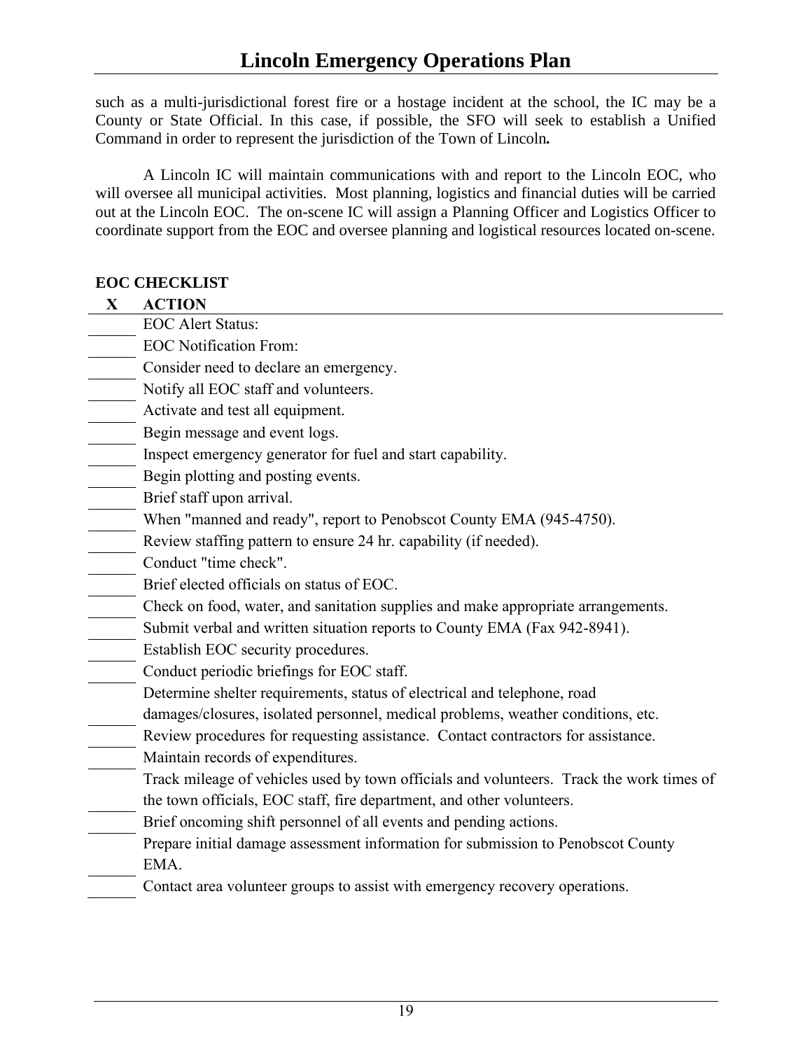such as a multi-jurisdictional forest fire or a hostage incident at the school, the IC may be a County or State Official. In this case, if possible, the SFO will seek to establish a Unified Command in order to represent the jurisdiction of the Town of Lincoln**.**

A Lincoln IC will maintain communications with and report to the Lincoln EOC, who will oversee all municipal activities. Most planning, logistics and financial duties will be carried out at the Lincoln EOC. The on-scene IC will assign a Planning Officer and Logistics Officer to coordinate support from the EOC and oversee planning and logistical resources located on-scene.

**EOC CHECKLIST**

| X | ACTION |
|---|---|
| | EOC Alert Status: |
| | EOC Notification From: |
| | Consider need to declare an emergency. |
| | Notify all EOC staff and volunteers. |
| | Activate and test all equipment. |
| | Begin message and event logs. |
| | Inspect emergency generator for fuel and start capability. |
| | Begin plotting and posting events. |
| | Brief staff upon arrival. |
| | When "manned and ready", report to Penobscot County EMA (945-4750). |
| | Review staffing pattern to ensure 24 hr. capability (if needed). |
| | Conduct "time check". |
| | Brief elected officials on status of EOC. |
| | Check on food, water, and sanitation supplies and make appropriate arrangements. |
| | Submit verbal and written situation reports to County EMA (Fax 942-8941). |
| | Establish EOC security procedures. |
| | Conduct periodic briefings for EOC staff. |
| | Determine shelter requirements, status of electrical and telephone, road damages/closures, isolated personnel, medical problems, weather conditions, etc. |
| | Review procedures for requesting assistance. Contact contractors for assistance. |
| | Maintain records of expenditures. |
| | Track mileage of vehicles used by town officials and volunteers. Track the work times of the town officials, EOC staff, fire department, and other volunteers. |
| | Brief oncoming shift personnel of all events and pending actions. |
| | Prepare initial damage assessment information for submission to Penobscot County EMA. |
| | Contact area volunteer groups to assist with emergency recovery operations. |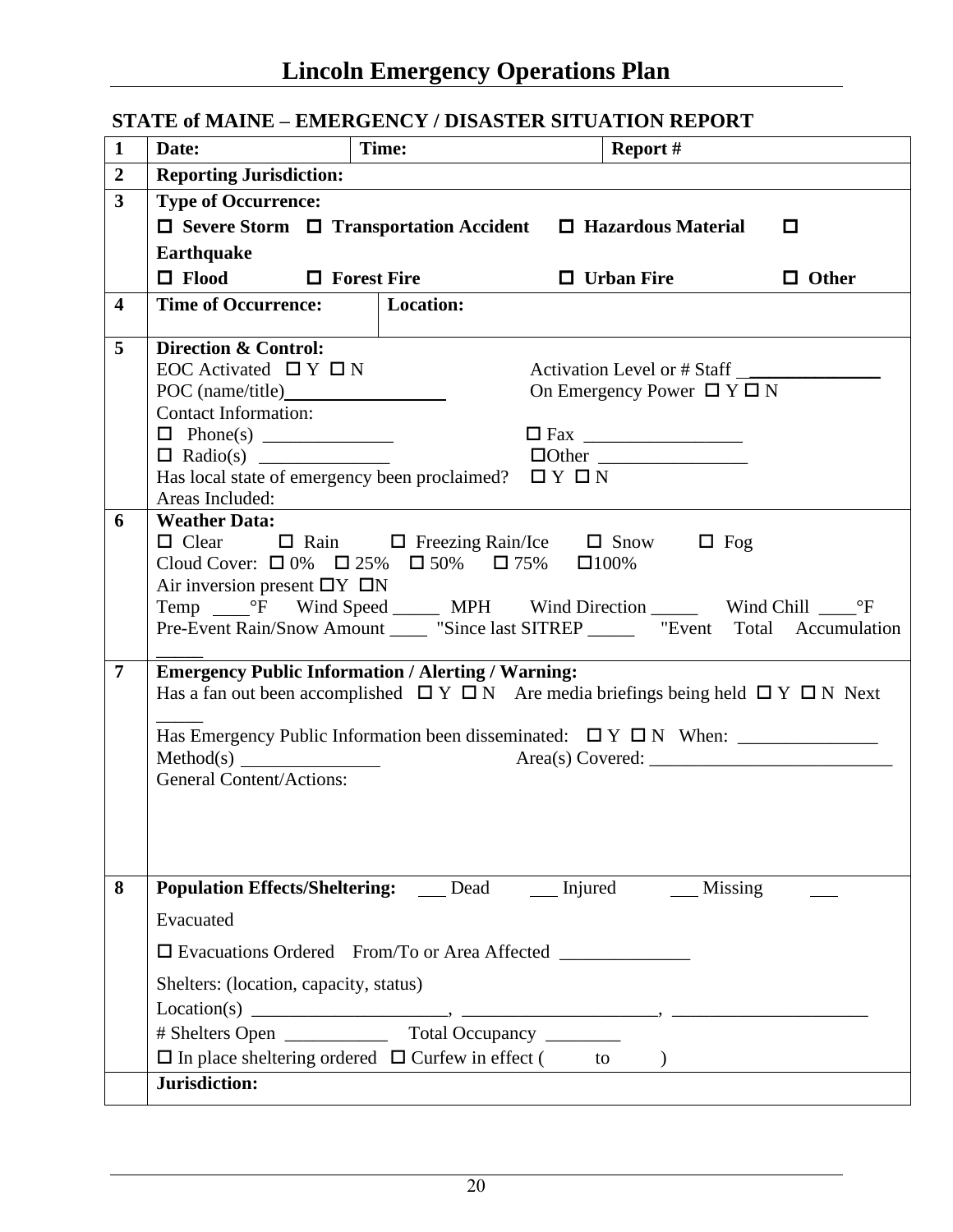## STATE of MAINE – EMERGENCY / DISASTER SITUATION REPORT

| | | | |
|---|---|---|---|
| **1** | **Date:** | **Time:** | **Report #** |
| **2** | **Reporting Jurisdiction:** | | |
| **3** | **Type of Occurrence:**<br>☐ **Severe Storm** ☐ **Transportation Accident** ☐ **Hazardous Material** ☐ **Earthquake**<br>☐ **Flood** ☐ **Forest Fire** ☐ **Urban Fire** ☐ **Other** | | |
| **4** | **Time of Occurrence:** | **Location:** | |
| **5** | **Direction & Control:**<br>EOC Activated ☐ Y ☐ N Activation Level or # Staff ______________<br>POC (name/title)________________ On Emergency Power ☐ Y ☐ N<br>Contact Information:<br>☐ Phone(s) ______________ ☐ Fax _________________<br>☐ Radio(s) ______________ ☐Other ________________<br>Has local state of emergency been proclaimed? ☐ Y ☐ N<br>Areas Included: | | |
| **6** | **Weather Data:**<br>☐ Clear ☐ Rain ☐ Freezing Rain/Ice ☐ Snow ☐ Fog<br>Cloud Cover: ☐ 0% ☐ 25% ☐ 50% ☐ 75% ☐100%<br>Air inversion present ☐Y ☐N<br>Temp ____°F Wind Speed _____ MPH Wind Direction _____ Wind Chill ____°F<br>Pre-Event Rain/Snow Amount ____ "Since last SITREP _____ "Event Total Accumulation _____ | | |
| **7** | **Emergency Public Information / Alerting / Warning:**<br>Has a fan out been accomplished ☐ Y ☐ N Are media briefings being held ☐ Y ☐ N Next _____<br>Has Emergency Public Information been disseminated: ☐ Y ☐ N When: _______________<br>Method(s) _______________ Area(s) Covered: __________________________<br>General Content/Actions: | | |
| **8** | **Population Effects/Sheltering:** ___ Dead ___ Injured ___ Missing ___ Evacuated<br>☐ Evacuations Ordered From/To or Area Affected ______________<br>Shelters: (location, capacity, status)<br>Location(s) _____________________, _____________________, _____________________<br># Shelters Open ___________ Total Occupancy ________<br>☐ In place sheltering ordered ☐ Curfew in effect ( to ) | | |
| | **Jurisdiction:** | | |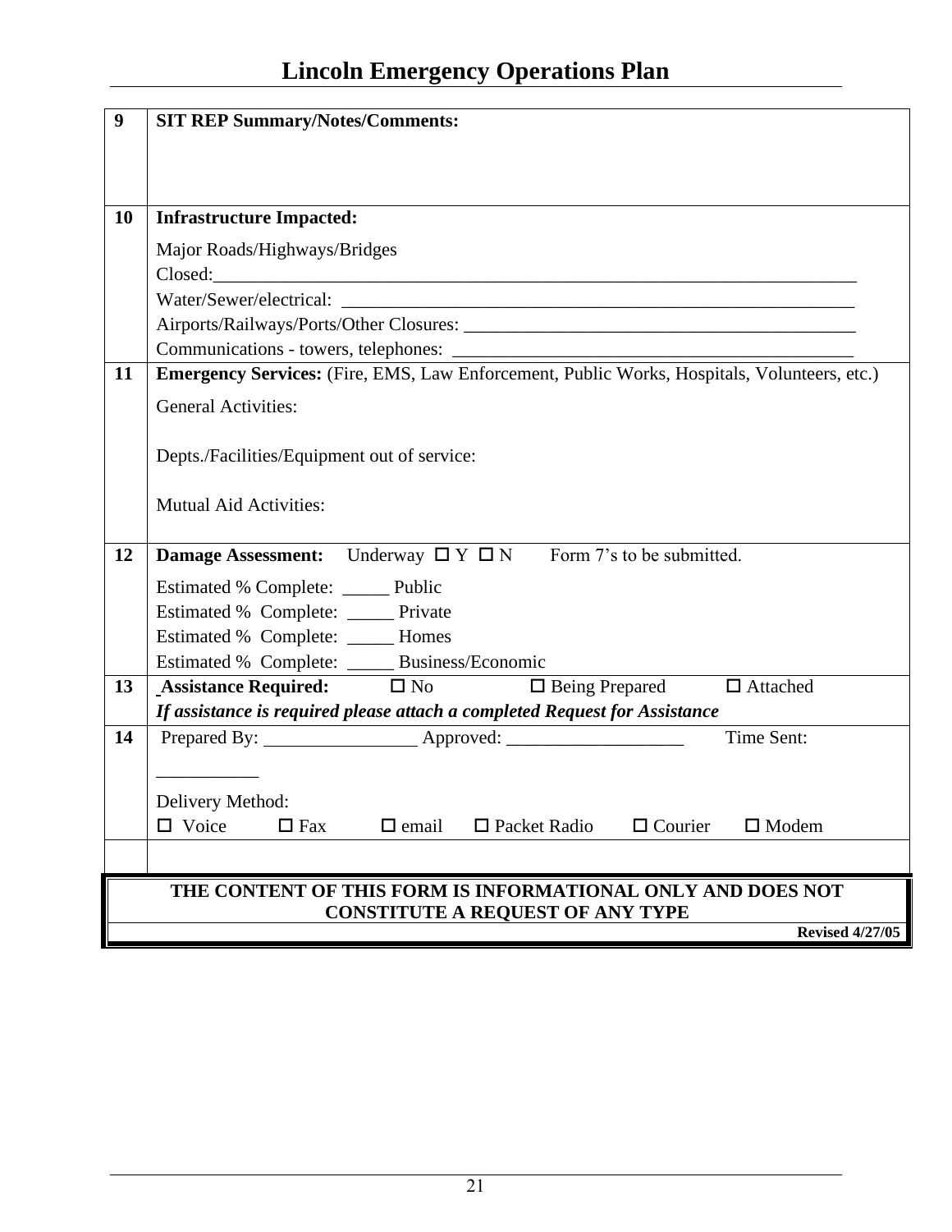| | |
|---|---|
| **9** | **SIT REP Summary/Notes/Comments:** |
| **10** | **Infrastructure Impacted:**<br><br>Major Roads/Highways/Bridges<br>Closed:___________________________________________________________________________<br>Water/Sewer/electrical: ___________________________________________________________<br>Airports/Railways/Ports/Other Closures: ___________________________________________<br>Communications - towers, telephones: ____________________________________________ |
| **11** | **Emergency Services:** (Fire, EMS, Law Enforcement, Public Works, Hospitals, Volunteers, etc.)<br><br>General Activities:<br><br>Depts./Facilities/Equipment out of service:<br><br>Mutual Aid Activities: |
| **12** | **Damage Assessment:** Underway ☐ Y ☐ N Form 7's to be submitted.<br><br>Estimated % Complete: _____ Public<br>Estimated % Complete: _____ Private<br>Estimated % Complete: _____ Homes<br>Estimated % Complete: _____ Business/Economic |
| **13** | **Assistance Required:** ☐ No ☐ Being Prepared ☐ Attached<br>***If assistance is required please attach a completed Request for Assistance*** |
| **14** | Prepared By: ________________ Approved: ___________________ Time Sent: ___________<br><br>Delivery Method:<br>☐ Voice ☐ Fax ☐ email ☐ Packet Radio ☐ Courier ☐ Modem |
| | |

**THE CONTENT OF THIS FORM IS INFORMATIONAL ONLY AND DOES NOT CONSTITUTE A REQUEST OF ANY TYPE**

**Revised 4/27/05**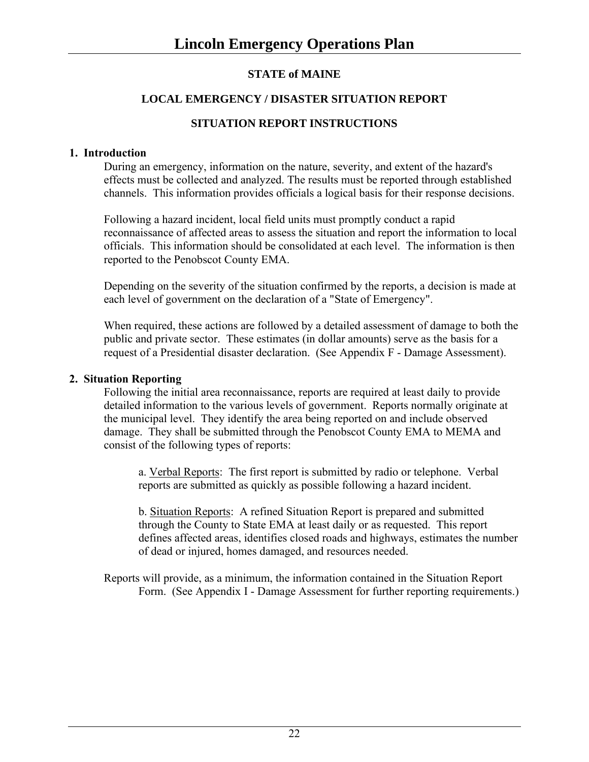**STATE of MAINE**

**LOCAL EMERGENCY / DISASTER SITUATION REPORT**

**SITUATION REPORT INSTRUCTIONS**

**1. Introduction**

During an emergency, information on the nature, severity, and extent of the hazard's effects must be collected and analyzed. The results must be reported through established channels. This information provides officials a logical basis for their response decisions.

Following a hazard incident, local field units must promptly conduct a rapid reconnaissance of affected areas to assess the situation and report the information to local officials. This information should be consolidated at each level. The information is then reported to the Penobscot County EMA.

Depending on the severity of the situation confirmed by the reports, a decision is made at each level of government on the declaration of a "State of Emergency".

When required, these actions are followed by a detailed assessment of damage to both the public and private sector. These estimates (in dollar amounts) serve as the basis for a request of a Presidential disaster declaration. (See Appendix F - Damage Assessment).

**2. Situation Reporting**

Following the initial area reconnaissance, reports are required at least daily to provide detailed information to the various levels of government. Reports normally originate at the municipal level. They identify the area being reported on and include observed damage. They shall be submitted through the Penobscot County EMA to MEMA and consist of the following types of reports:

a. <u>Verbal Reports</u>: The first report is submitted by radio or telephone. Verbal reports are submitted as quickly as possible following a hazard incident.

b. <u>Situation Reports</u>: A refined Situation Report is prepared and submitted through the County to State EMA at least daily or as requested. This report defines affected areas, identifies closed roads and highways, estimates the number of dead or injured, homes damaged, and resources needed.

Reports will provide, as a minimum, the information contained in the Situation Report Form. (See Appendix I - Damage Assessment for further reporting requirements.)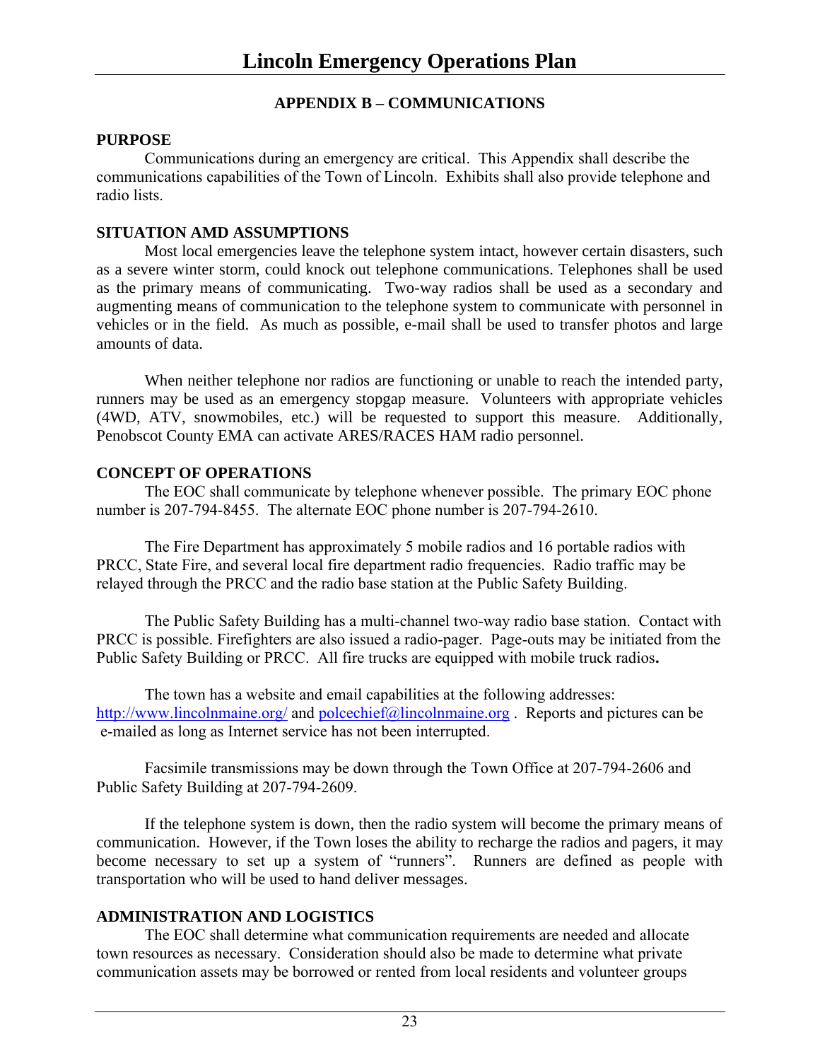## APPENDIX B – COMMUNICATIONS

**PURPOSE**

Communications during an emergency are critical. This Appendix shall describe the communications capabilities of the Town of Lincoln. Exhibits shall also provide telephone and radio lists.

**SITUATION AMD ASSUMPTIONS**

Most local emergencies leave the telephone system intact, however certain disasters, such as a severe winter storm, could knock out telephone communications. Telephones shall be used as the primary means of communicating. Two-way radios shall be used as a secondary and augmenting means of communication to the telephone system to communicate with personnel in vehicles or in the field. As much as possible, e-mail shall be used to transfer photos and large amounts of data.

When neither telephone nor radios are functioning or unable to reach the intended party, runners may be used as an emergency stopgap measure. Volunteers with appropriate vehicles (4WD, ATV, snowmobiles, etc.) will be requested to support this measure. Additionally, Penobscot County EMA can activate ARES/RACES HAM radio personnel.

**CONCEPT OF OPERATIONS**

The EOC shall communicate by telephone whenever possible. The primary EOC phone number is 207-794-8455. The alternate EOC phone number is 207-794-2610.

The Fire Department has approximately 5 mobile radios and 16 portable radios with PRCC, State Fire, and several local fire department radio frequencies. Radio traffic may be relayed through the PRCC and the radio base station at the Public Safety Building.

The Public Safety Building has a multi-channel two-way radio base station. Contact with PRCC is possible. Firefighters are also issued a radio-pager. Page-outs may be initiated from the Public Safety Building or PRCC. All fire trucks are equipped with mobile truck radios**.**

The town has a website and email capabilities at the following addresses: http://www.lincolnmaine.org/ and polcechief@lincolnmaine.org . Reports and pictures can be e-mailed as long as Internet service has not been interrupted.

Facsimile transmissions may be down through the Town Office at 207-794-2606 and Public Safety Building at 207-794-2609.

If the telephone system is down, then the radio system will become the primary means of communication. However, if the Town loses the ability to recharge the radios and pagers, it may become necessary to set up a system of "runners". Runners are defined as people with transportation who will be used to hand deliver messages.

**ADMINISTRATION AND LOGISTICS**

The EOC shall determine what communication requirements are needed and allocate town resources as necessary. Consideration should also be made to determine what private communication assets may be borrowed or rented from local residents and volunteer groups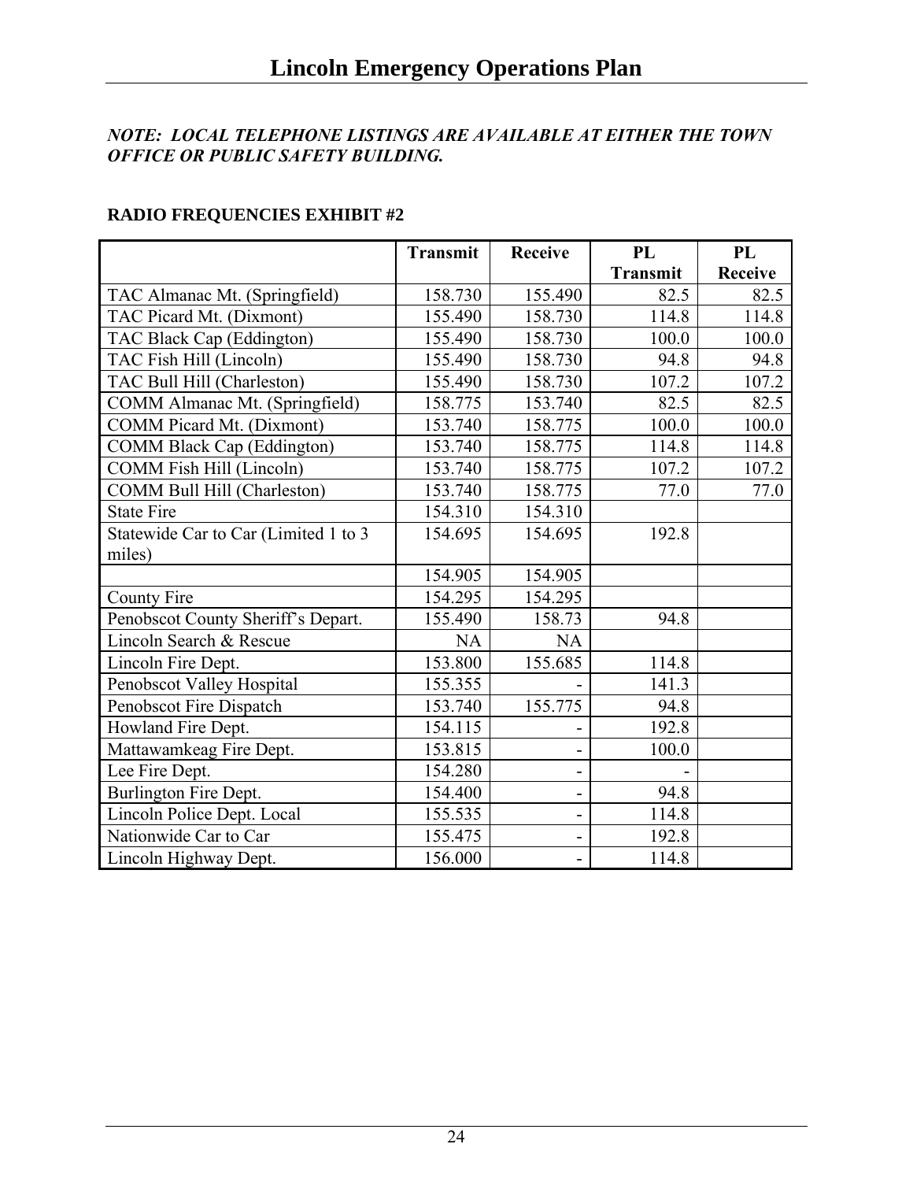*NOTE: LOCAL TELEPHONE LISTINGS ARE AVAILABLE AT EITHER THE TOWN OFFICE OR PUBLIC SAFETY BUILDING.*

**RADIO FREQUENCIES EXHIBIT #2**

| | Transmit | Receive | PL Transmit | PL Receive |
|---|---|---|---|---|
| TAC Almanac Mt. (Springfield) | 158.730 | 155.490 | 82.5 | 82.5 |
| TAC Picard Mt. (Dixmont) | 155.490 | 158.730 | 114.8 | 114.8 |
| TAC Black Cap (Eddington) | 155.490 | 158.730 | 100.0 | 100.0 |
| TAC Fish Hill (Lincoln) | 155.490 | 158.730 | 94.8 | 94.8 |
| TAC Bull Hill (Charleston) | 155.490 | 158.730 | 107.2 | 107.2 |
| COMM Almanac Mt. (Springfield) | 158.775 | 153.740 | 82.5 | 82.5 |
| COMM Picard Mt. (Dixmont) | 153.740 | 158.775 | 100.0 | 100.0 |
| COMM Black Cap (Eddington) | 153.740 | 158.775 | 114.8 | 114.8 |
| COMM Fish Hill (Lincoln) | 153.740 | 158.775 | 107.2 | 107.2 |
| COMM Bull Hill (Charleston) | 153.740 | 158.775 | 77.0 | 77.0 |
| State Fire | 154.310 | 154.310 | | |
| Statewide Car to Car (Limited 1 to 3 miles) | 154.695 | 154.695 | 192.8 | |
| | 154.905 | 154.905 | | |
| County Fire | 154.295 | 154.295 | | |
| Penobscot County Sheriff's Depart. | 155.490 | 158.73 | 94.8 | |
| Lincoln Search & Rescue | NA | NA | | |
| Lincoln Fire Dept. | 153.800 | 155.685 | 114.8 | |
| Penobscot Valley Hospital | 155.355 | - | 141.3 | |
| Penobscot Fire Dispatch | 153.740 | 155.775 | 94.8 | |
| Howland Fire Dept. | 154.115 | - | 192.8 | |
| Mattawamkeag Fire Dept. | 153.815 | - | 100.0 | |
| Lee Fire Dept. | 154.280 | - | - | |
| Burlington Fire Dept. | 154.400 | - | 94.8 | |
| Lincoln Police Dept. Local | 155.535 | - | 114.8 | |
| Nationwide Car to Car | 155.475 | - | 192.8 | |
| Lincoln Highway Dept. | 156.000 | - | 114.8 | |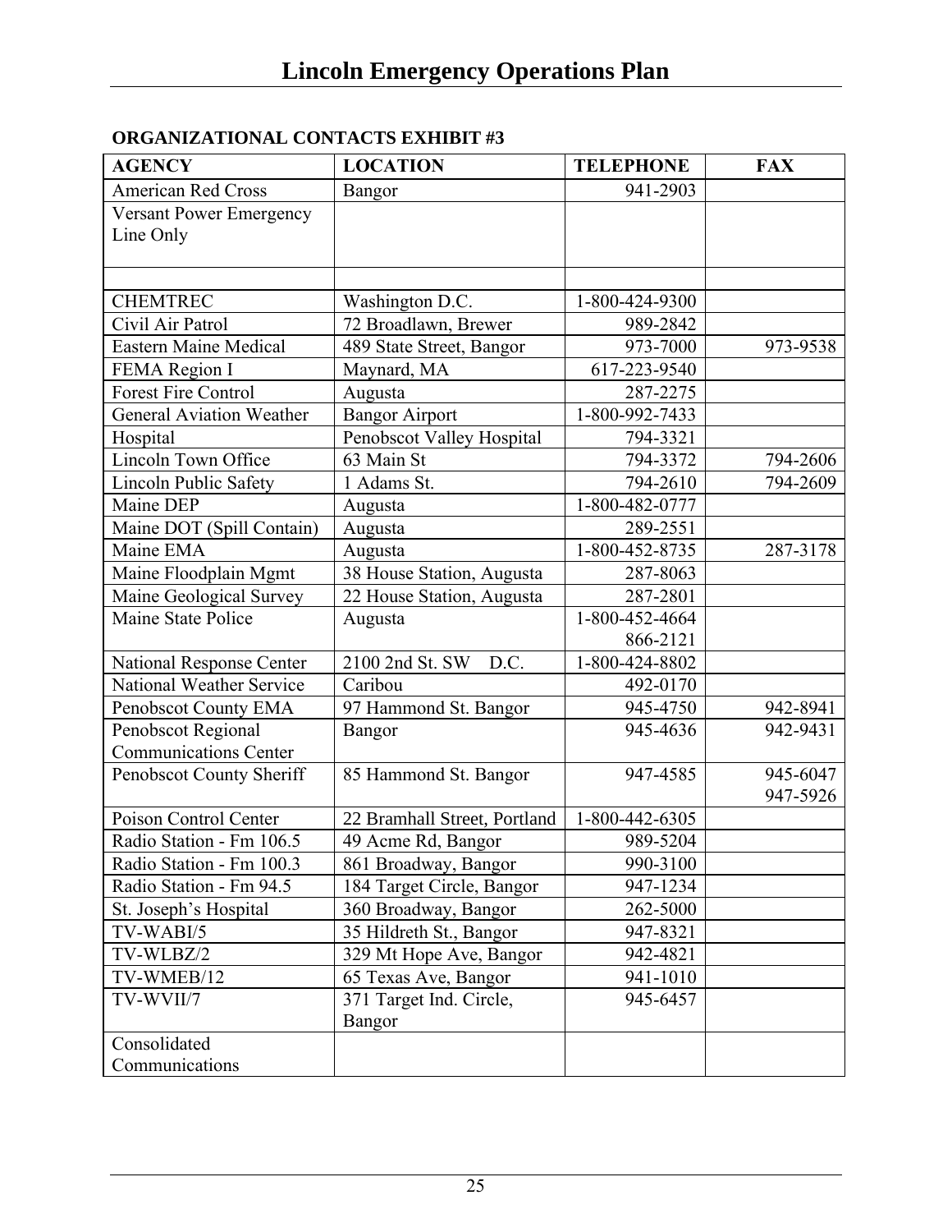# Lincoln Emergency Operations Plan

**ORGANIZATIONAL CONTACTS EXHIBIT #3**

| AGENCY | LOCATION | TELEPHONE | FAX |
|---|---|---|---|
| American Red Cross | Bangor | 941-2903 | |
| Versant Power Emergency Line Only | | | |
| | | | |
| CHEMTREC | Washington D.C. | 1-800-424-9300 | |
| Civil Air Patrol | 72 Broadlawn, Brewer | 989-2842 | |
| Eastern Maine Medical | 489 State Street, Bangor | 973-7000 | 973-9538 |
| FEMA Region I | Maynard, MA | 617-223-9540 | |
| Forest Fire Control | Augusta | 287-2275 | |
| General Aviation Weather | Bangor Airport | 1-800-992-7433 | |
| Hospital | Penobscot Valley Hospital | 794-3321 | |
| Lincoln Town Office | 63 Main St | 794-3372 | 794-2606 |
| Lincoln Public Safety | 1 Adams St. | 794-2610 | 794-2609 |
| Maine DEP | Augusta | 1-800-482-0777 | |
| Maine DOT (Spill Contain) | Augusta | 289-2551 | |
| Maine EMA | Augusta | 1-800-452-8735 | 287-3178 |
| Maine Floodplain Mgmt | 38 House Station, Augusta | 287-8063 | |
| Maine Geological Survey | 22 House Station, Augusta | 287-2801 | |
| Maine State Police | Augusta | 1-800-452-4664<br>866-2121 | |
| National Response Center | 2100 2nd St. SW D.C. | 1-800-424-8802 | |
| National Weather Service | Caribou | 492-0170 | |
| Penobscot County EMA | 97 Hammond St. Bangor | 945-4750 | 942-8941 |
| Penobscot Regional Communications Center | Bangor | 945-4636 | 942-9431 |
| Penobscot County Sheriff | 85 Hammond St. Bangor | 947-4585 | 945-6047<br>947-5926 |
| Poison Control Center | 22 Bramhall Street, Portland | 1-800-442-6305 | |
| Radio Station - Fm 106.5 | 49 Acme Rd, Bangor | 989-5204 | |
| Radio Station - Fm 100.3 | 861 Broadway, Bangor | 990-3100 | |
| Radio Station - Fm 94.5 | 184 Target Circle, Bangor | 947-1234 | |
| St. Joseph's Hospital | 360 Broadway, Bangor | 262-5000 | |
| TV-WABI/5 | 35 Hildreth St., Bangor | 947-8321 | |
| TV-WLBZ/2 | 329 Mt Hope Ave, Bangor | 942-4821 | |
| TV-WMEB/12 | 65 Texas Ave, Bangor | 941-1010 | |
| TV-WVII/7 | 371 Target Ind. Circle, Bangor | 945-6457 | |
| Consolidated Communications | | | |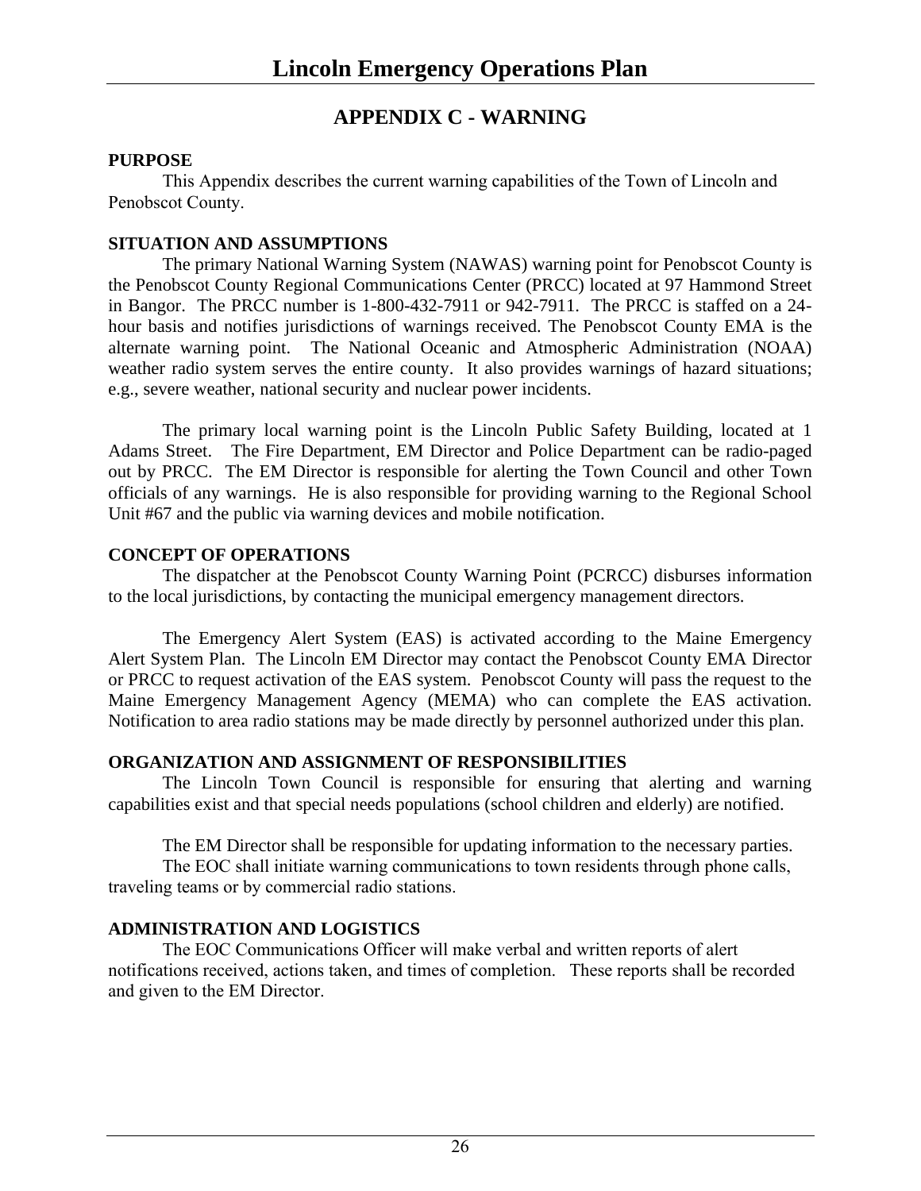## APPENDIX C - WARNING

**PURPOSE**

This Appendix describes the current warning capabilities of the Town of Lincoln and Penobscot County.

**SITUATION AND ASSUMPTIONS**

The primary National Warning System (NAWAS) warning point for Penobscot County is the Penobscot County Regional Communications Center (PRCC) located at 97 Hammond Street in Bangor. The PRCC number is 1-800-432-7911 or 942-7911. The PRCC is staffed on a 24-hour basis and notifies jurisdictions of warnings received. The Penobscot County EMA is the alternate warning point. The National Oceanic and Atmospheric Administration (NOAA) weather radio system serves the entire county. It also provides warnings of hazard situations; e.g., severe weather, national security and nuclear power incidents.

The primary local warning point is the Lincoln Public Safety Building, located at 1 Adams Street. The Fire Department, EM Director and Police Department can be radio-paged out by PRCC. The EM Director is responsible for alerting the Town Council and other Town officials of any warnings. He is also responsible for providing warning to the Regional School Unit #67 and the public via warning devices and mobile notification.

**CONCEPT OF OPERATIONS**

The dispatcher at the Penobscot County Warning Point (PCRCC) disburses information to the local jurisdictions, by contacting the municipal emergency management directors.

The Emergency Alert System (EAS) is activated according to the Maine Emergency Alert System Plan. The Lincoln EM Director may contact the Penobscot County EMA Director or PRCC to request activation of the EAS system. Penobscot County will pass the request to the Maine Emergency Management Agency (MEMA) who can complete the EAS activation. Notification to area radio stations may be made directly by personnel authorized under this plan.

**ORGANIZATION AND ASSIGNMENT OF RESPONSIBILITIES**

The Lincoln Town Council is responsible for ensuring that alerting and warning capabilities exist and that special needs populations (school children and elderly) are notified.

The EM Director shall be responsible for updating information to the necessary parties.

The EOC shall initiate warning communications to town residents through phone calls, traveling teams or by commercial radio stations.

**ADMINISTRATION AND LOGISTICS**

The EOC Communications Officer will make verbal and written reports of alert notifications received, actions taken, and times of completion. These reports shall be recorded and given to the EM Director.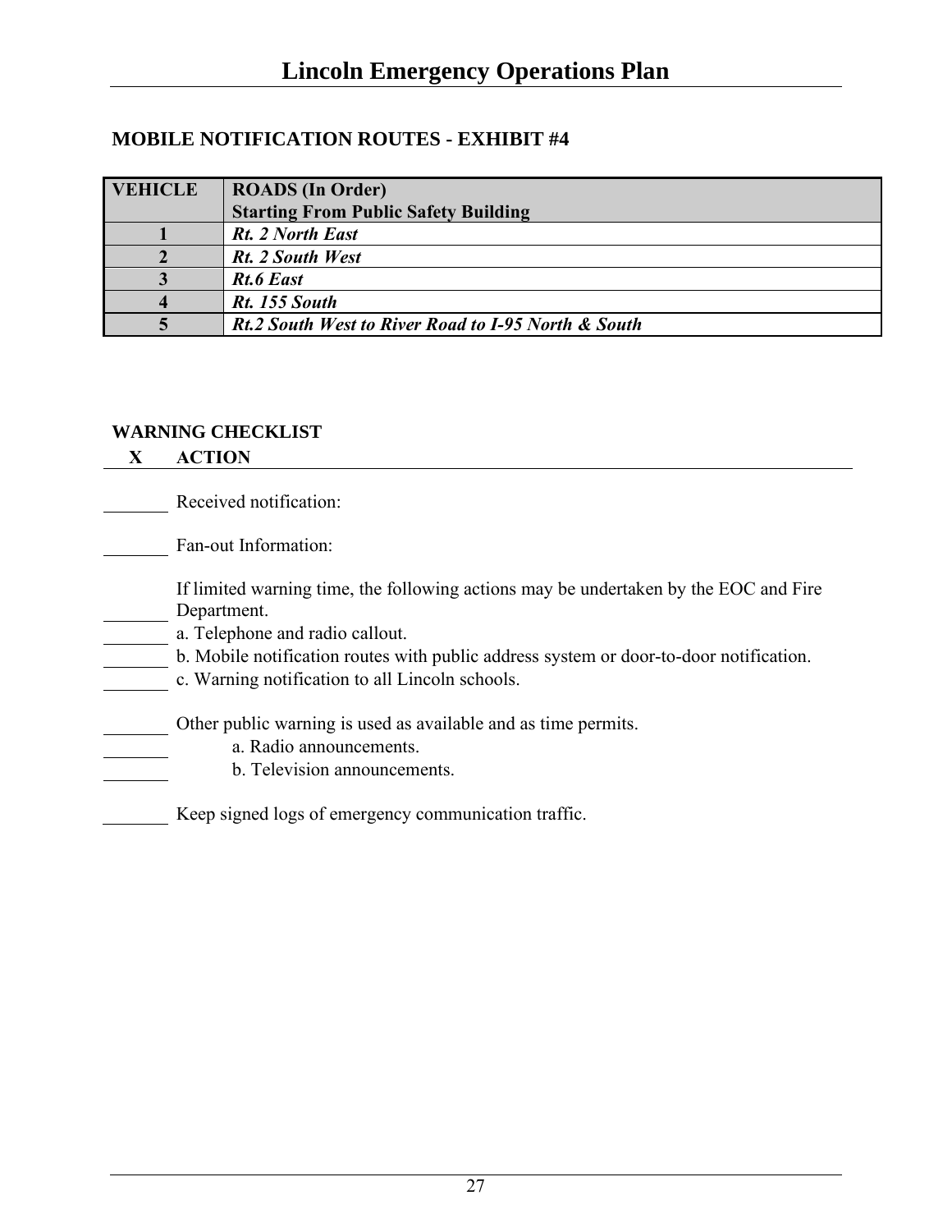## MOBILE NOTIFICATION ROUTES - EXHIBIT #4

| VEHICLE | ROADS (In Order) Starting From Public Safety Building |
|---|---|
| 1 | ***Rt. 2 North East*** |
| 2 | ***Rt. 2 South West*** |
| 3 | ***Rt.6 East*** |
| 4 | ***Rt. 155 South*** |
| 5 | ***Rt.2 South West to River Road to I-95 North & South*** |

## WARNING CHECKLIST

**X ACTION**

_______ Received notification:

_______ Fan-out Information:

_______ If limited warning time, the following actions may be undertaken by the EOC and Fire Department.

_______ a. Telephone and radio callout.

_______ b. Mobile notification routes with public address system or door-to-door notification.

_______ c. Warning notification to all Lincoln schools.

_______ Other public warning is used as available and as time permits.

_______ a. Radio announcements.

_______ b. Television announcements.

_______ Keep signed logs of emergency communication traffic.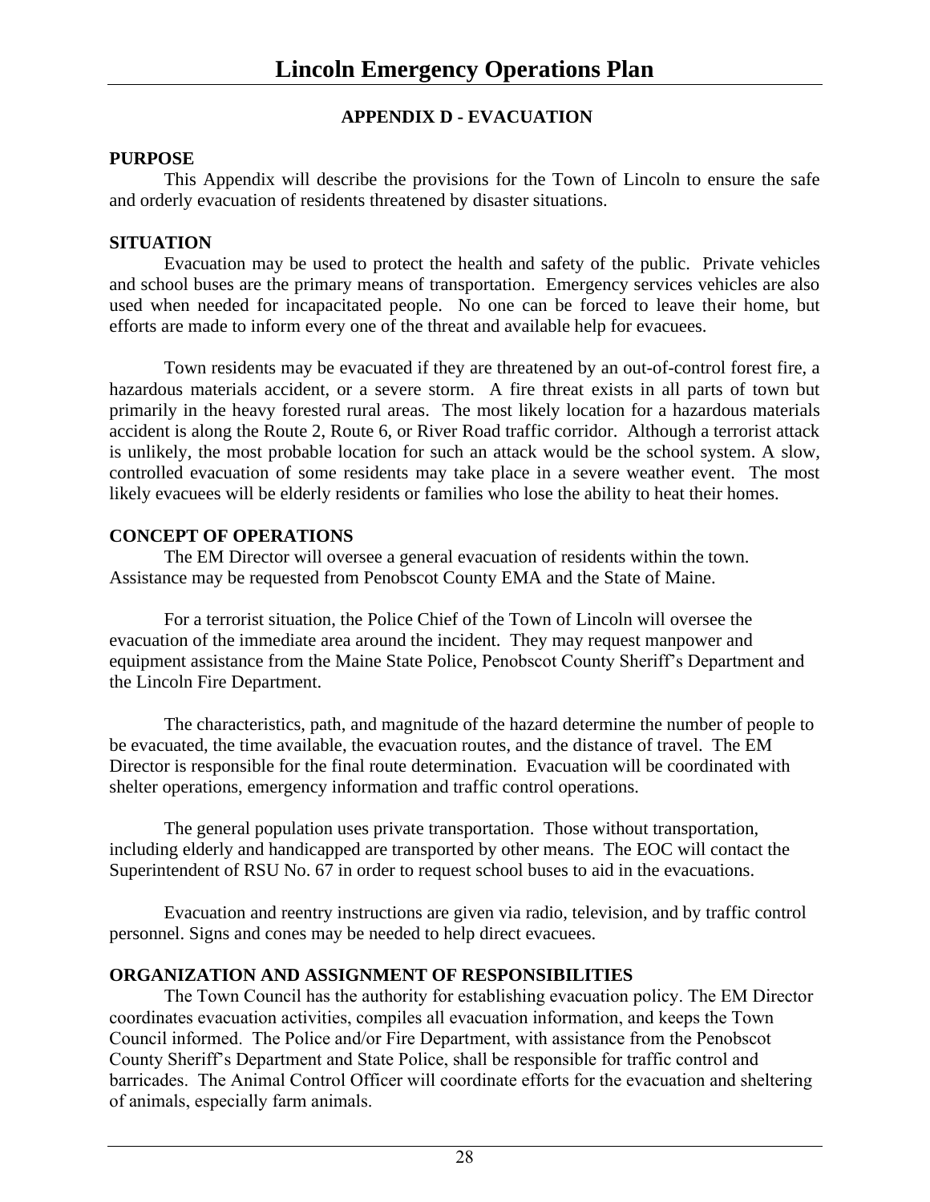## APPENDIX D - EVACUATION

**PURPOSE**

This Appendix will describe the provisions for the Town of Lincoln to ensure the safe and orderly evacuation of residents threatened by disaster situations.

**SITUATION**

Evacuation may be used to protect the health and safety of the public. Private vehicles and school buses are the primary means of transportation. Emergency services vehicles are also used when needed for incapacitated people. No one can be forced to leave their home, but efforts are made to inform every one of the threat and available help for evacuees.

Town residents may be evacuated if they are threatened by an out-of-control forest fire, a hazardous materials accident, or a severe storm. A fire threat exists in all parts of town but primarily in the heavy forested rural areas. The most likely location for a hazardous materials accident is along the Route 2, Route 6, or River Road traffic corridor. Although a terrorist attack is unlikely, the most probable location for such an attack would be the school system. A slow, controlled evacuation of some residents may take place in a severe weather event. The most likely evacuees will be elderly residents or families who lose the ability to heat their homes.

**CONCEPT OF OPERATIONS**

The EM Director will oversee a general evacuation of residents within the town. Assistance may be requested from Penobscot County EMA and the State of Maine.

For a terrorist situation, the Police Chief of the Town of Lincoln will oversee the evacuation of the immediate area around the incident. They may request manpower and equipment assistance from the Maine State Police, Penobscot County Sheriff's Department and the Lincoln Fire Department.

The characteristics, path, and magnitude of the hazard determine the number of people to be evacuated, the time available, the evacuation routes, and the distance of travel. The EM Director is responsible for the final route determination. Evacuation will be coordinated with shelter operations, emergency information and traffic control operations.

The general population uses private transportation. Those without transportation, including elderly and handicapped are transported by other means. The EOC will contact the Superintendent of RSU No. 67 in order to request school buses to aid in the evacuations.

Evacuation and reentry instructions are given via radio, television, and by traffic control personnel. Signs and cones may be needed to help direct evacuees.

**ORGANIZATION AND ASSIGNMENT OF RESPONSIBILITIES**

The Town Council has the authority for establishing evacuation policy. The EM Director coordinates evacuation activities, compiles all evacuation information, and keeps the Town Council informed. The Police and/or Fire Department, with assistance from the Penobscot County Sheriff's Department and State Police, shall be responsible for traffic control and barricades. The Animal Control Officer will coordinate efforts for the evacuation and sheltering of animals, especially farm animals.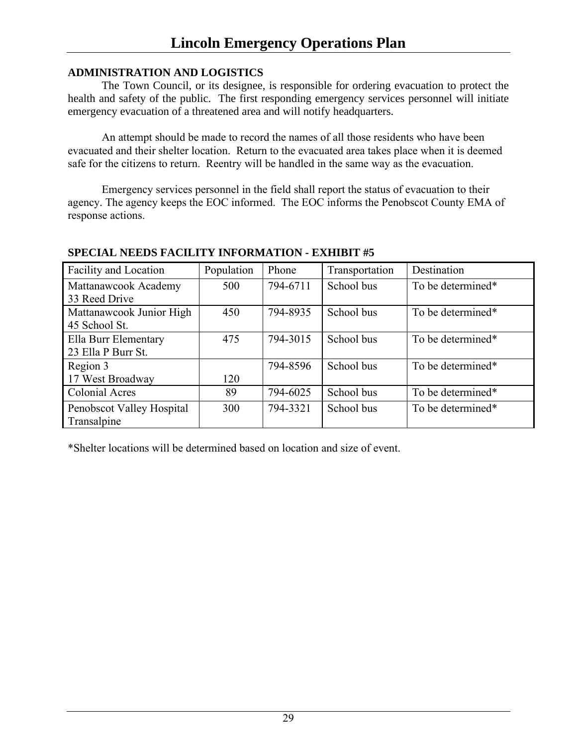## ADMINISTRATION AND LOGISTICS

The Town Council, or its designee, is responsible for ordering evacuation to protect the health and safety of the public. The first responding emergency services personnel will initiate emergency evacuation of a threatened area and will notify headquarters.

An attempt should be made to record the names of all those residents who have been evacuated and their shelter location. Return to the evacuated area takes place when it is deemed safe for the citizens to return. Reentry will be handled in the same way as the evacuation.

Emergency services personnel in the field shall report the status of evacuation to their agency. The agency keeps the EOC informed. The EOC informs the Penobscot County EMA of response actions.

## SPECIAL NEEDS FACILITY INFORMATION - EXHIBIT #5

| Facility and Location | Population | Phone | Transportation | Destination |
|---|---|---|---|---|
| Mattanawcook Academy 33 Reed Drive | 500 | 794-6711 | School bus | To be determined* |
| Mattanawcook Junior High 45 School St. | 450 | 794-8935 | School bus | To be determined* |
| Ella Burr Elementary 23 Ella P Burr St. | 475 | 794-3015 | School bus | To be determined* |
| Region 3 17 West Broadway | 120 | 794-8596 | School bus | To be determined* |
| Colonial Acres | 89 | 794-6025 | School bus | To be determined* |
| Penobscot Valley Hospital Transalpine | 300 | 794-3321 | School bus | To be determined* |

*Shelter locations will be determined based on location and size of event.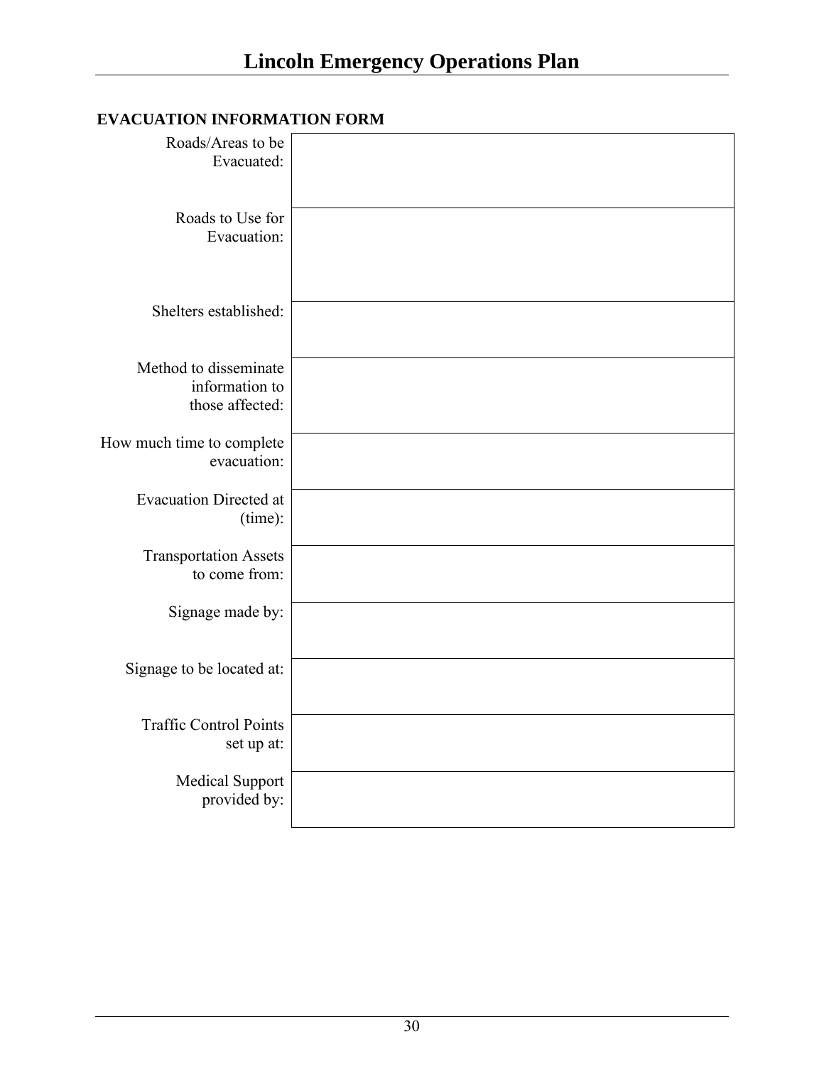**EVACUATION INFORMATION FORM**

| | |
|---|---|
| Roads/Areas to be Evacuated: | |
| Roads to Use for Evacuation: | |
| Shelters established: | |
| Method to disseminate information to those affected: | |
| How much time to complete evacuation: | |
| Evacuation Directed at (time): | |
| Transportation Assets to come from: | |
| Signage made by: | |
| Signage to be located at: | |
| Traffic Control Points set up at: | |
| Medical Support provided by: | |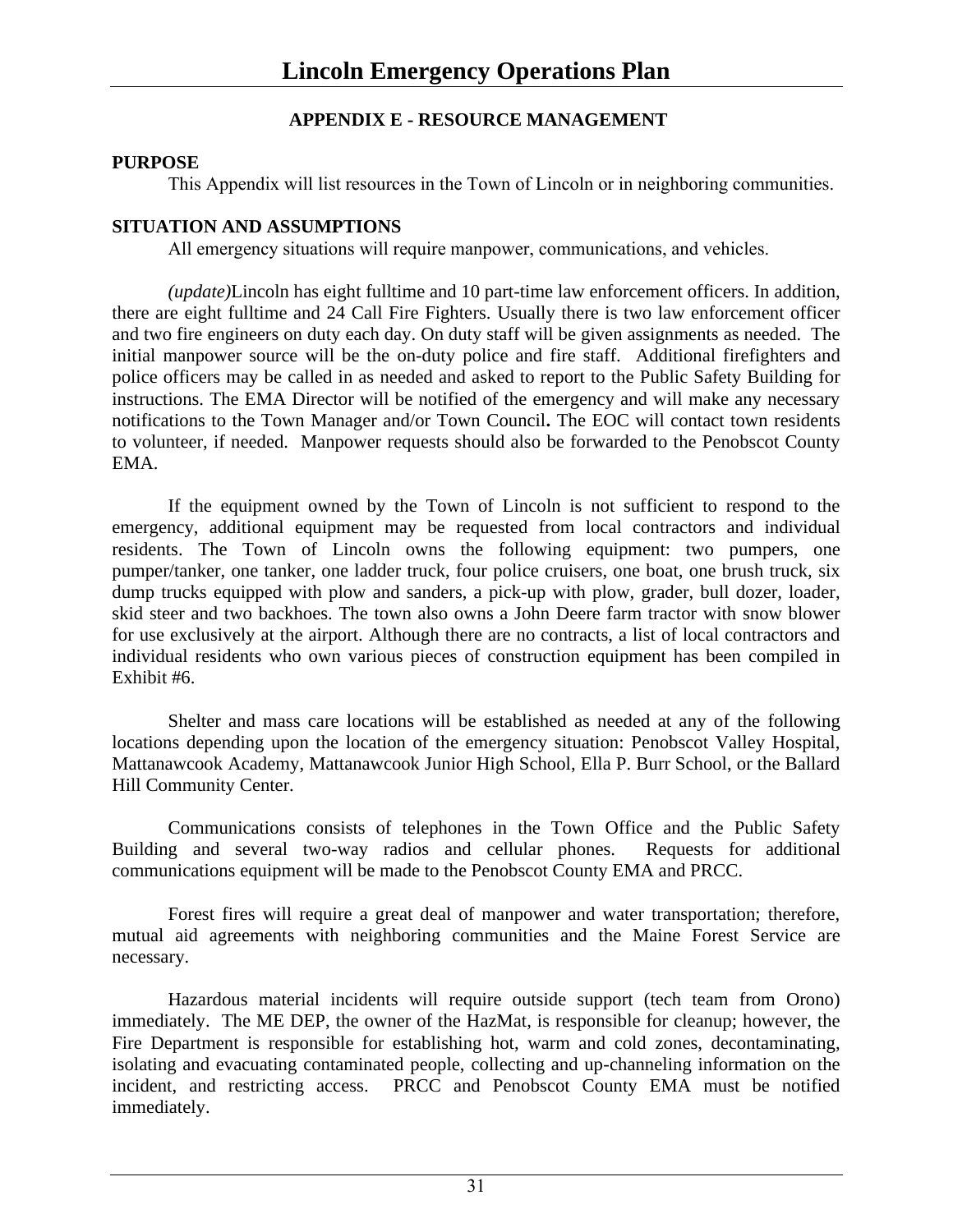## APPENDIX E - RESOURCE MANAGEMENT

**PURPOSE**

This Appendix will list resources in the Town of Lincoln or in neighboring communities.

**SITUATION AND ASSUMPTIONS**

All emergency situations will require manpower, communications, and vehicles.

*(update)*Lincoln has eight fulltime and 10 part-time law enforcement officers. In addition, there are eight fulltime and 24 Call Fire Fighters. Usually there is two law enforcement officer and two fire engineers on duty each day. On duty staff will be given assignments as needed. The initial manpower source will be the on-duty police and fire staff. Additional firefighters and police officers may be called in as needed and asked to report to the Public Safety Building for instructions. The EMA Director will be notified of the emergency and will make any necessary notifications to the Town Manager and/or Town Council**.** The EOC will contact town residents to volunteer, if needed. Manpower requests should also be forwarded to the Penobscot County EMA.

If the equipment owned by the Town of Lincoln is not sufficient to respond to the emergency, additional equipment may be requested from local contractors and individual residents. The Town of Lincoln owns the following equipment: two pumpers, one pumper/tanker, one tanker, one ladder truck, four police cruisers, one boat, one brush truck, six dump trucks equipped with plow and sanders, a pick-up with plow, grader, bull dozer, loader, skid steer and two backhoes. The town also owns a John Deere farm tractor with snow blower for use exclusively at the airport. Although there are no contracts, a list of local contractors and individual residents who own various pieces of construction equipment has been compiled in Exhibit #6.

Shelter and mass care locations will be established as needed at any of the following locations depending upon the location of the emergency situation: Penobscot Valley Hospital, Mattanawcook Academy, Mattanawcook Junior High School, Ella P. Burr School, or the Ballard Hill Community Center.

Communications consists of telephones in the Town Office and the Public Safety Building and several two-way radios and cellular phones. Requests for additional communications equipment will be made to the Penobscot County EMA and PRCC.

Forest fires will require a great deal of manpower and water transportation; therefore, mutual aid agreements with neighboring communities and the Maine Forest Service are necessary.

Hazardous material incidents will require outside support (tech team from Orono) immediately. The ME DEP, the owner of the HazMat, is responsible for cleanup; however, the Fire Department is responsible for establishing hot, warm and cold zones, decontaminating, isolating and evacuating contaminated people, collecting and up-channeling information on the incident, and restricting access. PRCC and Penobscot County EMA must be notified immediately.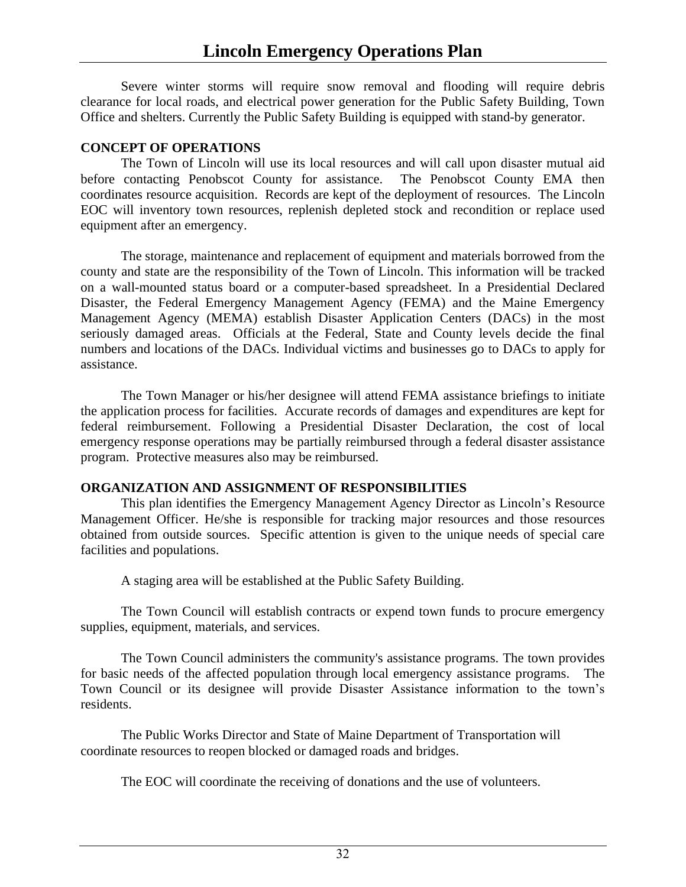Severe winter storms will require snow removal and flooding will require debris clearance for local roads, and electrical power generation for the Public Safety Building, Town Office and shelters. Currently the Public Safety Building is equipped with stand-by generator.

**CONCEPT OF OPERATIONS**

The Town of Lincoln will use its local resources and will call upon disaster mutual aid before contacting Penobscot County for assistance. The Penobscot County EMA then coordinates resource acquisition. Records are kept of the deployment of resources. The Lincoln EOC will inventory town resources, replenish depleted stock and recondition or replace used equipment after an emergency.

The storage, maintenance and replacement of equipment and materials borrowed from the county and state are the responsibility of the Town of Lincoln. This information will be tracked on a wall-mounted status board or a computer-based spreadsheet. In a Presidential Declared Disaster, the Federal Emergency Management Agency (FEMA) and the Maine Emergency Management Agency (MEMA) establish Disaster Application Centers (DACs) in the most seriously damaged areas. Officials at the Federal, State and County levels decide the final numbers and locations of the DACs. Individual victims and businesses go to DACs to apply for assistance.

The Town Manager or his/her designee will attend FEMA assistance briefings to initiate the application process for facilities. Accurate records of damages and expenditures are kept for federal reimbursement. Following a Presidential Disaster Declaration, the cost of local emergency response operations may be partially reimbursed through a federal disaster assistance program. Protective measures also may be reimbursed.

**ORGANIZATION AND ASSIGNMENT OF RESPONSIBILITIES**

This plan identifies the Emergency Management Agency Director as Lincoln's Resource Management Officer. He/she is responsible for tracking major resources and those resources obtained from outside sources. Specific attention is given to the unique needs of special care facilities and populations.

A staging area will be established at the Public Safety Building.

The Town Council will establish contracts or expend town funds to procure emergency supplies, equipment, materials, and services.

The Town Council administers the community's assistance programs. The town provides for basic needs of the affected population through local emergency assistance programs. The Town Council or its designee will provide Disaster Assistance information to the town's residents.

The Public Works Director and State of Maine Department of Transportation will coordinate resources to reopen blocked or damaged roads and bridges.

The EOC will coordinate the receiving of donations and the use of volunteers.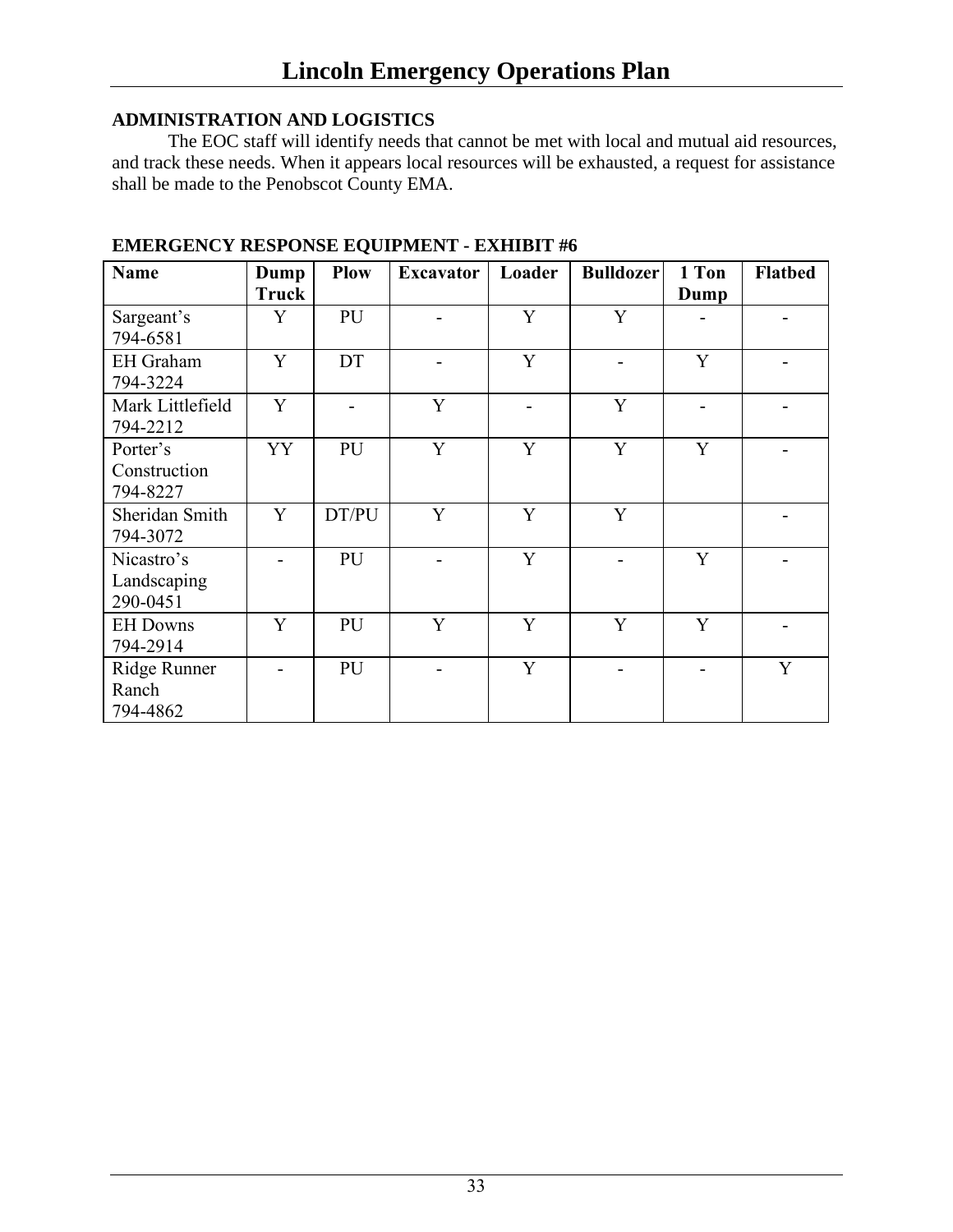**ADMINISTRATION AND LOGISTICS**

The EOC staff will identify needs that cannot be met with local and mutual aid resources, and track these needs. When it appears local resources will be exhausted, a request for assistance shall be made to the Penobscot County EMA.

**EMERGENCY RESPONSE EQUIPMENT - EXHIBIT #6**

| Name | Dump Truck | Plow | Excavator | Loader | Bulldozer | 1 Ton Dump | Flatbed |
|---|---|---|---|---|---|---|---|
| Sargeant's 794-6581 | Y | PU | - | Y | Y | - | - |
| EH Graham 794-3224 | Y | DT | - | Y | - | Y | - |
| Mark Littlefield 794-2212 | Y | - | Y | - | Y | - | - |
| Porter's Construction 794-8227 | YY | PU | Y | Y | Y | Y | - |
| Sheridan Smith 794-3072 | Y | DT/PU | Y | Y | Y | | - |
| Nicastro's Landscaping 290-0451 | - | PU | - | Y | - | Y | - |
| EH Downs 794-2914 | Y | PU | Y | Y | Y | Y | - |
| Ridge Runner Ranch 794-4862 | - | PU | - | Y | - | - | Y |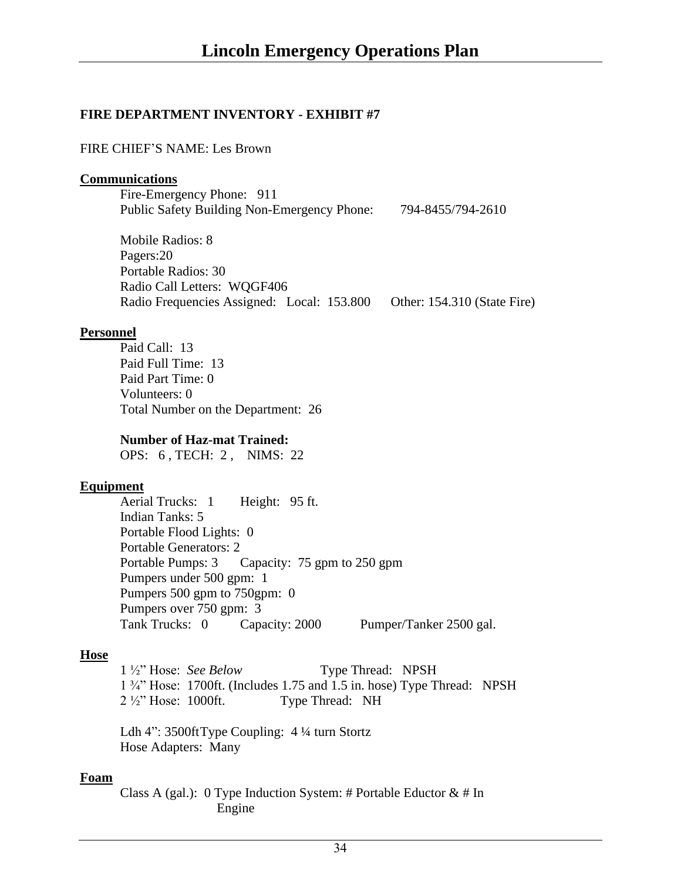**FIRE DEPARTMENT INVENTORY - EXHIBIT #7**

FIRE CHIEF'S NAME: Les Brown

**Communications**

Fire-Emergency Phone: 911
Public Safety Building Non-Emergency Phone: 794-8455/794-2610

Mobile Radios: 8
Pagers:20
Portable Radios: 30
Radio Call Letters: WQGF406
Radio Frequencies Assigned: Local: 153.800 Other: 154.310 (State Fire)

**Personnel**

Paid Call: 13
Paid Full Time: 13
Paid Part Time: 0
Volunteers: 0
Total Number on the Department: 26

**Number of Haz-mat Trained:**
OPS: 6 , TECH: 2 , NIMS: 22

**Equipment**

Aerial Trucks: 1 Height: 95 ft.
Indian Tanks: 5
Portable Flood Lights: 0
Portable Generators: 2
Portable Pumps: 3 Capacity: 75 gpm to 250 gpm
Pumpers under 500 gpm: 1
Pumpers 500 gpm to 750gpm: 0
Pumpers over 750 gpm: 3
Tank Trucks: 0 Capacity: 2000 Pumper/Tanker 2500 gal.

**Hose**

1 ½" Hose: *See Below* Type Thread: NPSH
1 ¾" Hose: 1700ft. (Includes 1.75 and 1.5 in. hose) Type Thread: NPSH
2 ½" Hose: 1000ft. Type Thread: NH

Ldh 4": 3500ftType Coupling: 4 ¼ turn Stortz
Hose Adapters: Many

**Foam**

Class A (gal.): 0 Type Induction System: # Portable Eductor & # In Engine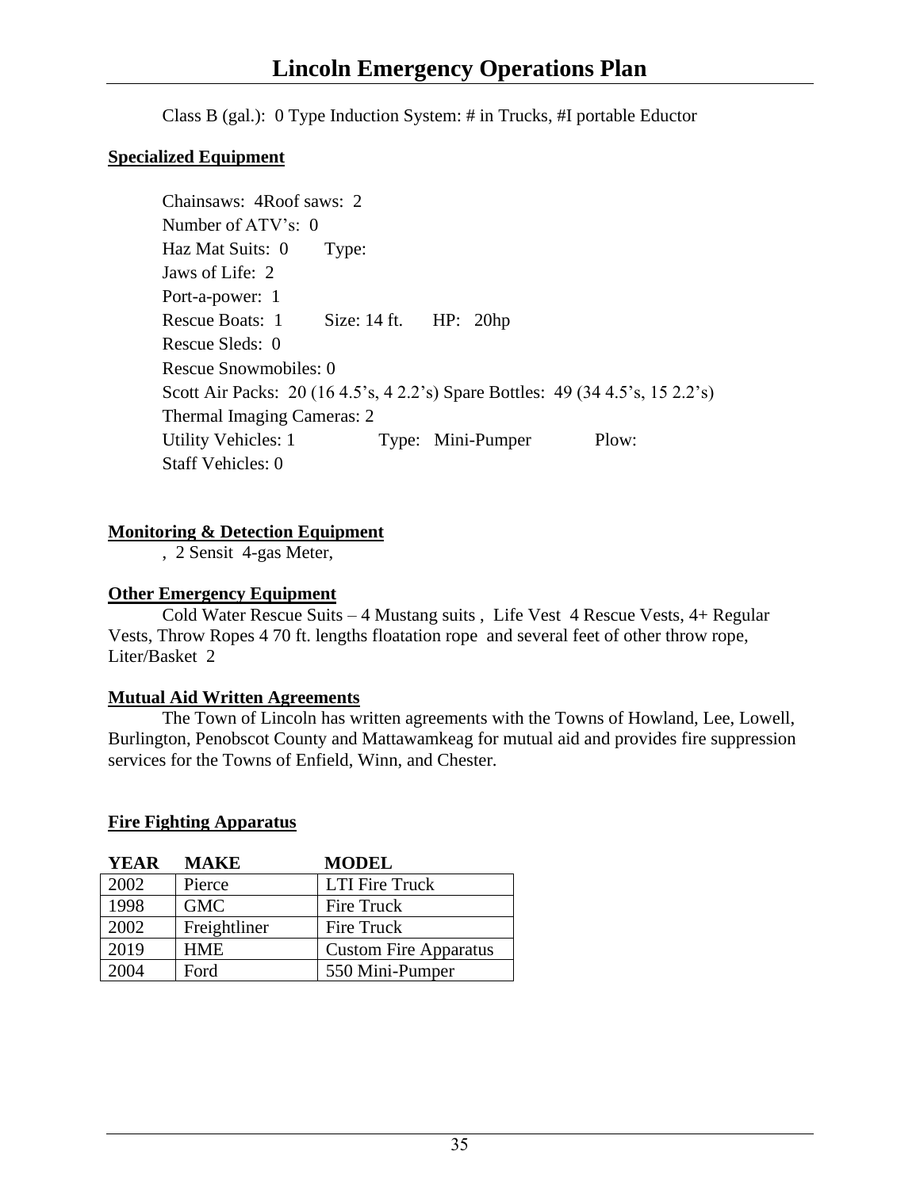Class B (gal.): 0 Type Induction System: # in Trucks, #I portable Eductor

**Specialized Equipment**

Chainsaws: 4Roof saws: 2
Number of ATV's: 0
Haz Mat Suits: 0 Type:
Jaws of Life: 2
Port-a-power: 1
Rescue Boats: 1 Size: 14 ft. HP: 20hp
Rescue Sleds: 0
Rescue Snowmobiles: 0
Scott Air Packs: 20 (16 4.5's, 4 2.2's) Spare Bottles: 49 (34 4.5's, 15 2.2's)
Thermal Imaging Cameras: 2
Utility Vehicles: 1 Type: Mini-Pumper Plow:
Staff Vehicles: 0

**Monitoring & Detection Equipment**

, 2 Sensit 4-gas Meter,

**Other Emergency Equipment**

Cold Water Rescue Suits – 4 Mustang suits , Life Vest 4 Rescue Vests, 4+ Regular Vests, Throw Ropes 4 70 ft. lengths floatation rope and several feet of other throw rope, Liter/Basket 2

**Mutual Aid Written Agreements**

The Town of Lincoln has written agreements with the Towns of Howland, Lee, Lowell, Burlington, Penobscot County and Mattawamkeag for mutual aid and provides fire suppression services for the Towns of Enfield, Winn, and Chester.

**Fire Fighting Apparatus**

| YEAR | MAKE | MODEL |
|---|---|---|
| 2002 | Pierce | LTI Fire Truck |
| 1998 | GMC | Fire Truck |
| 2002 | Freightliner | Fire Truck |
| 2019 | HME | Custom Fire Apparatus |
| 2004 | Ford | 550 Mini-Pumper |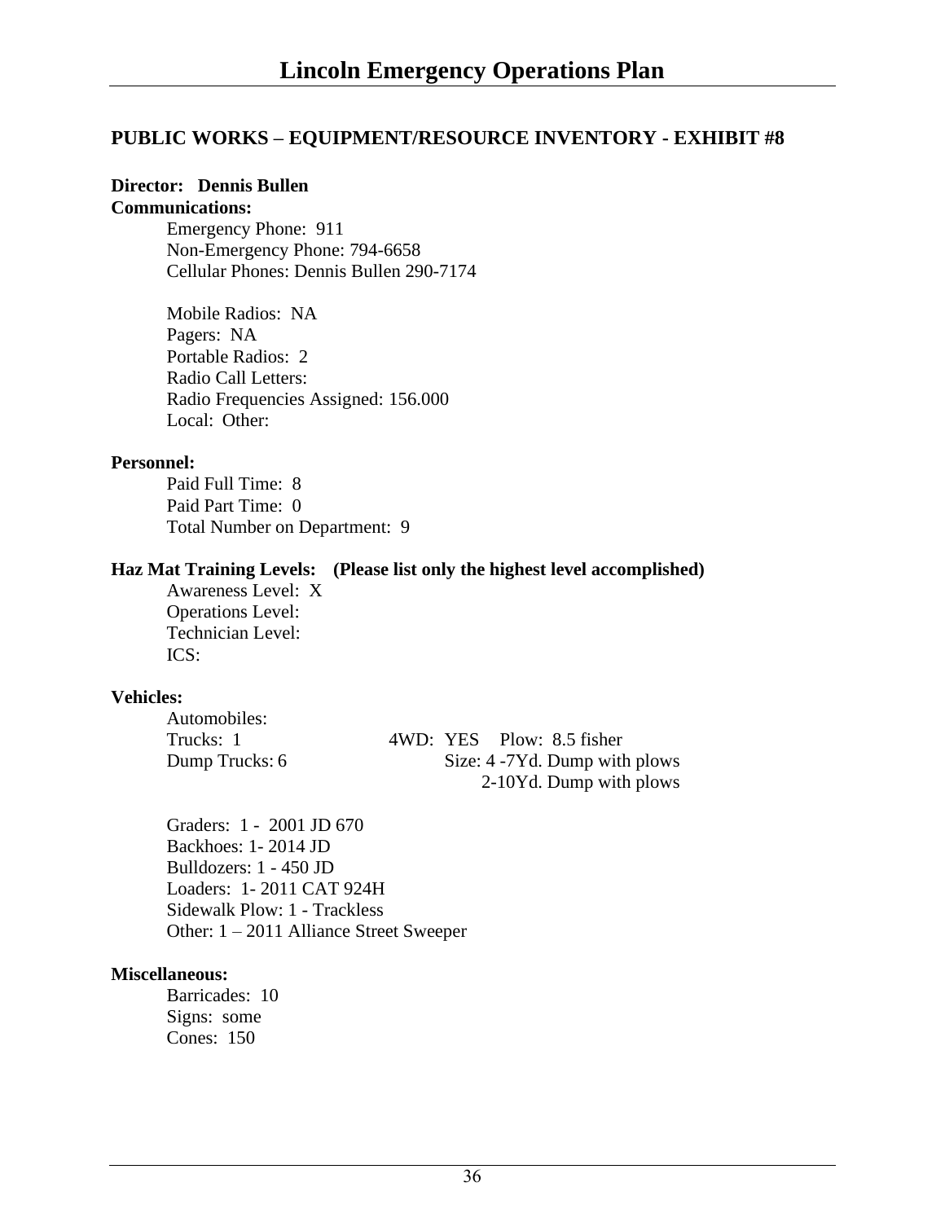## PUBLIC WORKS – EQUIPMENT/RESOURCE INVENTORY - EXHIBIT #8

**Director: Dennis Bullen**

**Communications:**

Emergency Phone: 911
Non-Emergency Phone: 794-6658
Cellular Phones: Dennis Bullen 290-7174

Mobile Radios: NA
Pagers: NA
Portable Radios: 2
Radio Call Letters:
Radio Frequencies Assigned: 156.000
Local: Other:

**Personnel:**

Paid Full Time: 8
Paid Part Time: 0
Total Number on Department: 9

**Haz Mat Training Levels: (Please list only the highest level accomplished)**

Awareness Level: X
Operations Level:
Technician Level:
ICS:

**Vehicles:**

Automobiles:
Trucks: 1 — 4WD: YES — Plow: 8.5 fisher
Dump Trucks: 6 — Size: 4 -7Yd. Dump with plows
2-10Yd. Dump with plows

Graders: 1 - 2001 JD 670
Backhoes: 1- 2014 JD
Bulldozers: 1 - 450 JD
Loaders: 1- 2011 CAT 924H
Sidewalk Plow: 1 - Trackless
Other: 1 – 2011 Alliance Street Sweeper

**Miscellaneous:**

Barricades: 10
Signs: some
Cones: 150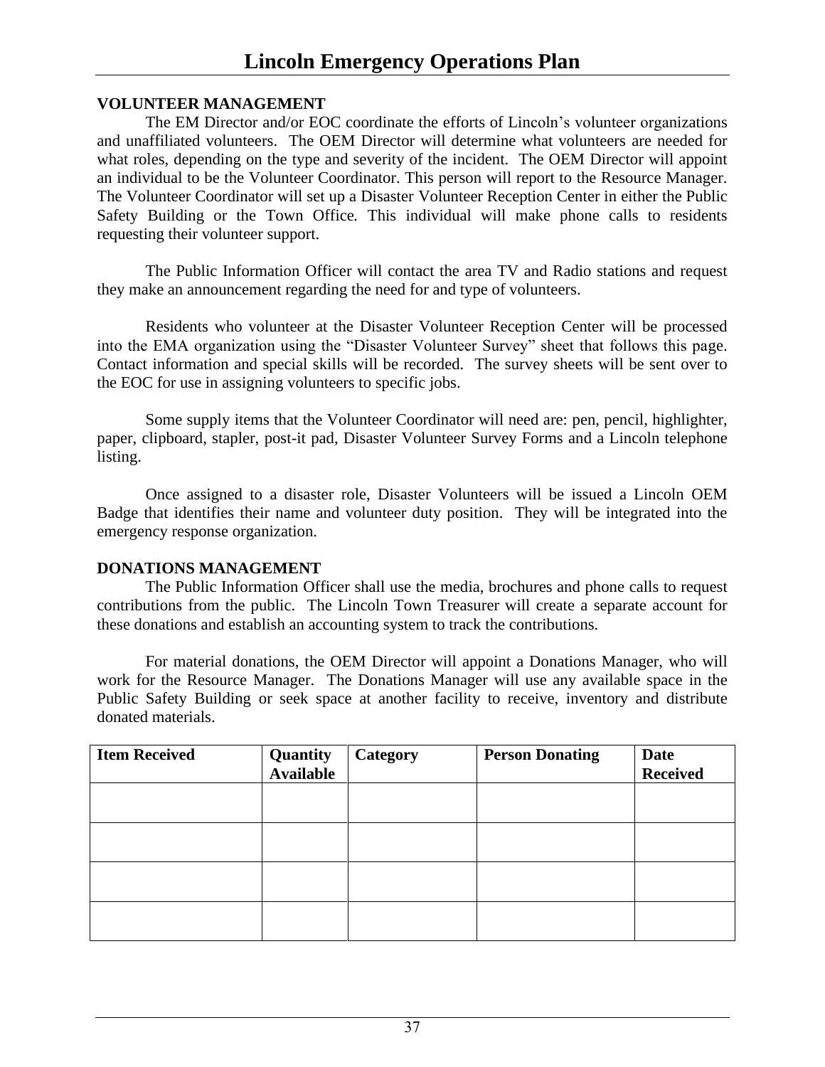**VOLUNTEER MANAGEMENT**

The EM Director and/or EOC coordinate the efforts of Lincoln's volunteer organizations and unaffiliated volunteers. The OEM Director will determine what volunteers are needed for what roles, depending on the type and severity of the incident. The OEM Director will appoint an individual to be the Volunteer Coordinator. This person will report to the Resource Manager. The Volunteer Coordinator will set up a Disaster Volunteer Reception Center in either the Public Safety Building or the Town Office. This individual will make phone calls to residents requesting their volunteer support.

The Public Information Officer will contact the area TV and Radio stations and request they make an announcement regarding the need for and type of volunteers.

Residents who volunteer at the Disaster Volunteer Reception Center will be processed into the EMA organization using the "Disaster Volunteer Survey" sheet that follows this page. Contact information and special skills will be recorded. The survey sheets will be sent over to the EOC for use in assigning volunteers to specific jobs.

Some supply items that the Volunteer Coordinator will need are: pen, pencil, highlighter, paper, clipboard, stapler, post-it pad, Disaster Volunteer Survey Forms and a Lincoln telephone listing.

Once assigned to a disaster role, Disaster Volunteers will be issued a Lincoln OEM Badge that identifies their name and volunteer duty position. They will be integrated into the emergency response organization.

**DONATIONS MANAGEMENT**

The Public Information Officer shall use the media, brochures and phone calls to request contributions from the public. The Lincoln Town Treasurer will create a separate account for these donations and establish an accounting system to track the contributions.

For material donations, the OEM Director will appoint a Donations Manager, who will work for the Resource Manager. The Donations Manager will use any available space in the Public Safety Building or seek space at another facility to receive, inventory and distribute donated materials.

| Item Received | Quantity Available | Category | Person Donating | Date Received |
|---|---|---|---|---|
| | | | | |
| | | | | |
| | | | | |
| | | | | |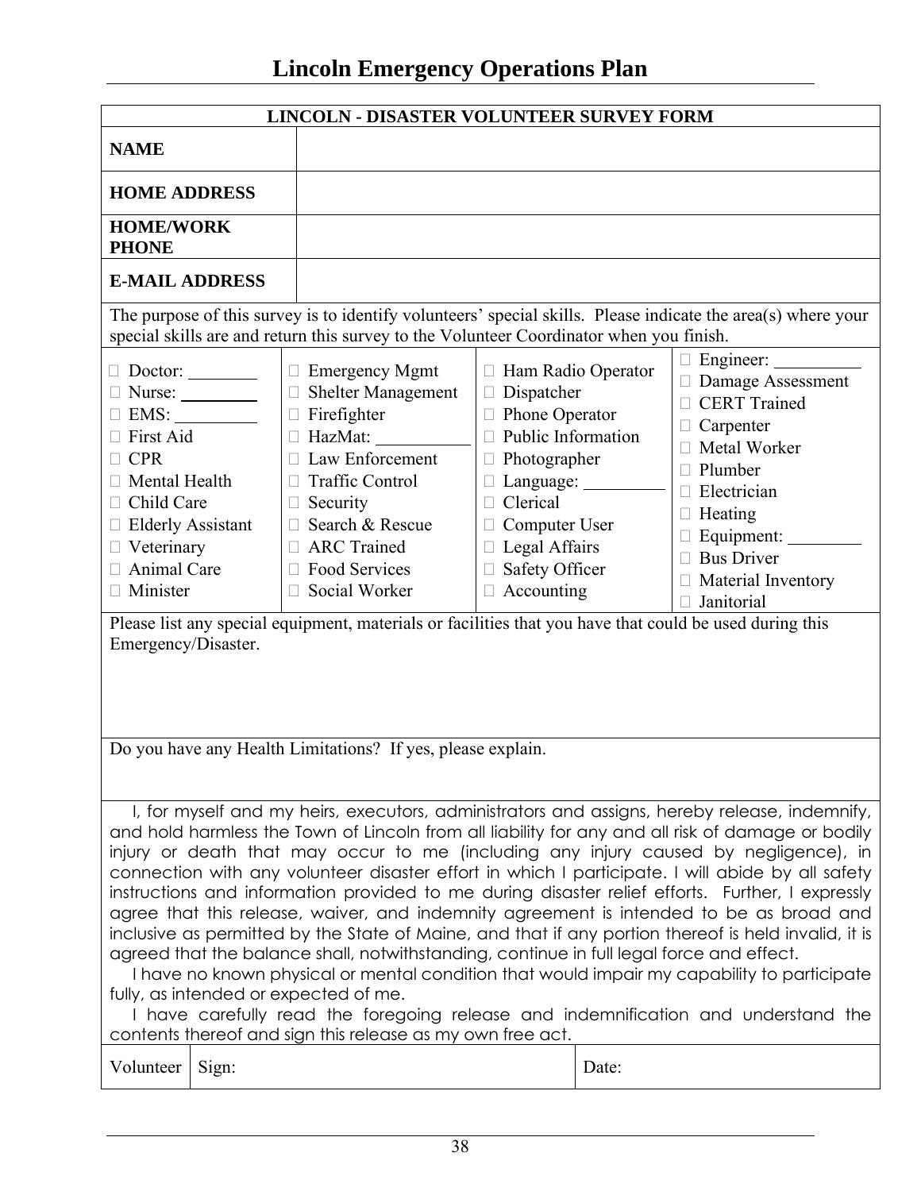# Lincoln Emergency Operations Plan

| LINCOLN - DISASTER VOLUNTEER SURVEY FORM | |
|---|---|
| **NAME** | |
| **HOME ADDRESS** | |
| **HOME/WORK PHONE** | |
| **E-MAIL ADDRESS** | |

The purpose of this survey is to identify volunteers' special skills. Please indicate the area(s) where your special skills are and return this survey to the Volunteer Coordinator when you finish.

| | | | |
|---|---|---|---|
| ☐ Doctor: ________ | ☐ Emergency Mgmt | ☐ Ham Radio Operator | ☐ Engineer: __________ |
| ☐ Nurse: ________ | ☐ Shelter Management | ☐ Dispatcher | ☐ Damage Assessment |
| ☐ EMS: _________ | ☐ Firefighter | ☐ Phone Operator | ☐ CERT Trained |
| ☐ First Aid | ☐ HazMat: __________ | ☐ Public Information | ☐ Carpenter |
| ☐ CPR | ☐ Law Enforcement | ☐ Photographer | ☐ Metal Worker |
| ☐ Mental Health | ☐ Traffic Control | ☐ Language: _________ | ☐ Plumber |
| ☐ Child Care | ☐ Security | ☐ Clerical | ☐ Electrician |
| ☐ Elderly Assistant | ☐ Search & Rescue | ☐ Computer User | ☐ Heating |
| ☐ Veterinary | ☐ ARC Trained | ☐ Legal Affairs | ☐ Equipment: _________ |
| ☐ Animal Care | ☐ Food Services | ☐ Safety Officer | ☐ Bus Driver |
| ☐ Minister | ☐ Social Worker | ☐ Accounting | ☐ Material Inventory |
| | | | ☐ Janitorial |

Please list any special equipment, materials or facilities that you have that could be used during this Emergency/Disaster.

Do you have any Health Limitations? If yes, please explain.

I, for myself and my heirs, executors, administrators and assigns, hereby release, indemnify, and hold harmless the Town of Lincoln from all liability for any and all risk of damage or bodily injury or death that may occur to me (including any injury caused by negligence), in connection with any volunteer disaster effort in which I participate. I will abide by all safety instructions and information provided to me during disaster relief efforts. Further, I expressly agree that this release, waiver, and indemnity agreement is intended to be as broad and inclusive as permitted by the State of Maine, and that if any portion thereof is held invalid, it is agreed that the balance shall, notwithstanding, continue in full legal force and effect.

I have no known physical or mental condition that would impair my capability to participate fully, as intended or expected of me.

I have carefully read the foregoing release and indemnification and understand the contents thereof and sign this release as my own free act.

| Volunteer | Sign: | Date: |
|---|---|---|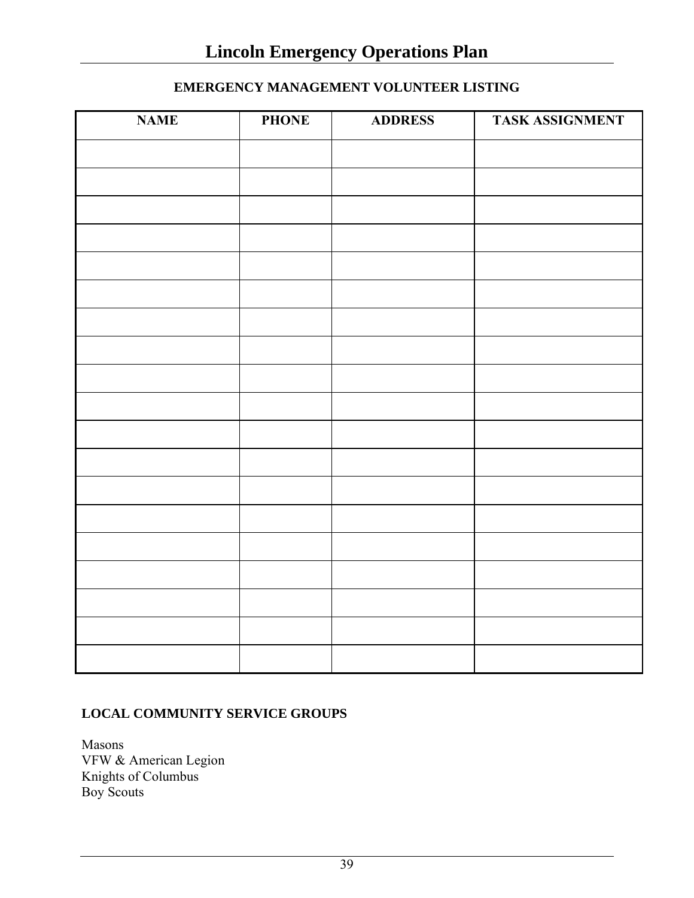**EMERGENCY MANAGEMENT VOLUNTEER LISTING**

| NAME | PHONE | ADDRESS | TASK ASSIGNMENT |
|---|---|---|---|
| | | | |
| | | | |
| | | | |
| | | | |
| | | | |
| | | | |
| | | | |
| | | | |
| | | | |
| | | | |
| | | | |
| | | | |
| | | | |
| | | | |
| | | | |
| | | | |
| | | | |
| | | | |
| | | | |

**LOCAL COMMUNITY SERVICE GROUPS**

Masons
VFW & American Legion
Knights of Columbus
Boy Scouts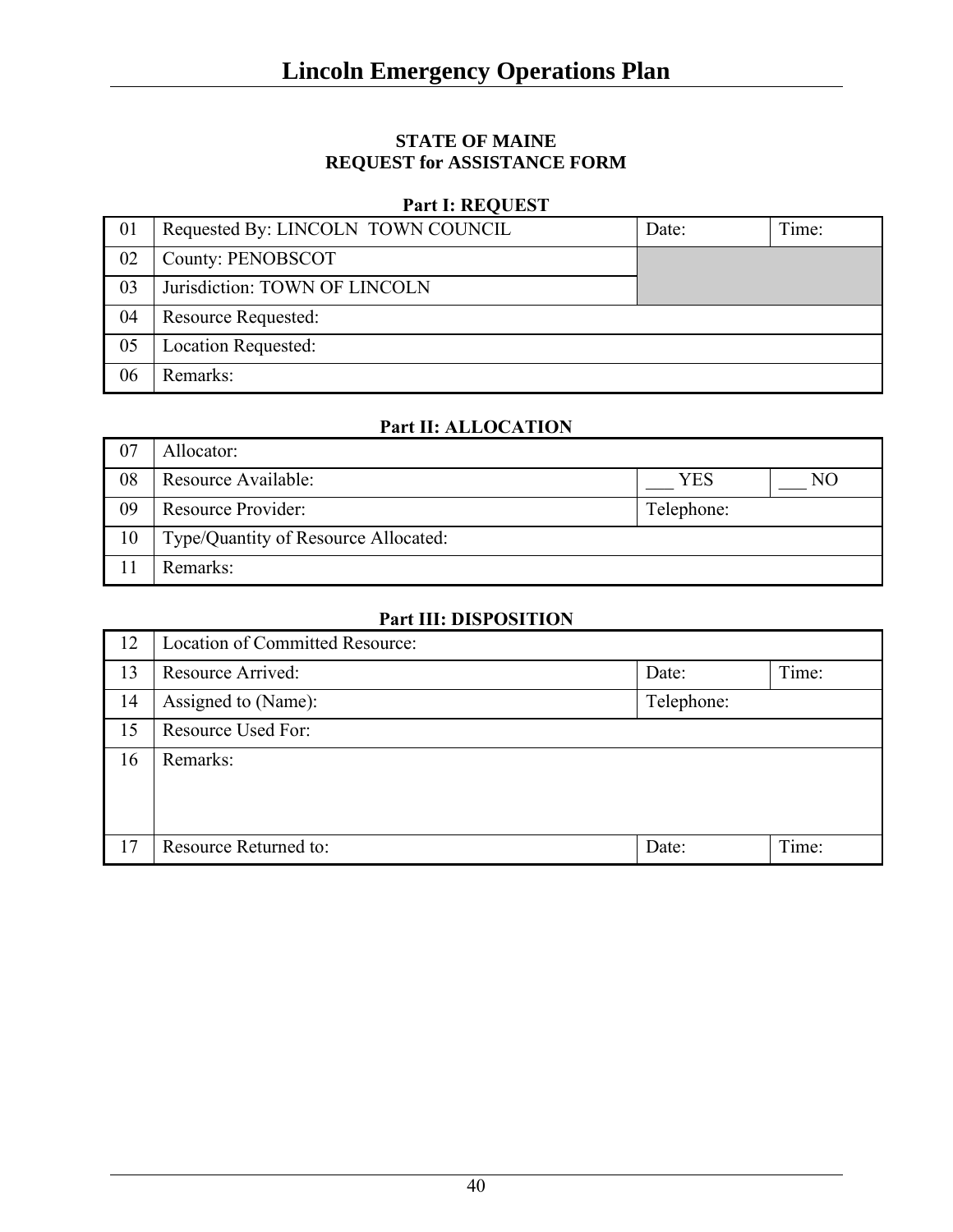**STATE OF MAINE**
**REQUEST for ASSISTANCE FORM**

**Part I: REQUEST**

| | | | |
|---|---|---|---|
| 01 | Requested By: LINCOLN TOWN COUNCIL | Date: | Time: |
| 02 | County: PENOBSCOT | | |
| 03 | Jurisdiction: TOWN OF LINCOLN | | |
| 04 | Resource Requested: | | |
| 05 | Location Requested: | | |
| 06 | Remarks: | | |

**Part II: ALLOCATION**

| | | | |
|---|---|---|---|
| 07 | Allocator: | | |
| 08 | Resource Available: | ___ YES | ___ NO |
| 09 | Resource Provider: | Telephone: | |
| 10 | Type/Quantity of Resource Allocated: | | |
| 11 | Remarks: | | |

**Part III: DISPOSITION**

| | | | |
|---|---|---|---|
| 12 | Location of Committed Resource: | | |
| 13 | Resource Arrived: | Date: | Time: |
| 14 | Assigned to (Name): | Telephone: | |
| 15 | Resource Used For: | | |
| 16 | Remarks: | | |
| 17 | Resource Returned to: | Date: | Time: |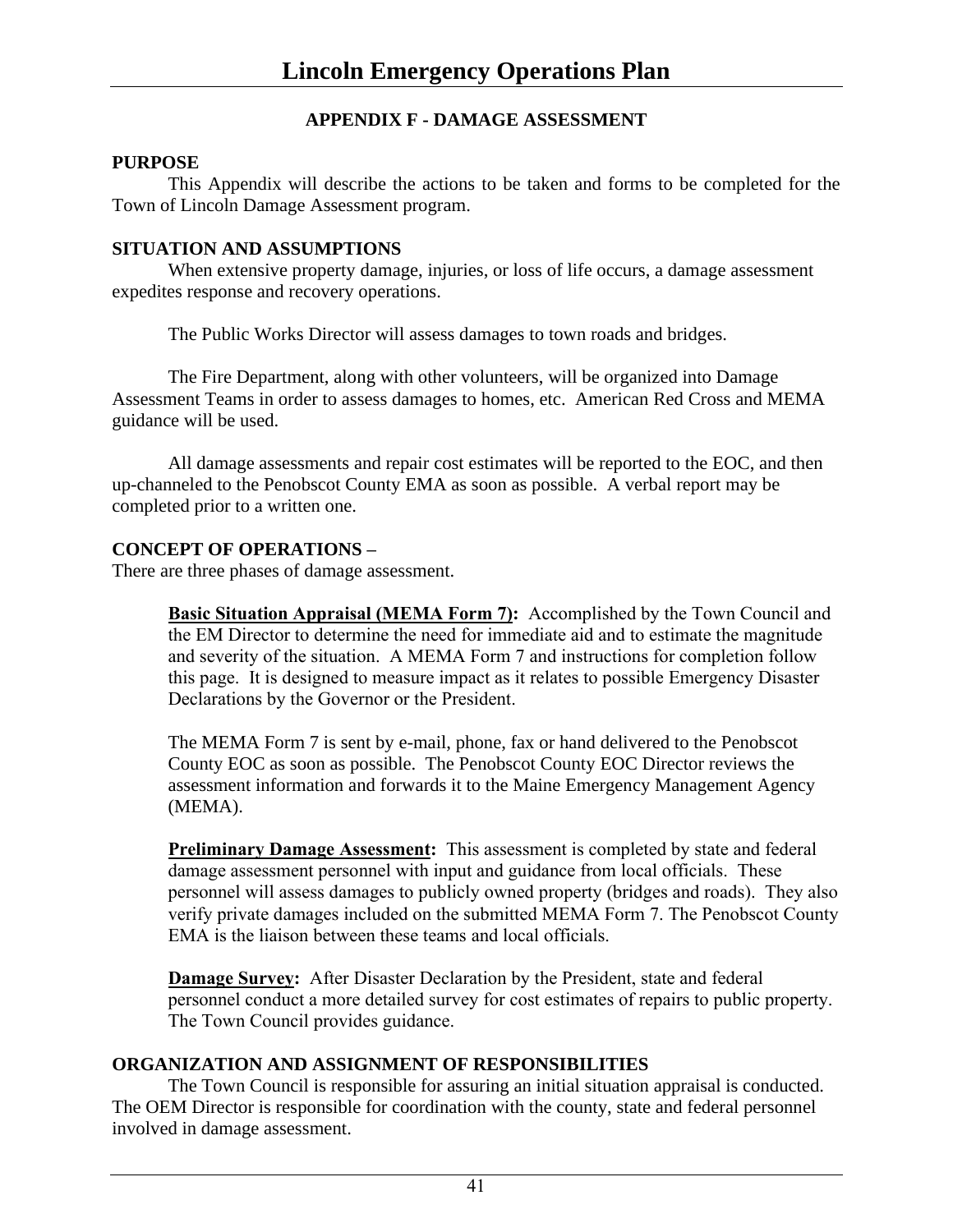## APPENDIX F - DAMAGE ASSESSMENT

**PURPOSE**

This Appendix will describe the actions to be taken and forms to be completed for the Town of Lincoln Damage Assessment program.

**SITUATION AND ASSUMPTIONS**

When extensive property damage, injuries, or loss of life occurs, a damage assessment expedites response and recovery operations.

The Public Works Director will assess damages to town roads and bridges.

The Fire Department, along with other volunteers, will be organized into Damage Assessment Teams in order to assess damages to homes, etc. American Red Cross and MEMA guidance will be used.

All damage assessments and repair cost estimates will be reported to the EOC, and then up-channeled to the Penobscot County EMA as soon as possible. A verbal report may be completed prior to a written one.

**CONCEPT OF OPERATIONS –**

There are three phases of damage assessment.

> **Basic Situation Appraisal (MEMA Form 7):** Accomplished by the Town Council and the EM Director to determine the need for immediate aid and to estimate the magnitude and severity of the situation. A MEMA Form 7 and instructions for completion follow this page. It is designed to measure impact as it relates to possible Emergency Disaster Declarations by the Governor or the President.
>
> The MEMA Form 7 is sent by e-mail, phone, fax or hand delivered to the Penobscot County EOC as soon as possible. The Penobscot County EOC Director reviews the assessment information and forwards it to the Maine Emergency Management Agency (MEMA).
>
> **Preliminary Damage Assessment:** This assessment is completed by state and federal damage assessment personnel with input and guidance from local officials. These personnel will assess damages to publicly owned property (bridges and roads). They also verify private damages included on the submitted MEMA Form 7. The Penobscot County EMA is the liaison between these teams and local officials.
>
> **Damage Survey:** After Disaster Declaration by the President, state and federal personnel conduct a more detailed survey for cost estimates of repairs to public property. The Town Council provides guidance.

**ORGANIZATION AND ASSIGNMENT OF RESPONSIBILITIES**

The Town Council is responsible for assuring an initial situation appraisal is conducted. The OEM Director is responsible for coordination with the county, state and federal personnel involved in damage assessment.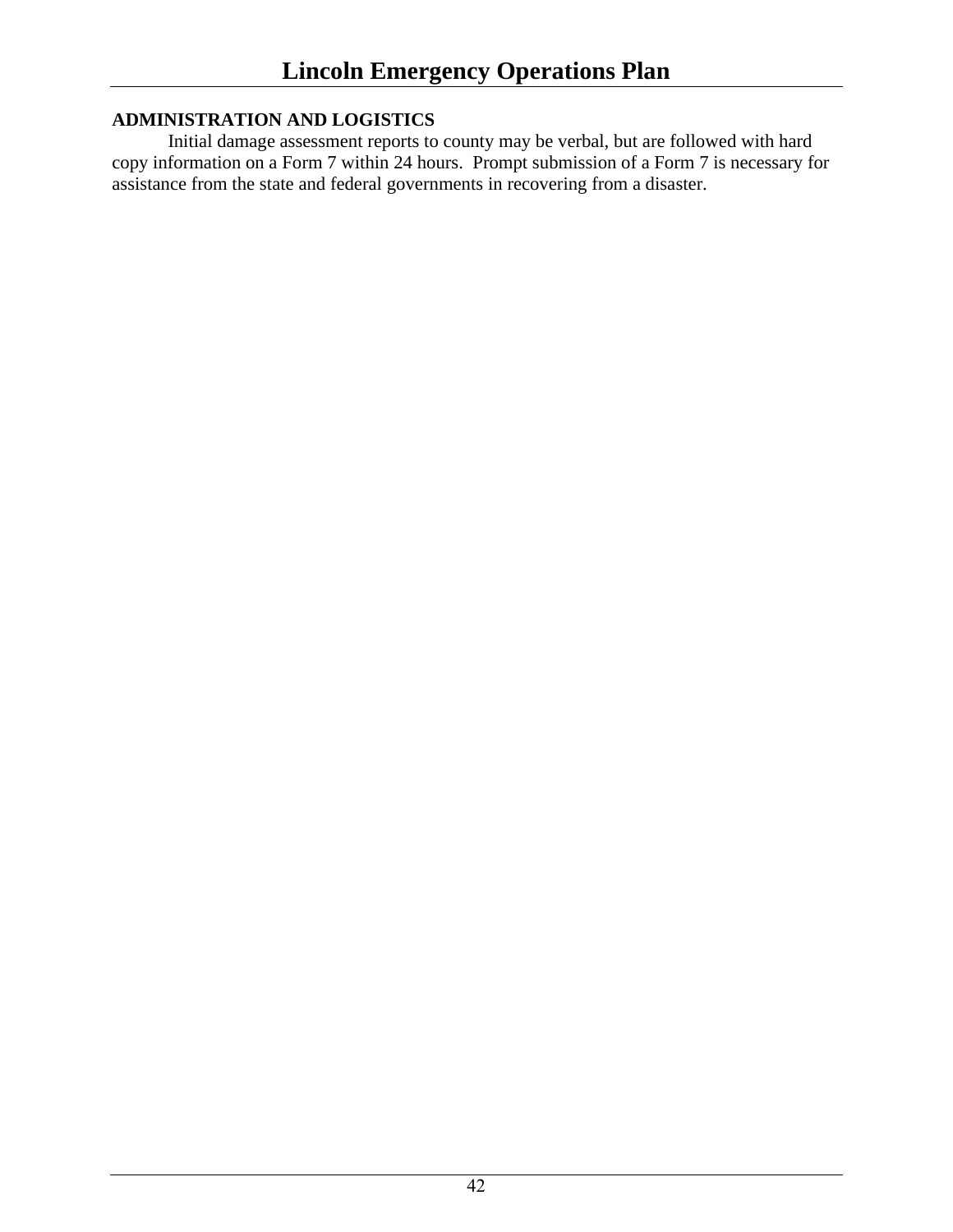**ADMINISTRATION AND LOGISTICS**

Initial damage assessment reports to county may be verbal, but are followed with hard copy information on a Form 7 within 24 hours. Prompt submission of a Form 7 is necessary for assistance from the state and federal governments in recovering from a disaster.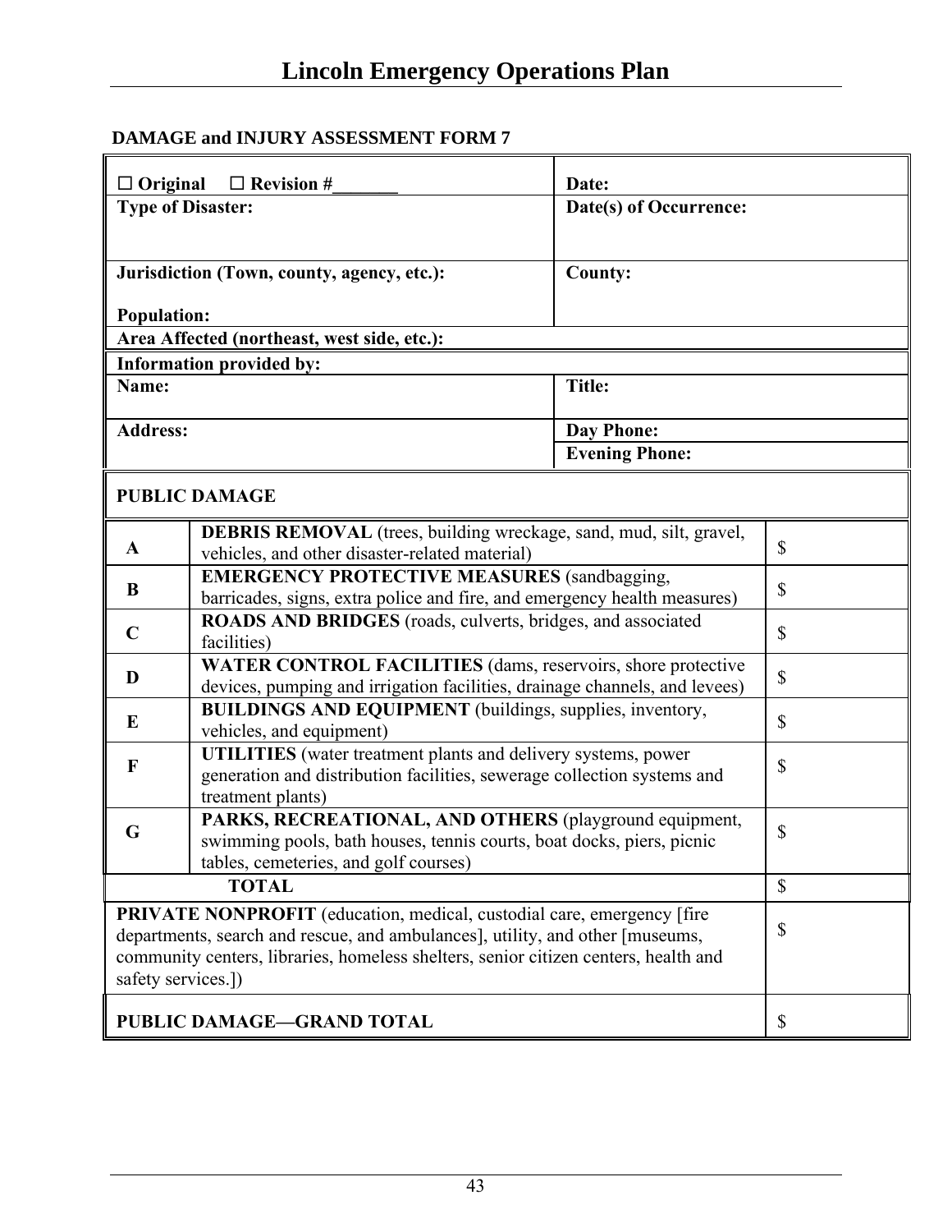## DAMAGE and INJURY ASSESSMENT FORM 7

| ☐ Original ☐ Revision #_______ | Date: |
|---|---|
| **Type of Disaster:** | **Date(s) of Occurrence:** |
| **Jurisdiction (Town, county, agency, etc.):**<br><br>**Population:** | **County:** |
| **Area Affected (northeast, west side, etc.):** | |
| **Information provided by:** | |
| **Name:** | **Title:** |
| **Address:** | **Day Phone:**<br>**Evening Phone:** |

| PUBLIC DAMAGE | | |
|---|---|---|
| **A** | **DEBRIS REMOVAL** (trees, building wreckage, sand, mud, silt, gravel, vehicles, and other disaster-related material) | $ |
| **B** | **EMERGENCY PROTECTIVE MEASURES** (sandbagging, barricades, signs, extra police and fire, and emergency health measures) | $ |
| **C** | **ROADS AND BRIDGES** (roads, culverts, bridges, and associated facilities) | $ |
| **D** | **WATER CONTROL FACILITIES** (dams, reservoirs, shore protective devices, pumping and irrigation facilities, drainage channels, and levees) | $ |
| **E** | **BUILDINGS AND EQUIPMENT** (buildings, supplies, inventory, vehicles, and equipment) | $ |
| **F** | **UTILITIES** (water treatment plants and delivery systems, power generation and distribution facilities, sewerage collection systems and treatment plants) | $ |
| **G** | **PARKS, RECREATIONAL, AND OTHERS** (playground equipment, swimming pools, bath houses, tennis courts, boat docks, piers, picnic tables, cemeteries, and golf courses) | $ |
| | **TOTAL** | $ |
| **PRIVATE NONPROFIT** (education, medical, custodial care, emergency [fire departments, search and rescue, and ambulances], utility, and other [museums, community centers, libraries, homeless shelters, senior citizen centers, health and safety services.]) | | $ |
| **PUBLIC DAMAGE—GRAND TOTAL** | | $ |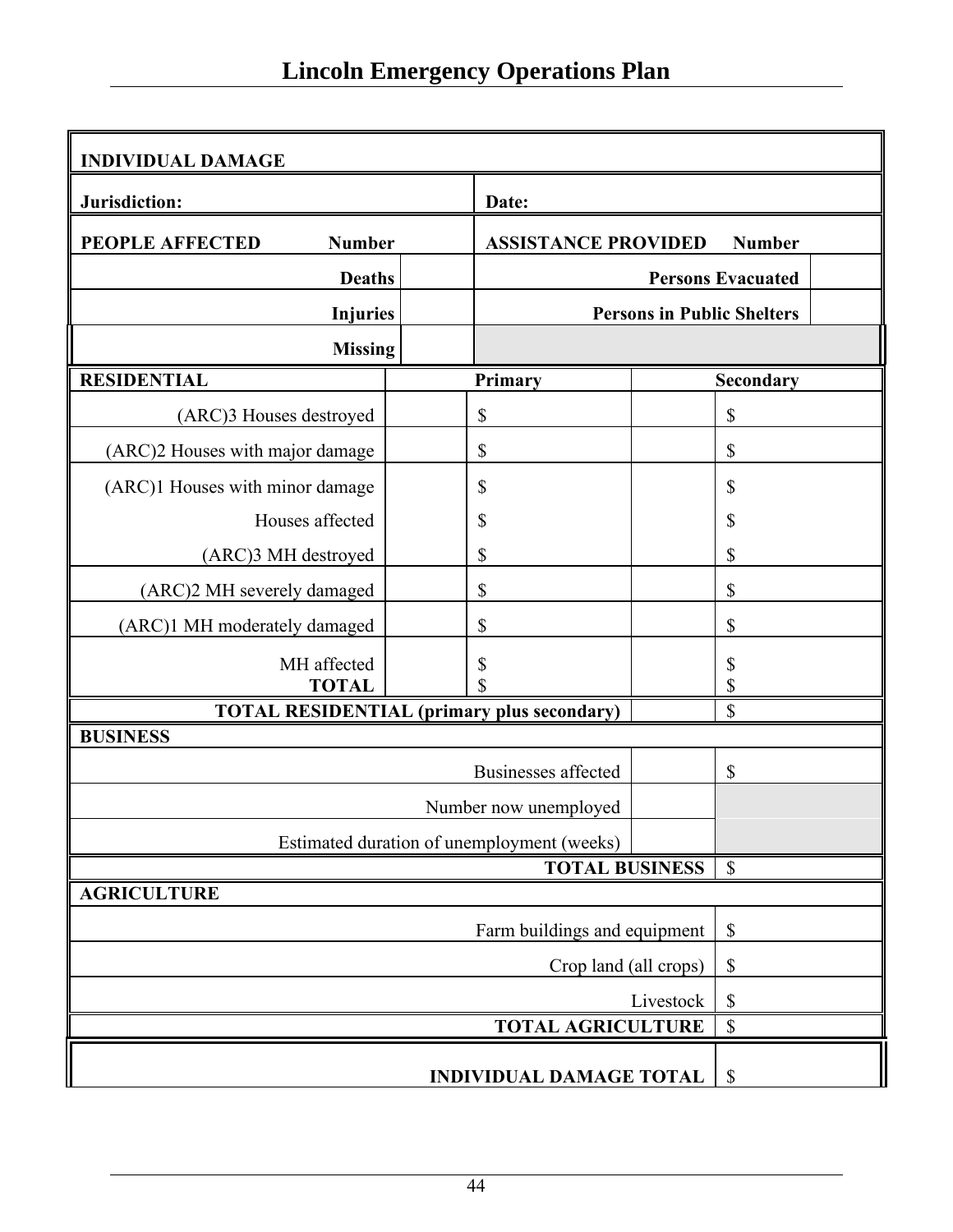| INDIVIDUAL DAMAGE | | | | |
|---|---|---|---|---|
| **Jurisdiction:** | | **Date:** | | |
| **PEOPLE AFFECTED** | **Number** | **ASSISTANCE PROVIDED** | **Number** | |
| **Deaths** | | **Persons Evacuated** | | |
| **Injuries** | | **Persons in Public Shelters** | | |
| **Missing** | | | | |

| **RESIDENTIAL** | | **Primary** | | **Secondary** |
|---|---|---|---|---|
| (ARC)3 Houses destroyed | | $ | | $ |
| (ARC)2 Houses with major damage | | $ | | $ |
| (ARC)1 Houses with minor damage | | $ | | $ |
| Houses affected | | $ | | $ |
| (ARC)3 MH destroyed | | $ | | $ |
| (ARC)2 MH severely damaged | | $ | | $ |
| (ARC)1 MH moderately damaged | | $ | | $ |
| MH affected | | $ | | $ |
| **TOTAL** | | $ | | $ |
| **TOTAL RESIDENTIAL (primary plus secondary)** | | | | $ |
| **BUSINESS** | | | | |
| Businesses affected | | | | $ |
| Number now unemployed | | | | |
| Estimated duration of unemployment (weeks) | | | | |
| **TOTAL BUSINESS** | | | | $ |
| **AGRICULTURE** | | | | |
| Farm buildings and equipment | | | | $ |
| Crop land (all crops) | | | | $ |
| Livestock | | | | $ |
| **TOTAL AGRICULTURE** | | | | $ |
| **INDIVIDUAL DAMAGE TOTAL** | | | | $ |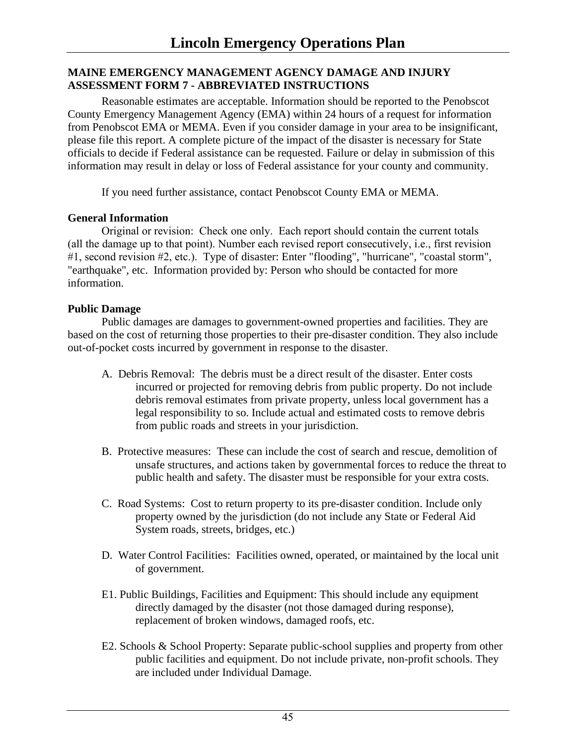### MAINE EMERGENCY MANAGEMENT AGENCY DAMAGE AND INJURY ASSESSMENT FORM 7 - ABBREVIATED INSTRUCTIONS

Reasonable estimates are acceptable. Information should be reported to the Penobscot County Emergency Management Agency (EMA) within 24 hours of a request for information from Penobscot EMA or MEMA. Even if you consider damage in your area to be insignificant, please file this report. A complete picture of the impact of the disaster is necessary for State officials to decide if Federal assistance can be requested. Failure or delay in submission of this information may result in delay or loss of Federal assistance for your county and community.

If you need further assistance, contact Penobscot County EMA or MEMA.

**General Information**

Original or revision: Check one only. Each report should contain the current totals (all the damage up to that point). Number each revised report consecutively, i.e., first revision #1, second revision #2, etc.). Type of disaster: Enter "flooding", "hurricane", "coastal storm", "earthquake", etc. Information provided by: Person who should be contacted for more information.

**Public Damage**

Public damages are damages to government-owned properties and facilities. They are based on the cost of returning those properties to their pre-disaster condition. They also include out-of-pocket costs incurred by government in response to the disaster.

A. Debris Removal: The debris must be a direct result of the disaster. Enter costs incurred or projected for removing debris from public property. Do not include debris removal estimates from private property, unless local government has a legal responsibility to so. Include actual and estimated costs to remove debris from public roads and streets in your jurisdiction.

B. Protective measures: These can include the cost of search and rescue, demolition of unsafe structures, and actions taken by governmental forces to reduce the threat to public health and safety. The disaster must be responsible for your extra costs.

C. Road Systems: Cost to return property to its pre-disaster condition. Include only property owned by the jurisdiction (do not include any State or Federal Aid System roads, streets, bridges, etc.)

D. Water Control Facilities: Facilities owned, operated, or maintained by the local unit of government.

E1. Public Buildings, Facilities and Equipment: This should include any equipment directly damaged by the disaster (not those damaged during response), replacement of broken windows, damaged roofs, etc.

E2. Schools & School Property: Separate public-school supplies and property from other public facilities and equipment. Do not include private, non-profit schools. They are included under Individual Damage.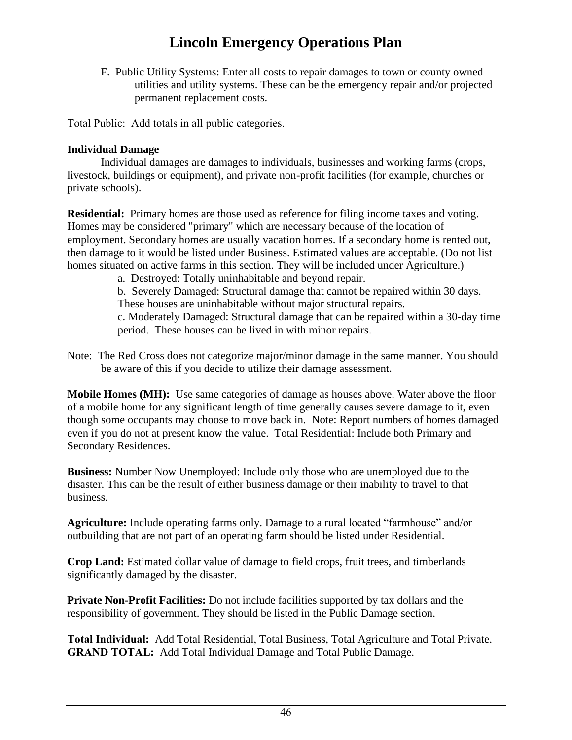F. Public Utility Systems: Enter all costs to repair damages to town or county owned utilities and utility systems. These can be the emergency repair and/or projected permanent replacement costs.

Total Public: Add totals in all public categories.

**Individual Damage**

Individual damages are damages to individuals, businesses and working farms (crops, livestock, buildings or equipment), and private non-profit facilities (for example, churches or private schools).

**Residential:** Primary homes are those used as reference for filing income taxes and voting. Homes may be considered "primary" which are necessary because of the location of employment. Secondary homes are usually vacation homes. If a secondary home is rented out, then damage to it would be listed under Business. Estimated values are acceptable. (Do not list homes situated on active farms in this section. They will be included under Agriculture.)

a. Destroyed: Totally uninhabitable and beyond repair.

b. Severely Damaged: Structural damage that cannot be repaired within 30 days. These houses are uninhabitable without major structural repairs.

c. Moderately Damaged: Structural damage that can be repaired within a 30-day time period. These houses can be lived in with minor repairs.

Note: The Red Cross does not categorize major/minor damage in the same manner. You should be aware of this if you decide to utilize their damage assessment.

**Mobile Homes (MH):** Use same categories of damage as houses above. Water above the floor of a mobile home for any significant length of time generally causes severe damage to it, even though some occupants may choose to move back in. Note: Report numbers of homes damaged even if you do not at present know the value. Total Residential: Include both Primary and Secondary Residences.

**Business:** Number Now Unemployed: Include only those who are unemployed due to the disaster. This can be the result of either business damage or their inability to travel to that business.

**Agriculture:** Include operating farms only. Damage to a rural located "farmhouse" and/or outbuilding that are not part of an operating farm should be listed under Residential.

**Crop Land:** Estimated dollar value of damage to field crops, fruit trees, and timberlands significantly damaged by the disaster.

**Private Non-Profit Facilities:** Do not include facilities supported by tax dollars and the responsibility of government. They should be listed in the Public Damage section.

**Total Individual:** Add Total Residential, Total Business, Total Agriculture and Total Private.
**GRAND TOTAL:** Add Total Individual Damage and Total Public Damage.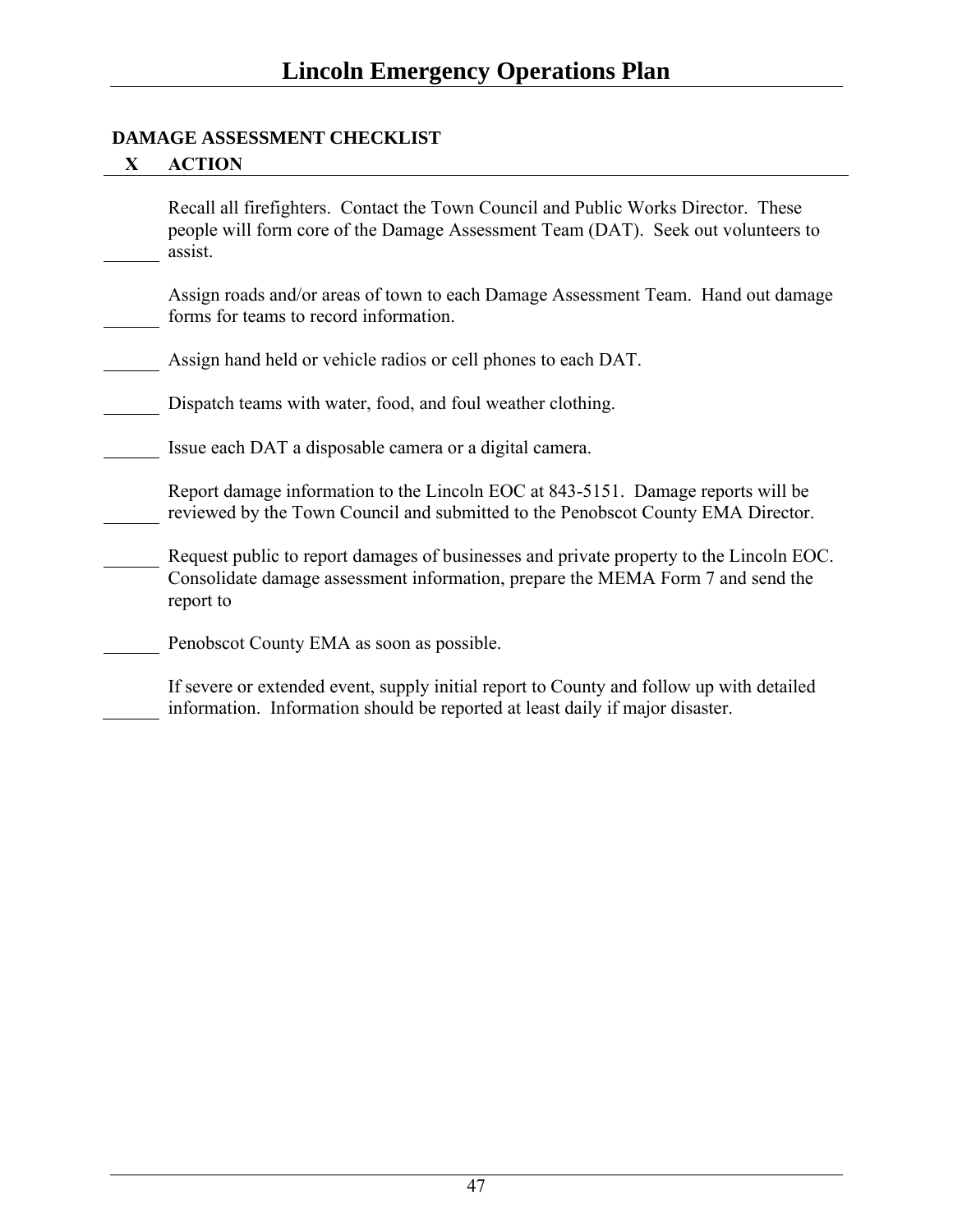**DAMAGE ASSESSMENT CHECKLIST**

| X | ACTION |
|---|---|
| ______ | Recall all firefighters. Contact the Town Council and Public Works Director. These people will form core of the Damage Assessment Team (DAT). Seek out volunteers to assist. |
| ______ | Assign roads and/or areas of town to each Damage Assessment Team. Hand out damage forms for teams to record information. |
| ______ | Assign hand held or vehicle radios or cell phones to each DAT. |
| ______ | Dispatch teams with water, food, and foul weather clothing. |
| ______ | Issue each DAT a disposable camera or a digital camera. |
| ______ | Report damage information to the Lincoln EOC at 843-5151. Damage reports will be reviewed by the Town Council and submitted to the Penobscot County EMA Director. |
| ______ | Request public to report damages of businesses and private property to the Lincoln EOC. Consolidate damage assessment information, prepare the MEMA Form 7 and send the report to |
| ______ | Penobscot County EMA as soon as possible. |
| ______ | If severe or extended event, supply initial report to County and follow up with detailed information. Information should be reported at least daily if major disaster. |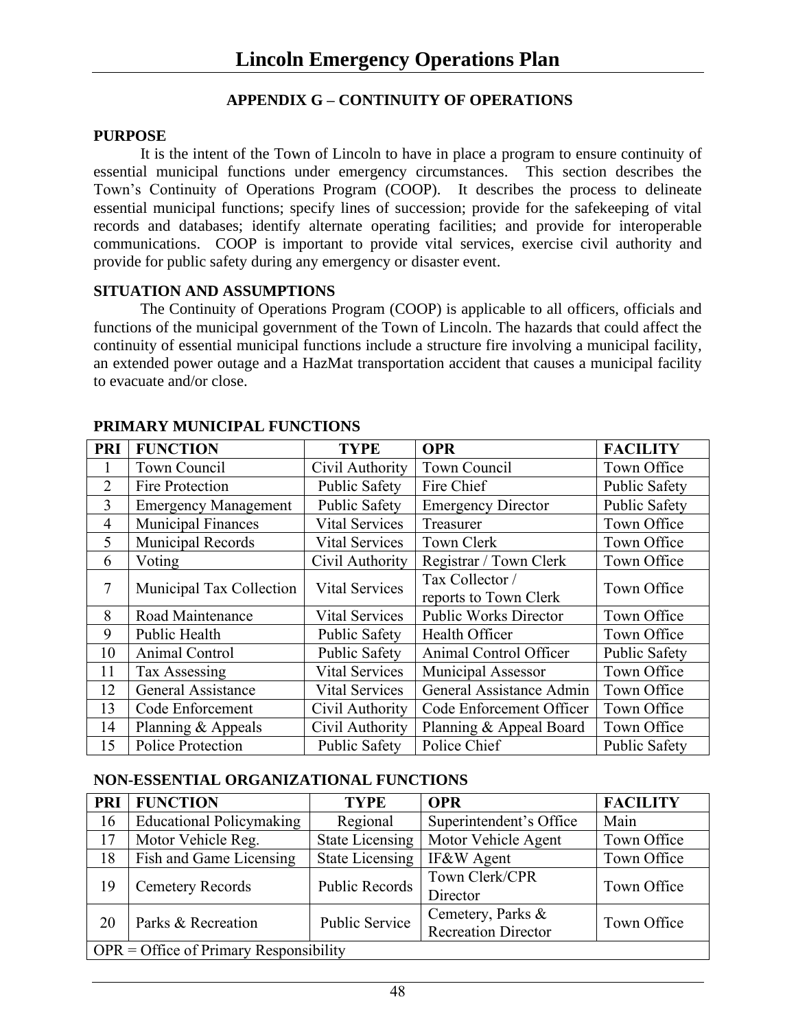# Lincoln Emergency Operations Plan

## APPENDIX G – CONTINUITY OF OPERATIONS

### PURPOSE

It is the intent of the Town of Lincoln to have in place a program to ensure continuity of essential municipal functions under emergency circumstances. This section describes the Town's Continuity of Operations Program (COOP). It describes the process to delineate essential municipal functions; specify lines of succession; provide for the safekeeping of vital records and databases; identify alternate operating facilities; and provide for interoperable communications. COOP is important to provide vital services, exercise civil authority and provide for public safety during any emergency or disaster event.

### SITUATION AND ASSUMPTIONS

The Continuity of Operations Program (COOP) is applicable to all officers, officials and functions of the municipal government of the Town of Lincoln. The hazards that could affect the continuity of essential municipal functions include a structure fire involving a municipal facility, an extended power outage and a HazMat transportation accident that causes a municipal facility to evacuate and/or close.

### PRIMARY MUNICIPAL FUNCTIONS

| PRI | FUNCTION | TYPE | OPR | FACILITY |
|---|---|---|---|---|
| 1 | Town Council | Civil Authority | Town Council | Town Office |
| 2 | Fire Protection | Public Safety | Fire Chief | Public Safety |
| 3 | Emergency Management | Public Safety | Emergency Director | Public Safety |
| 4 | Municipal Finances | Vital Services | Treasurer | Town Office |
| 5 | Municipal Records | Vital Services | Town Clerk | Town Office |
| 6 | Voting | Civil Authority | Registrar / Town Clerk | Town Office |
| 7 | Municipal Tax Collection | Vital Services | Tax Collector / reports to Town Clerk | Town Office |
| 8 | Road Maintenance | Vital Services | Public Works Director | Town Office |
| 9 | Public Health | Public Safety | Health Officer | Town Office |
| 10 | Animal Control | Public Safety | Animal Control Officer | Public Safety |
| 11 | Tax Assessing | Vital Services | Municipal Assessor | Town Office |
| 12 | General Assistance | Vital Services | General Assistance Admin | Town Office |
| 13 | Code Enforcement | Civil Authority | Code Enforcement Officer | Town Office |
| 14 | Planning & Appeals | Civil Authority | Planning & Appeal Board | Town Office |
| 15 | Police Protection | Public Safety | Police Chief | Public Safety |

### NON-ESSENTIAL ORGANIZATIONAL FUNCTIONS

| PRI | FUNCTION | TYPE | OPR | FACILITY |
|---|---|---|---|---|
| 16 | Educational Policymaking | Regional | Superintendent's Office | Main |
| 17 | Motor Vehicle Reg. | State Licensing | Motor Vehicle Agent | Town Office |
| 18 | Fish and Game Licensing | State Licensing | IF&W Agent | Town Office |
| 19 | Cemetery Records | Public Records | Town Clerk/CPR Director | Town Office |
| 20 | Parks & Recreation | Public Service | Cemetery, Parks & Recreation Director | Town Office |
| OPR = Office of Primary Responsibility | | | | |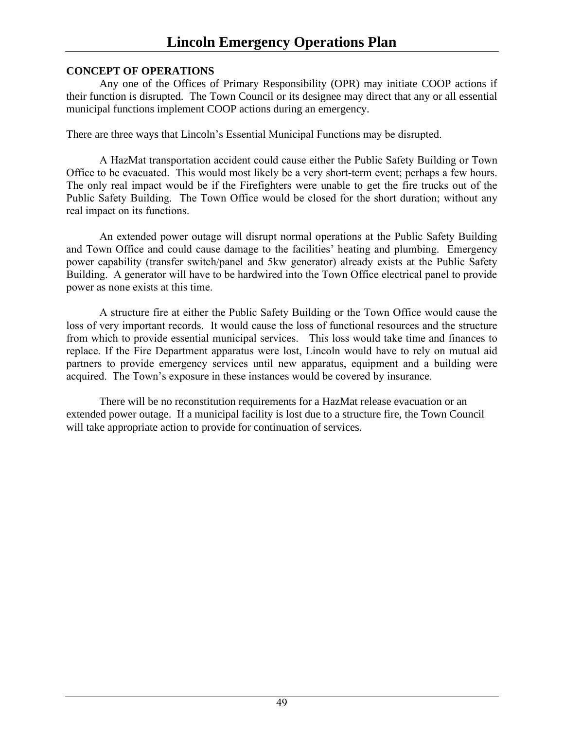**CONCEPT OF OPERATIONS**

Any one of the Offices of Primary Responsibility (OPR) may initiate COOP actions if their function is disrupted. The Town Council or its designee may direct that any or all essential municipal functions implement COOP actions during an emergency.

There are three ways that Lincoln's Essential Municipal Functions may be disrupted.

A HazMat transportation accident could cause either the Public Safety Building or Town Office to be evacuated. This would most likely be a very short-term event; perhaps a few hours. The only real impact would be if the Firefighters were unable to get the fire trucks out of the Public Safety Building. The Town Office would be closed for the short duration; without any real impact on its functions.

An extended power outage will disrupt normal operations at the Public Safety Building and Town Office and could cause damage to the facilities' heating and plumbing. Emergency power capability (transfer switch/panel and 5kw generator) already exists at the Public Safety Building. A generator will have to be hardwired into the Town Office electrical panel to provide power as none exists at this time.

A structure fire at either the Public Safety Building or the Town Office would cause the loss of very important records. It would cause the loss of functional resources and the structure from which to provide essential municipal services. This loss would take time and finances to replace. If the Fire Department apparatus were lost, Lincoln would have to rely on mutual aid partners to provide emergency services until new apparatus, equipment and a building were acquired. The Town's exposure in these instances would be covered by insurance.

There will be no reconstitution requirements for a HazMat release evacuation or an extended power outage. If a municipal facility is lost due to a structure fire, the Town Council will take appropriate action to provide for continuation of services.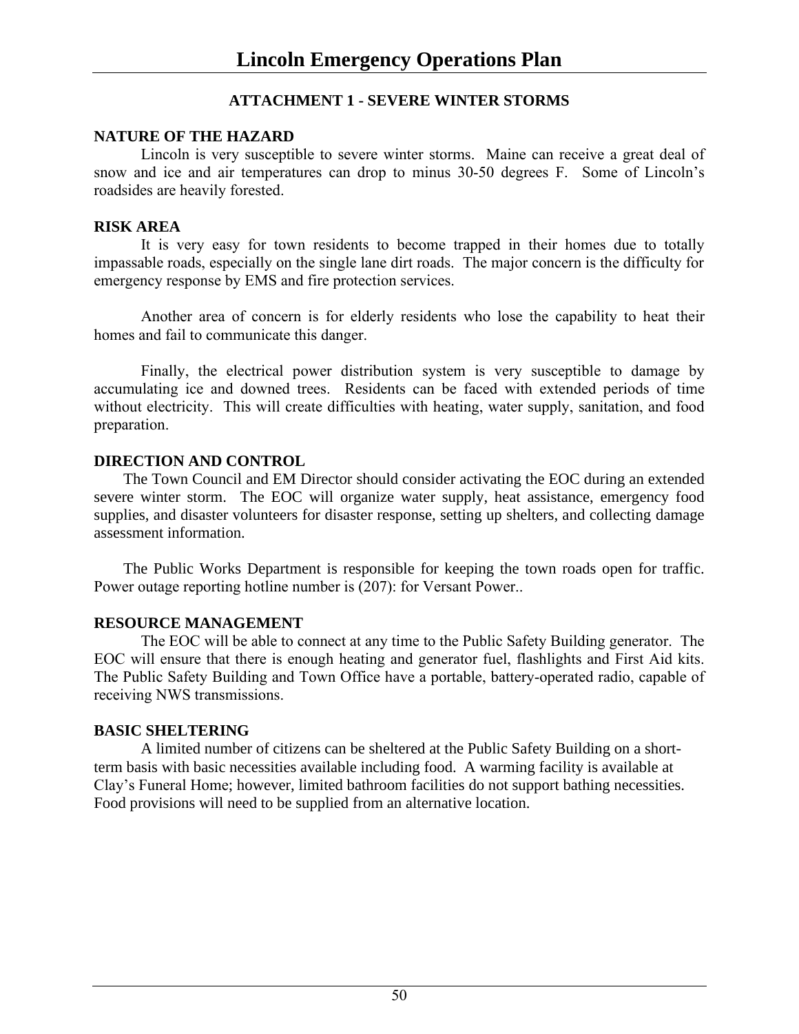## ATTACHMENT 1 - SEVERE WINTER STORMS

**NATURE OF THE HAZARD**

Lincoln is very susceptible to severe winter storms. Maine can receive a great deal of snow and ice and air temperatures can drop to minus 30-50 degrees F. Some of Lincoln's roadsides are heavily forested.

**RISK AREA**

It is very easy for town residents to become trapped in their homes due to totally impassable roads, especially on the single lane dirt roads. The major concern is the difficulty for emergency response by EMS and fire protection services.

Another area of concern is for elderly residents who lose the capability to heat their homes and fail to communicate this danger.

Finally, the electrical power distribution system is very susceptible to damage by accumulating ice and downed trees. Residents can be faced with extended periods of time without electricity. This will create difficulties with heating, water supply, sanitation, and food preparation.

**DIRECTION AND CONTROL**

The Town Council and EM Director should consider activating the EOC during an extended severe winter storm. The EOC will organize water supply, heat assistance, emergency food supplies, and disaster volunteers for disaster response, setting up shelters, and collecting damage assessment information.

The Public Works Department is responsible for keeping the town roads open for traffic. Power outage reporting hotline number is (207): for Versant Power..

**RESOURCE MANAGEMENT**

The EOC will be able to connect at any time to the Public Safety Building generator. The EOC will ensure that there is enough heating and generator fuel, flashlights and First Aid kits. The Public Safety Building and Town Office have a portable, battery-operated radio, capable of receiving NWS transmissions.

**BASIC SHELTERING**

A limited number of citizens can be sheltered at the Public Safety Building on a short-term basis with basic necessities available including food. A warming facility is available at Clay's Funeral Home; however, limited bathroom facilities do not support bathing necessities. Food provisions will need to be supplied from an alternative location.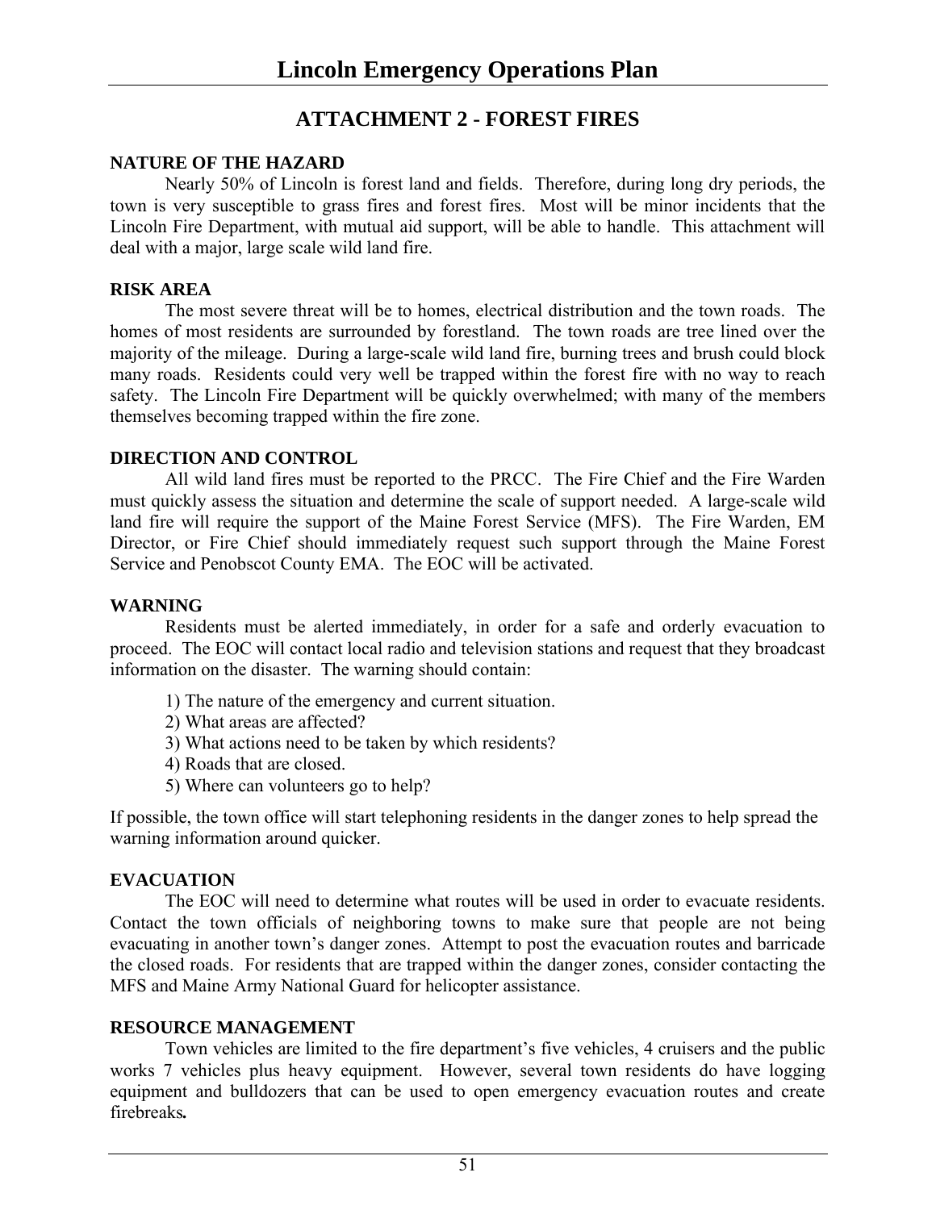## ATTACHMENT 2 - FOREST FIRES

**NATURE OF THE HAZARD**

Nearly 50% of Lincoln is forest land and fields. Therefore, during long dry periods, the town is very susceptible to grass fires and forest fires. Most will be minor incidents that the Lincoln Fire Department, with mutual aid support, will be able to handle. This attachment will deal with a major, large scale wild land fire.

**RISK AREA**

The most severe threat will be to homes, electrical distribution and the town roads. The homes of most residents are surrounded by forestland. The town roads are tree lined over the majority of the mileage. During a large-scale wild land fire, burning trees and brush could block many roads. Residents could very well be trapped within the forest fire with no way to reach safety. The Lincoln Fire Department will be quickly overwhelmed; with many of the members themselves becoming trapped within the fire zone.

**DIRECTION AND CONTROL**

All wild land fires must be reported to the PRCC. The Fire Chief and the Fire Warden must quickly assess the situation and determine the scale of support needed. A large-scale wild land fire will require the support of the Maine Forest Service (MFS). The Fire Warden, EM Director, or Fire Chief should immediately request such support through the Maine Forest Service and Penobscot County EMA. The EOC will be activated.

**WARNING**

Residents must be alerted immediately, in order for a safe and orderly evacuation to proceed. The EOC will contact local radio and television stations and request that they broadcast information on the disaster. The warning should contain:

1) The nature of the emergency and current situation.
2) What areas are affected?
3) What actions need to be taken by which residents?
4) Roads that are closed.
5) Where can volunteers go to help?

If possible, the town office will start telephoning residents in the danger zones to help spread the warning information around quicker.

**EVACUATION**

The EOC will need to determine what routes will be used in order to evacuate residents. Contact the town officials of neighboring towns to make sure that people are not being evacuating in another town's danger zones. Attempt to post the evacuation routes and barricade the closed roads. For residents that are trapped within the danger zones, consider contacting the MFS and Maine Army National Guard for helicopter assistance.

**RESOURCE MANAGEMENT**

Town vehicles are limited to the fire department's five vehicles, 4 cruisers and the public works 7 vehicles plus heavy equipment. However, several town residents do have logging equipment and bulldozers that can be used to open emergency evacuation routes and create firebreaks.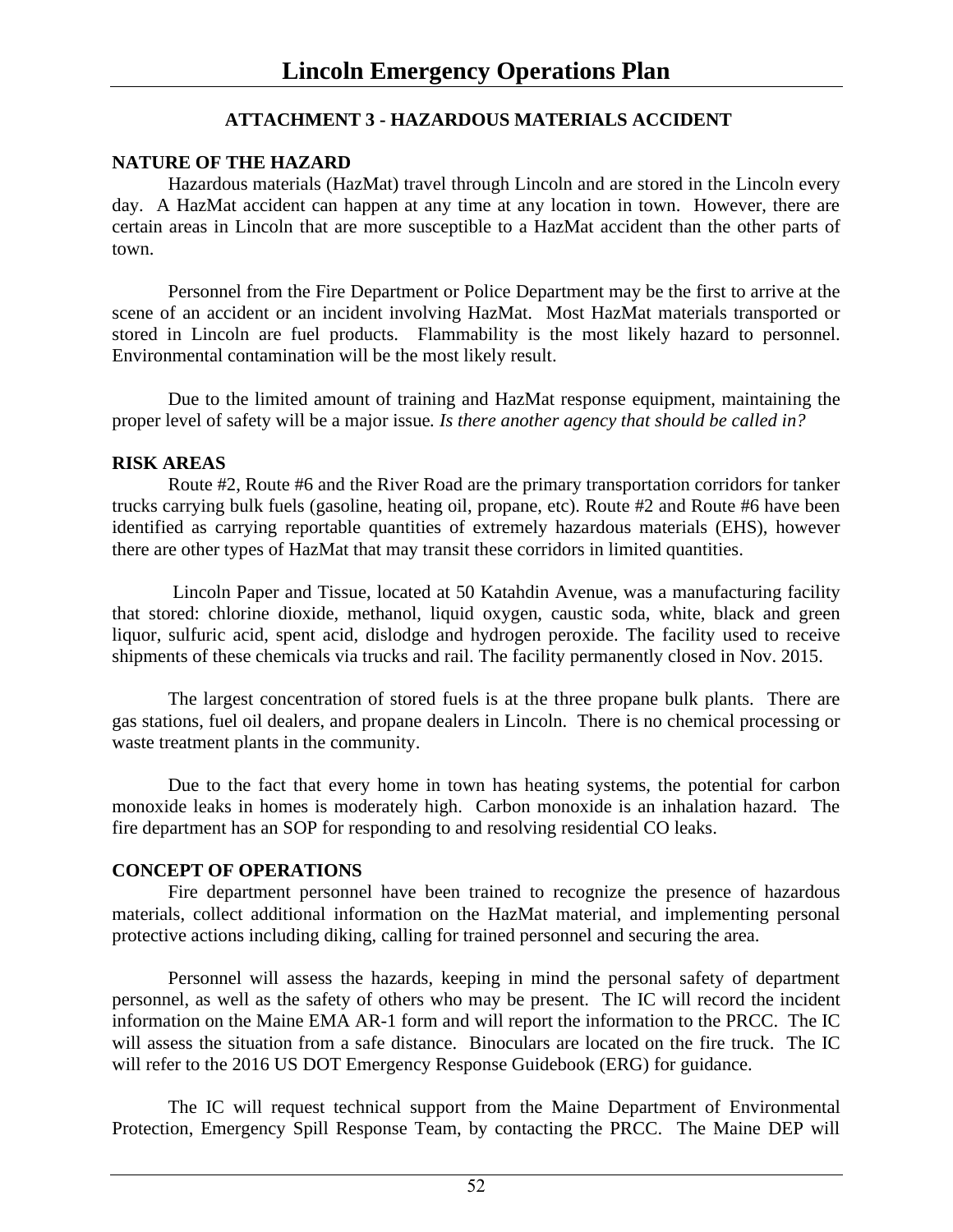## ATTACHMENT 3 - HAZARDOUS MATERIALS ACCIDENT

### NATURE OF THE HAZARD

Hazardous materials (HazMat) travel through Lincoln and are stored in the Lincoln every day. A HazMat accident can happen at any time at any location in town. However, there are certain areas in Lincoln that are more susceptible to a HazMat accident than the other parts of town.

Personnel from the Fire Department or Police Department may be the first to arrive at the scene of an accident or an incident involving HazMat. Most HazMat materials transported or stored in Lincoln are fuel products. Flammability is the most likely hazard to personnel. Environmental contamination will be the most likely result.

Due to the limited amount of training and HazMat response equipment, maintaining the proper level of safety will be a major issue. *Is there another agency that should be called in?*

### RISK AREAS

Route #2, Route #6 and the River Road are the primary transportation corridors for tanker trucks carrying bulk fuels (gasoline, heating oil, propane, etc). Route #2 and Route #6 have been identified as carrying reportable quantities of extremely hazardous materials (EHS), however there are other types of HazMat that may transit these corridors in limited quantities.

Lincoln Paper and Tissue, located at 50 Katahdin Avenue, was a manufacturing facility that stored: chlorine dioxide, methanol, liquid oxygen, caustic soda, white, black and green liquor, sulfuric acid, spent acid, dislodge and hydrogen peroxide. The facility used to receive shipments of these chemicals via trucks and rail. The facility permanently closed in Nov. 2015.

The largest concentration of stored fuels is at the three propane bulk plants. There are gas stations, fuel oil dealers, and propane dealers in Lincoln. There is no chemical processing or waste treatment plants in the community.

Due to the fact that every home in town has heating systems, the potential for carbon monoxide leaks in homes is moderately high. Carbon monoxide is an inhalation hazard. The fire department has an SOP for responding to and resolving residential CO leaks.

### CONCEPT OF OPERATIONS

Fire department personnel have been trained to recognize the presence of hazardous materials, collect additional information on the HazMat material, and implementing personal protective actions including diking, calling for trained personnel and securing the area.

Personnel will assess the hazards, keeping in mind the personal safety of department personnel, as well as the safety of others who may be present. The IC will record the incident information on the Maine EMA AR-1 form and will report the information to the PRCC. The IC will assess the situation from a safe distance. Binoculars are located on the fire truck. The IC will refer to the 2016 US DOT Emergency Response Guidebook (ERG) for guidance.

The IC will request technical support from the Maine Department of Environmental Protection, Emergency Spill Response Team, by contacting the PRCC. The Maine DEP will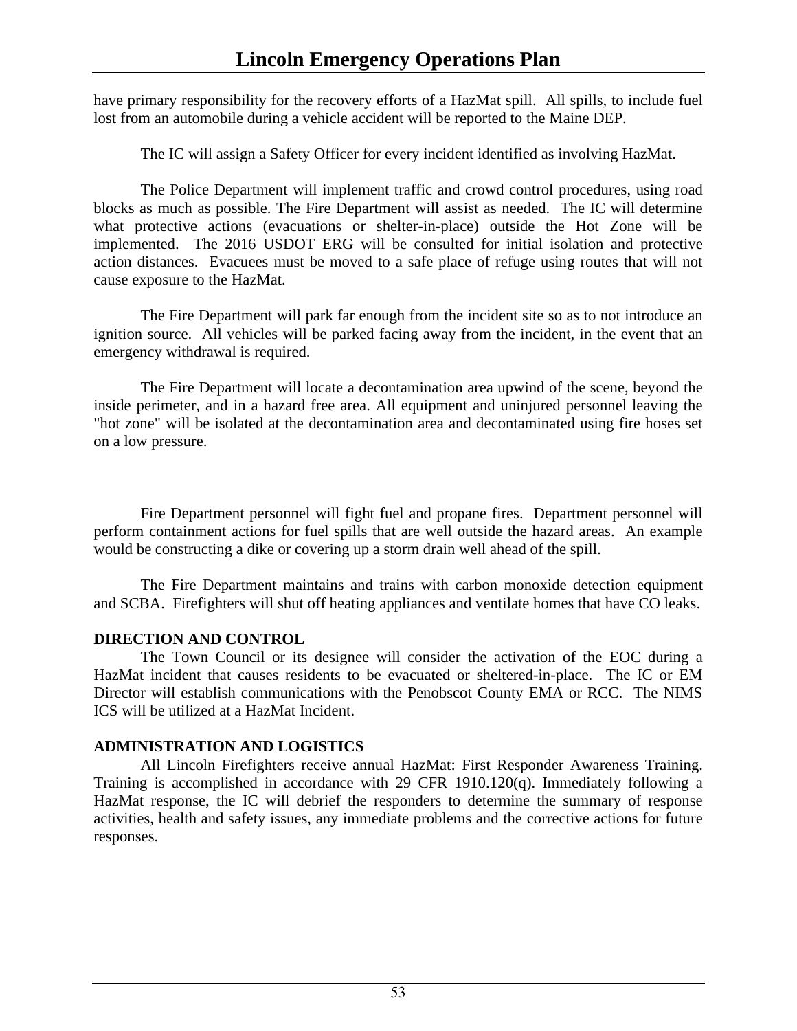have primary responsibility for the recovery efforts of a HazMat spill. All spills, to include fuel lost from an automobile during a vehicle accident will be reported to the Maine DEP.

The IC will assign a Safety Officer for every incident identified as involving HazMat.

The Police Department will implement traffic and crowd control procedures, using road blocks as much as possible. The Fire Department will assist as needed. The IC will determine what protective actions (evacuations or shelter-in-place) outside the Hot Zone will be implemented. The 2016 USDOT ERG will be consulted for initial isolation and protective action distances. Evacuees must be moved to a safe place of refuge using routes that will not cause exposure to the HazMat.

The Fire Department will park far enough from the incident site so as to not introduce an ignition source. All vehicles will be parked facing away from the incident, in the event that an emergency withdrawal is required.

The Fire Department will locate a decontamination area upwind of the scene, beyond the inside perimeter, and in a hazard free area. All equipment and uninjured personnel leaving the "hot zone" will be isolated at the decontamination area and decontaminated using fire hoses set on a low pressure.

Fire Department personnel will fight fuel and propane fires. Department personnel will perform containment actions for fuel spills that are well outside the hazard areas. An example would be constructing a dike or covering up a storm drain well ahead of the spill.

The Fire Department maintains and trains with carbon monoxide detection equipment and SCBA. Firefighters will shut off heating appliances and ventilate homes that have CO leaks.

**DIRECTION AND CONTROL**

The Town Council or its designee will consider the activation of the EOC during a HazMat incident that causes residents to be evacuated or sheltered-in-place. The IC or EM Director will establish communications with the Penobscot County EMA or RCC. The NIMS ICS will be utilized at a HazMat Incident.

**ADMINISTRATION AND LOGISTICS**

All Lincoln Firefighters receive annual HazMat: First Responder Awareness Training. Training is accomplished in accordance with 29 CFR 1910.120(q). Immediately following a HazMat response, the IC will debrief the responders to determine the summary of response activities, health and safety issues, any immediate problems and the corrective actions for future responses.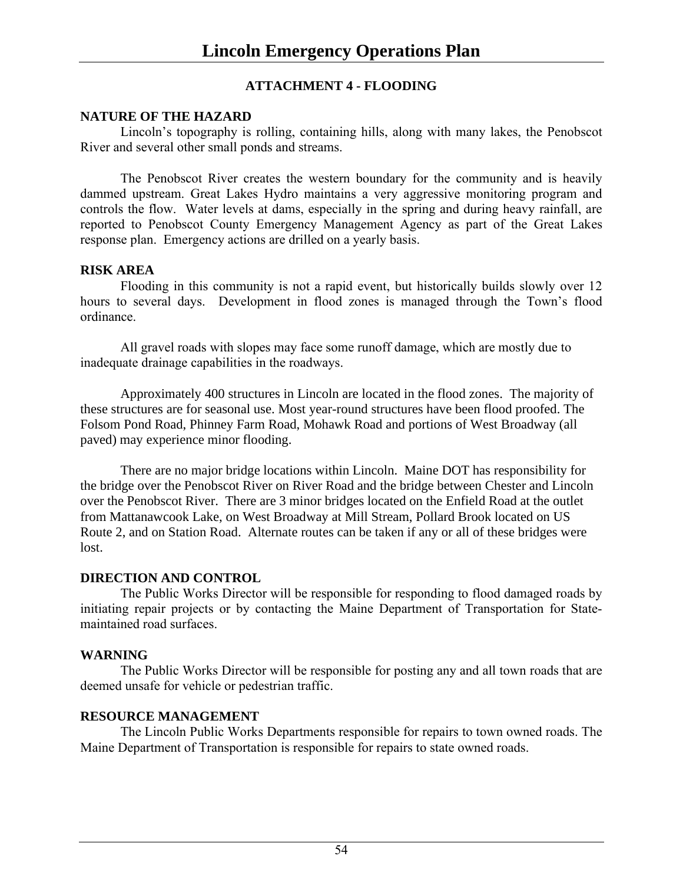## ATTACHMENT 4 - FLOODING

**NATURE OF THE HAZARD**

Lincoln's topography is rolling, containing hills, along with many lakes, the Penobscot River and several other small ponds and streams.

The Penobscot River creates the western boundary for the community and is heavily dammed upstream. Great Lakes Hydro maintains a very aggressive monitoring program and controls the flow. Water levels at dams, especially in the spring and during heavy rainfall, are reported to Penobscot County Emergency Management Agency as part of the Great Lakes response plan. Emergency actions are drilled on a yearly basis.

**RISK AREA**

Flooding in this community is not a rapid event, but historically builds slowly over 12 hours to several days. Development in flood zones is managed through the Town's flood ordinance.

All gravel roads with slopes may face some runoff damage, which are mostly due to inadequate drainage capabilities in the roadways.

Approximately 400 structures in Lincoln are located in the flood zones. The majority of these structures are for seasonal use. Most year-round structures have been flood proofed. The Folsom Pond Road, Phinney Farm Road, Mohawk Road and portions of West Broadway (all paved) may experience minor flooding.

There are no major bridge locations within Lincoln. Maine DOT has responsibility for the bridge over the Penobscot River on River Road and the bridge between Chester and Lincoln over the Penobscot River. There are 3 minor bridges located on the Enfield Road at the outlet from Mattanawcook Lake, on West Broadway at Mill Stream, Pollard Brook located on US Route 2, and on Station Road. Alternate routes can be taken if any or all of these bridges were lost.

**DIRECTION AND CONTROL**

The Public Works Director will be responsible for responding to flood damaged roads by initiating repair projects or by contacting the Maine Department of Transportation for State-maintained road surfaces.

**WARNING**

The Public Works Director will be responsible for posting any and all town roads that are deemed unsafe for vehicle or pedestrian traffic.

**RESOURCE MANAGEMENT**

The Lincoln Public Works Departments responsible for repairs to town owned roads. The Maine Department of Transportation is responsible for repairs to state owned roads.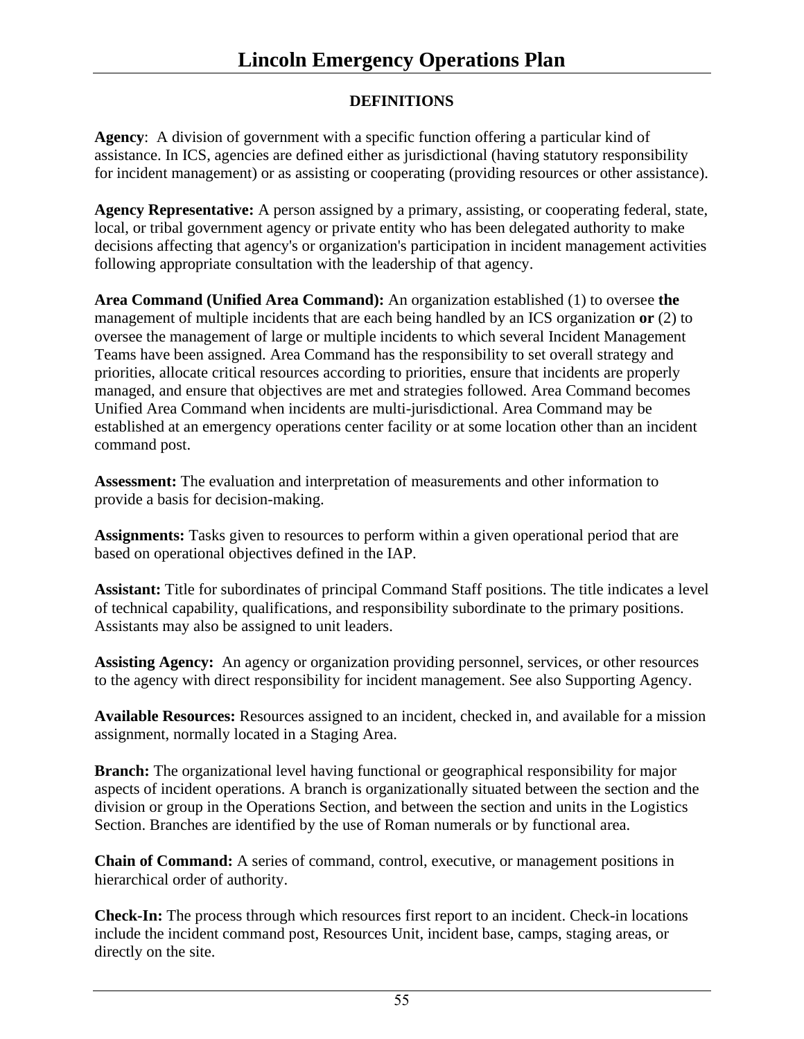## DEFINITIONS

**Agency**: A division of government with a specific function offering a particular kind of assistance. In ICS, agencies are defined either as jurisdictional (having statutory responsibility for incident management) or as assisting or cooperating (providing resources or other assistance).

**Agency Representative:** A person assigned by a primary, assisting, or cooperating federal, state, local, or tribal government agency or private entity who has been delegated authority to make decisions affecting that agency's or organization's participation in incident management activities following appropriate consultation with the leadership of that agency.

**Area Command (Unified Area Command):** An organization established (1) to oversee **the** management of multiple incidents that are each being handled by an ICS organization **or** (2) to oversee the management of large or multiple incidents to which several Incident Management Teams have been assigned. Area Command has the responsibility to set overall strategy and priorities, allocate critical resources according to priorities, ensure that incidents are properly managed, and ensure that objectives are met and strategies followed. Area Command becomes Unified Area Command when incidents are multi-jurisdictional. Area Command may be established at an emergency operations center facility or at some location other than an incident command post.

**Assessment:** The evaluation and interpretation of measurements and other information to provide a basis for decision-making.

**Assignments:** Tasks given to resources to perform within a given operational period that are based on operational objectives defined in the IAP.

**Assistant:** Title for subordinates of principal Command Staff positions. The title indicates a level of technical capability, qualifications, and responsibility subordinate to the primary positions. Assistants may also be assigned to unit leaders.

**Assisting Agency:** An agency or organization providing personnel, services, or other resources to the agency with direct responsibility for incident management. See also Supporting Agency.

**Available Resources:** Resources assigned to an incident, checked in, and available for a mission assignment, normally located in a Staging Area.

**Branch:** The organizational level having functional or geographical responsibility for major aspects of incident operations. A branch is organizationally situated between the section and the division or group in the Operations Section, and between the section and units in the Logistics Section. Branches are identified by the use of Roman numerals or by functional area.

**Chain of Command:** A series of command, control, executive, or management positions in hierarchical order of authority.

**Check-In:** The process through which resources first report to an incident. Check-in locations include the incident command post, Resources Unit, incident base, camps, staging areas, or directly on the site.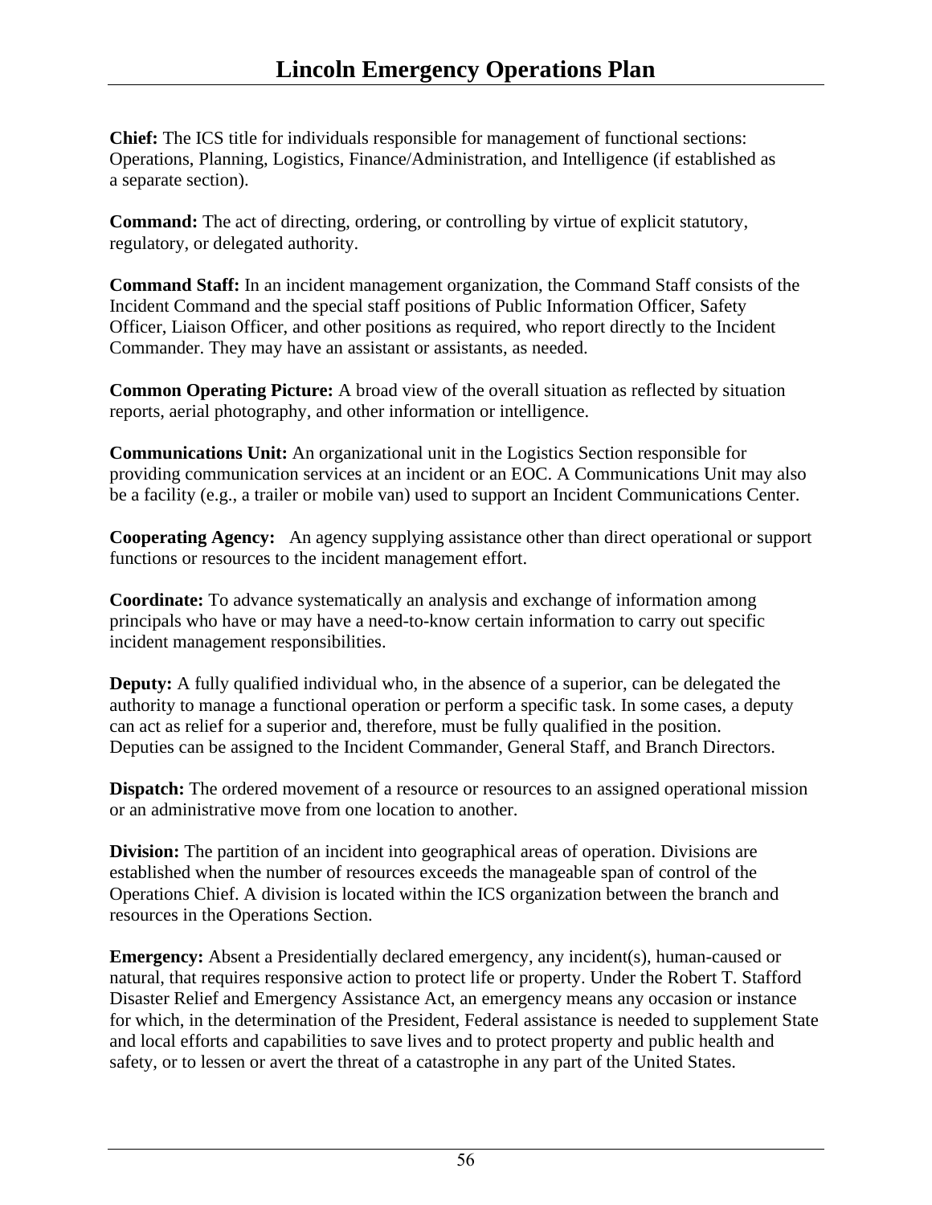**Chief:** The ICS title for individuals responsible for management of functional sections: Operations, Planning, Logistics, Finance/Administration, and Intelligence (if established as a separate section).

**Command:** The act of directing, ordering, or controlling by virtue of explicit statutory, regulatory, or delegated authority.

**Command Staff:** In an incident management organization, the Command Staff consists of the Incident Command and the special staff positions of Public Information Officer, Safety Officer, Liaison Officer, and other positions as required, who report directly to the Incident Commander. They may have an assistant or assistants, as needed.

**Common Operating Picture:** A broad view of the overall situation as reflected by situation reports, aerial photography, and other information or intelligence.

**Communications Unit:** An organizational unit in the Logistics Section responsible for providing communication services at an incident or an EOC. A Communications Unit may also be a facility (e.g., a trailer or mobile van) used to support an Incident Communications Center.

**Cooperating Agency:** An agency supplying assistance other than direct operational or support functions or resources to the incident management effort.

**Coordinate:** To advance systematically an analysis and exchange of information among principals who have or may have a need-to-know certain information to carry out specific incident management responsibilities.

**Deputy:** A fully qualified individual who, in the absence of a superior, can be delegated the authority to manage a functional operation or perform a specific task. In some cases, a deputy can act as relief for a superior and, therefore, must be fully qualified in the position. Deputies can be assigned to the Incident Commander, General Staff, and Branch Directors.

**Dispatch:** The ordered movement of a resource or resources to an assigned operational mission or an administrative move from one location to another.

**Division:** The partition of an incident into geographical areas of operation. Divisions are established when the number of resources exceeds the manageable span of control of the Operations Chief. A division is located within the ICS organization between the branch and resources in the Operations Section.

**Emergency:** Absent a Presidentially declared emergency, any incident(s), human-caused or natural, that requires responsive action to protect life or property. Under the Robert T. Stafford Disaster Relief and Emergency Assistance Act, an emergency means any occasion or instance for which, in the determination of the President, Federal assistance is needed to supplement State and local efforts and capabilities to save lives and to protect property and public health and safety, or to lessen or avert the threat of a catastrophe in any part of the United States.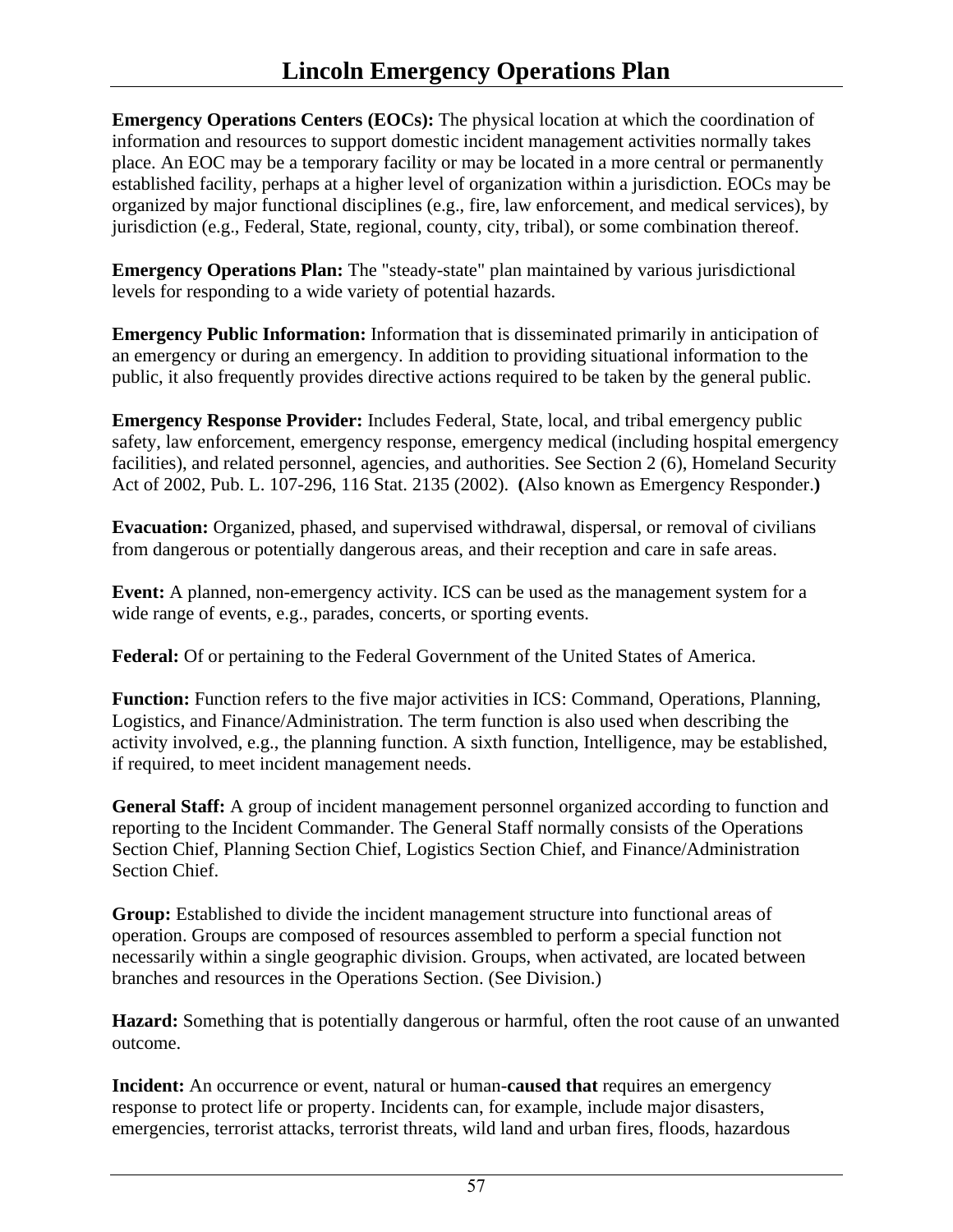**Emergency Operations Centers (EOCs):** The physical location at which the coordination of information and resources to support domestic incident management activities normally takes place. An EOC may be a temporary facility or may be located in a more central or permanently established facility, perhaps at a higher level of organization within a jurisdiction. EOCs may be organized by major functional disciplines (e.g., fire, law enforcement, and medical services), by jurisdiction (e.g., Federal, State, regional, county, city, tribal), or some combination thereof.

**Emergency Operations Plan:** The "steady-state" plan maintained by various jurisdictional levels for responding to a wide variety of potential hazards.

**Emergency Public Information:** Information that is disseminated primarily in anticipation of an emergency or during an emergency. In addition to providing situational information to the public, it also frequently provides directive actions required to be taken by the general public.

**Emergency Response Provider:** Includes Federal, State, local, and tribal emergency public safety, law enforcement, emergency response, emergency medical (including hospital emergency facilities), and related personnel, agencies, and authorities. See Section 2 (6), Homeland Security Act of 2002, Pub. L. 107-296, 116 Stat. 2135 (2002). **(**Also known as Emergency Responder.**)**

**Evacuation:** Organized, phased, and supervised withdrawal, dispersal, or removal of civilians from dangerous or potentially dangerous areas, and their reception and care in safe areas.

**Event:** A planned, non-emergency activity. ICS can be used as the management system for a wide range of events, e.g., parades, concerts, or sporting events.

**Federal:** Of or pertaining to the Federal Government of the United States of America.

**Function:** Function refers to the five major activities in ICS: Command, Operations, Planning, Logistics, and Finance/Administration. The term function is also used when describing the activity involved, e.g., the planning function. A sixth function, Intelligence, may be established, if required, to meet incident management needs.

**General Staff:** A group of incident management personnel organized according to function and reporting to the Incident Commander. The General Staff normally consists of the Operations Section Chief, Planning Section Chief, Logistics Section Chief, and Finance/Administration Section Chief.

**Group:** Established to divide the incident management structure into functional areas of operation. Groups are composed of resources assembled to perform a special function not necessarily within a single geographic division. Groups, when activated, are located between branches and resources in the Operations Section. (See Division.)

**Hazard:** Something that is potentially dangerous or harmful, often the root cause of an unwanted outcome.

**Incident:** An occurrence or event, natural or human-**caused that** requires an emergency response to protect life or property. Incidents can, for example, include major disasters, emergencies, terrorist attacks, terrorist threats, wild land and urban fires, floods, hazardous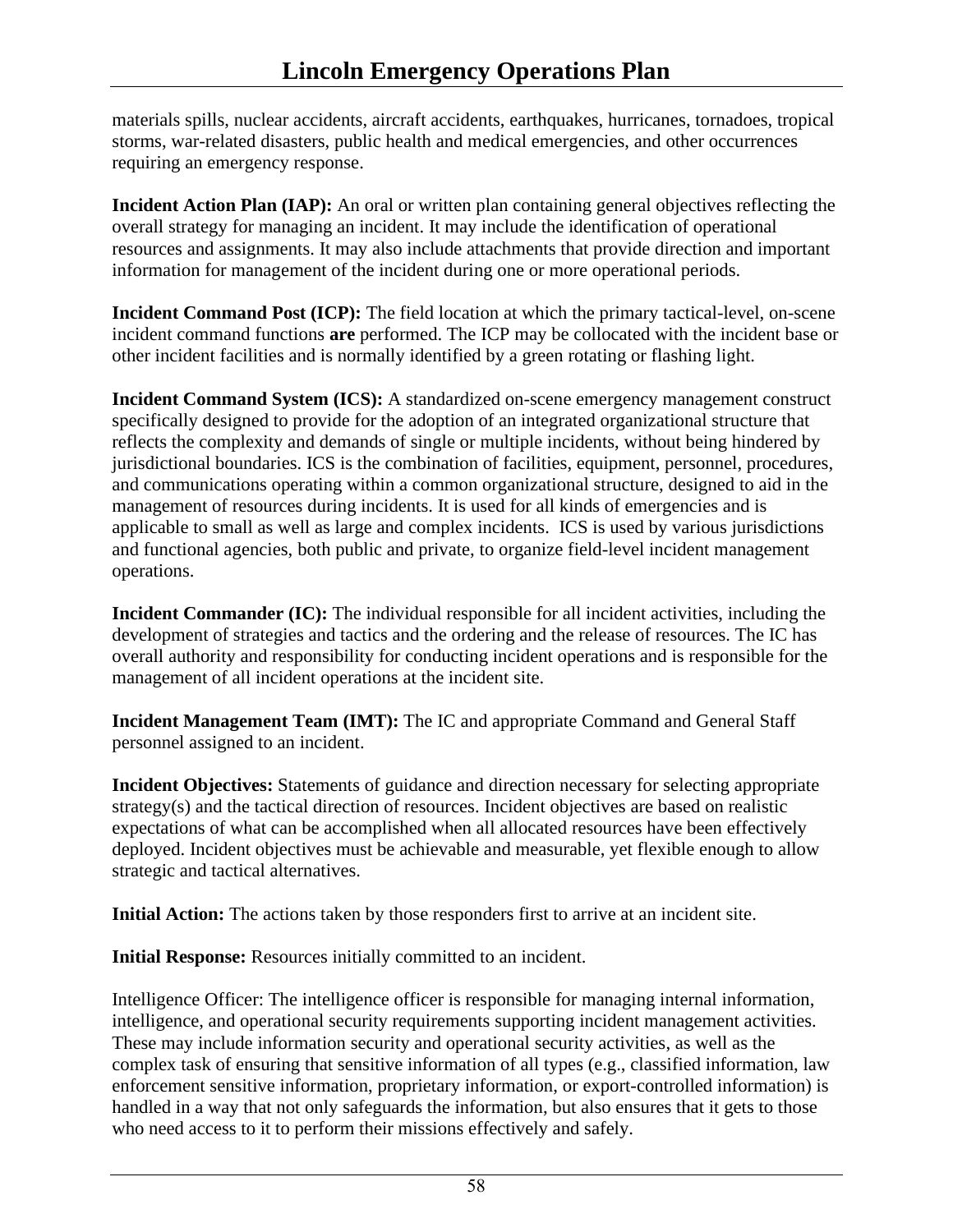materials spills, nuclear accidents, aircraft accidents, earthquakes, hurricanes, tornadoes, tropical storms, war-related disasters, public health and medical emergencies, and other occurrences requiring an emergency response.

**Incident Action Plan (IAP):** An oral or written plan containing general objectives reflecting the overall strategy for managing an incident. It may include the identification of operational resources and assignments. It may also include attachments that provide direction and important information for management of the incident during one or more operational periods.

**Incident Command Post (ICP):** The field location at which the primary tactical-level, on-scene incident command functions **are** performed. The ICP may be collocated with the incident base or other incident facilities and is normally identified by a green rotating or flashing light.

**Incident Command System (ICS):** A standardized on-scene emergency management construct specifically designed to provide for the adoption of an integrated organizational structure that reflects the complexity and demands of single or multiple incidents, without being hindered by jurisdictional boundaries. ICS is the combination of facilities, equipment, personnel, procedures, and communications operating within a common organizational structure, designed to aid in the management of resources during incidents. It is used for all kinds of emergencies and is applicable to small as well as large and complex incidents. ICS is used by various jurisdictions and functional agencies, both public and private, to organize field-level incident management operations.

**Incident Commander (IC):** The individual responsible for all incident activities, including the development of strategies and tactics and the ordering and the release of resources. The IC has overall authority and responsibility for conducting incident operations and is responsible for the management of all incident operations at the incident site.

**Incident Management Team (IMT):** The IC and appropriate Command and General Staff personnel assigned to an incident.

**Incident Objectives:** Statements of guidance and direction necessary for selecting appropriate strategy(s) and the tactical direction of resources. Incident objectives are based on realistic expectations of what can be accomplished when all allocated resources have been effectively deployed. Incident objectives must be achievable and measurable, yet flexible enough to allow strategic and tactical alternatives.

**Initial Action:** The actions taken by those responders first to arrive at an incident site.

**Initial Response:** Resources initially committed to an incident.

Intelligence Officer: The intelligence officer is responsible for managing internal information, intelligence, and operational security requirements supporting incident management activities. These may include information security and operational security activities, as well as the complex task of ensuring that sensitive information of all types (e.g., classified information, law enforcement sensitive information, proprietary information, or export-controlled information) is handled in a way that not only safeguards the information, but also ensures that it gets to those who need access to it to perform their missions effectively and safely.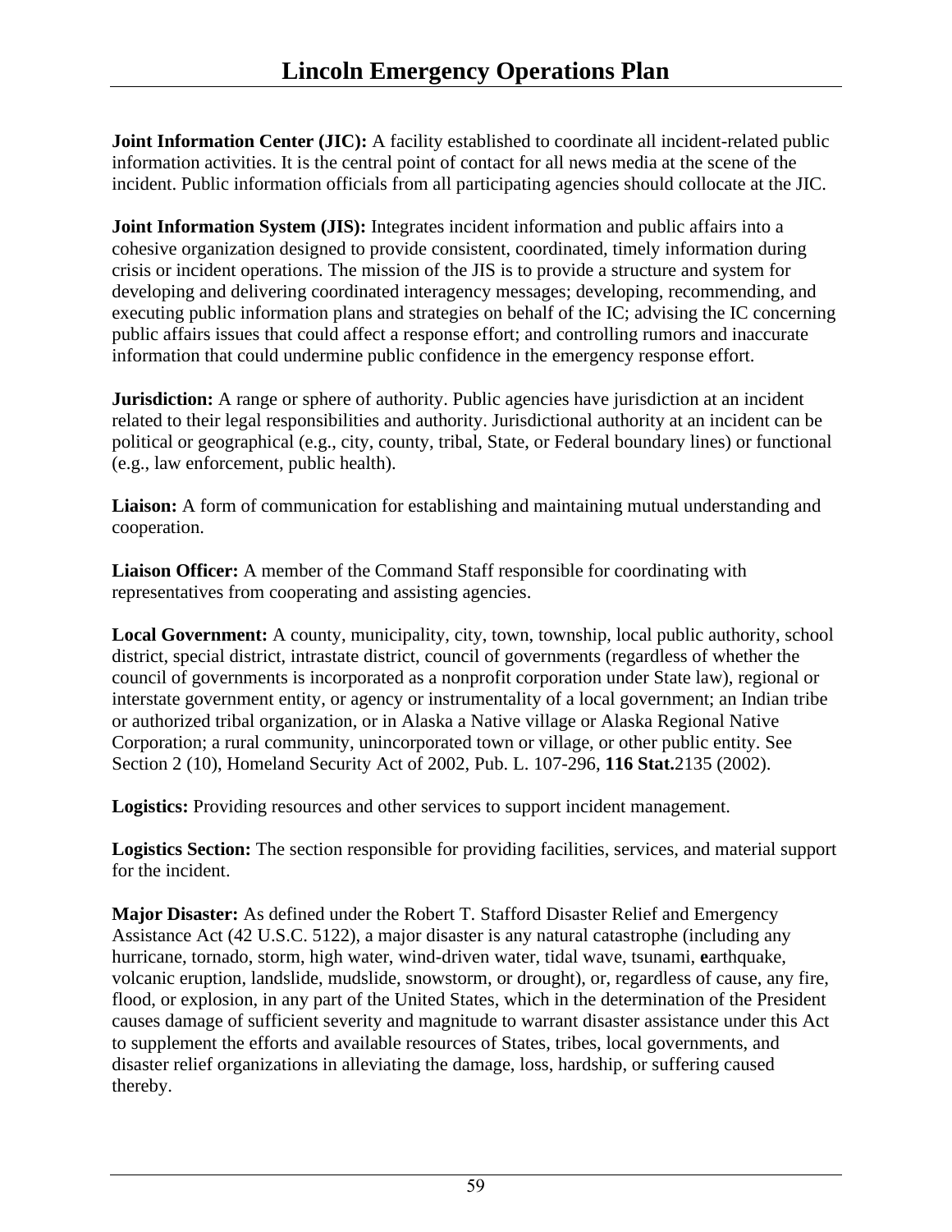**Joint Information Center (JIC):** A facility established to coordinate all incident-related public information activities. It is the central point of contact for all news media at the scene of the incident. Public information officials from all participating agencies should collocate at the JIC.

**Joint Information System (JIS):** Integrates incident information and public affairs into a cohesive organization designed to provide consistent, coordinated, timely information during crisis or incident operations. The mission of the JIS is to provide a structure and system for developing and delivering coordinated interagency messages; developing, recommending, and executing public information plans and strategies on behalf of the IC; advising the IC concerning public affairs issues that could affect a response effort; and controlling rumors and inaccurate information that could undermine public confidence in the emergency response effort.

**Jurisdiction:** A range or sphere of authority. Public agencies have jurisdiction at an incident related to their legal responsibilities and authority. Jurisdictional authority at an incident can be political or geographical (e.g., city, county, tribal, State, or Federal boundary lines) or functional (e.g., law enforcement, public health).

**Liaison:** A form of communication for establishing and maintaining mutual understanding and cooperation.

**Liaison Officer:** A member of the Command Staff responsible for coordinating with representatives from cooperating and assisting agencies.

**Local Government:** A county, municipality, city, town, township, local public authority, school district, special district, intrastate district, council of governments (regardless of whether the council of governments is incorporated as a nonprofit corporation under State law), regional or interstate government entity, or agency or instrumentality of a local government; an Indian tribe or authorized tribal organization, or in Alaska a Native village or Alaska Regional Native Corporation; a rural community, unincorporated town or village, or other public entity. See Section 2 (10), Homeland Security Act of 2002, Pub. L. 107-296, **116 Stat.**2135 (2002).

**Logistics:** Providing resources and other services to support incident management.

**Logistics Section:** The section responsible for providing facilities, services, and material support for the incident.

**Major Disaster:** As defined under the Robert T. Stafford Disaster Relief and Emergency Assistance Act (42 U.S.C. 5122), a major disaster is any natural catastrophe (including any hurricane, tornado, storm, high water, wind-driven water, tidal wave, tsunami, earthquake, volcanic eruption, landslide, mudslide, snowstorm, or drought), or, regardless of cause, any fire, flood, or explosion, in any part of the United States, which in the determination of the President causes damage of sufficient severity and magnitude to warrant disaster assistance under this Act to supplement the efforts and available resources of States, tribes, local governments, and disaster relief organizations in alleviating the damage, loss, hardship, or suffering caused thereby.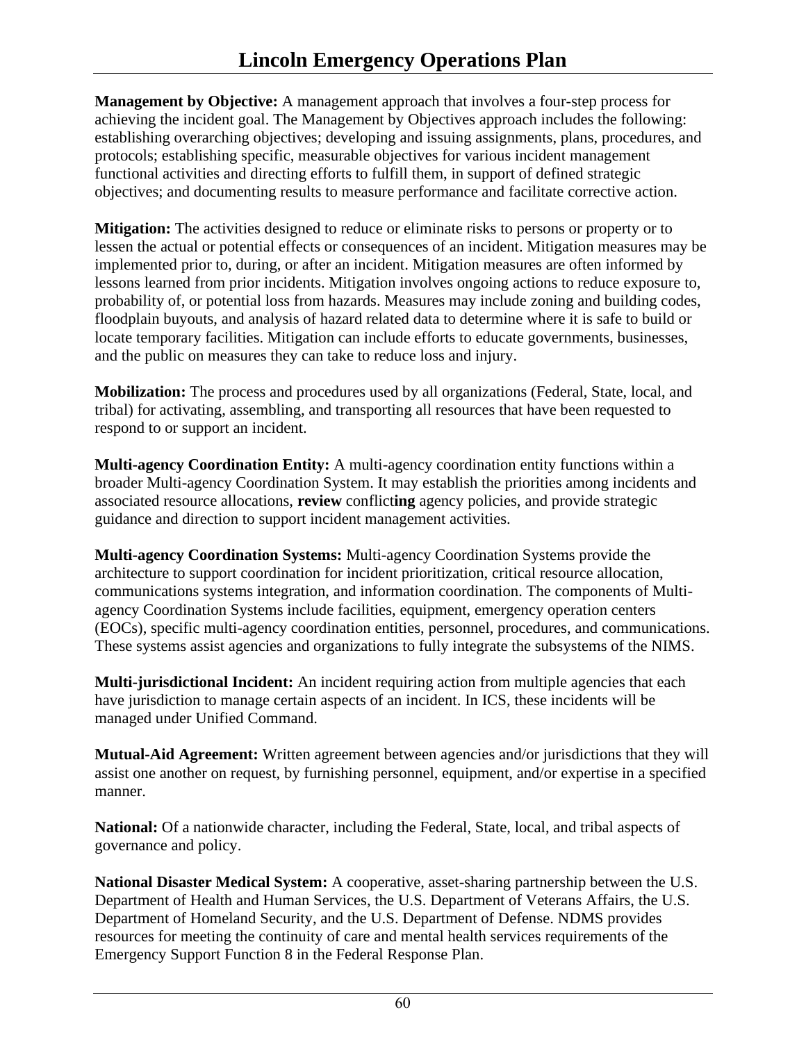**Management by Objective:** A management approach that involves a four-step process for achieving the incident goal. The Management by Objectives approach includes the following: establishing overarching objectives; developing and issuing assignments, plans, procedures, and protocols; establishing specific, measurable objectives for various incident management functional activities and directing efforts to fulfill them, in support of defined strategic objectives; and documenting results to measure performance and facilitate corrective action.

**Mitigation:** The activities designed to reduce or eliminate risks to persons or property or to lessen the actual or potential effects or consequences of an incident. Mitigation measures may be implemented prior to, during, or after an incident. Mitigation measures are often informed by lessons learned from prior incidents. Mitigation involves ongoing actions to reduce exposure to, probability of, or potential loss from hazards. Measures may include zoning and building codes, floodplain buyouts, and analysis of hazard related data to determine where it is safe to build or locate temporary facilities. Mitigation can include efforts to educate governments, businesses, and the public on measures they can take to reduce loss and injury.

**Mobilization:** The process and procedures used by all organizations (Federal, State, local, and tribal) for activating, assembling, and transporting all resources that have been requested to respond to or support an incident.

**Multi-agency Coordination Entity:** A multi-agency coordination entity functions within a broader Multi-agency Coordination System. It may establish the priorities among incidents and associated resource allocations, **review** conflict**ing** agency policies, and provide strategic guidance and direction to support incident management activities.

**Multi-agency Coordination Systems:** Multi-agency Coordination Systems provide the architecture to support coordination for incident prioritization, critical resource allocation, communications systems integration, and information coordination. The components of Multi-agency Coordination Systems include facilities, equipment, emergency operation centers (EOCs), specific multi-agency coordination entities, personnel, procedures, and communications. These systems assist agencies and organizations to fully integrate the subsystems of the NIMS.

**Multi-jurisdictional Incident:** An incident requiring action from multiple agencies that each have jurisdiction to manage certain aspects of an incident. In ICS, these incidents will be managed under Unified Command.

**Mutual-Aid Agreement:** Written agreement between agencies and/or jurisdictions that they will assist one another on request, by furnishing personnel, equipment, and/or expertise in a specified manner.

**National:** Of a nationwide character, including the Federal, State, local, and tribal aspects of governance and policy.

**National Disaster Medical System:** A cooperative, asset-sharing partnership between the U.S. Department of Health and Human Services, the U.S. Department of Veterans Affairs, the U.S. Department of Homeland Security, and the U.S. Department of Defense. NDMS provides resources for meeting the continuity of care and mental health services requirements of the Emergency Support Function 8 in the Federal Response Plan.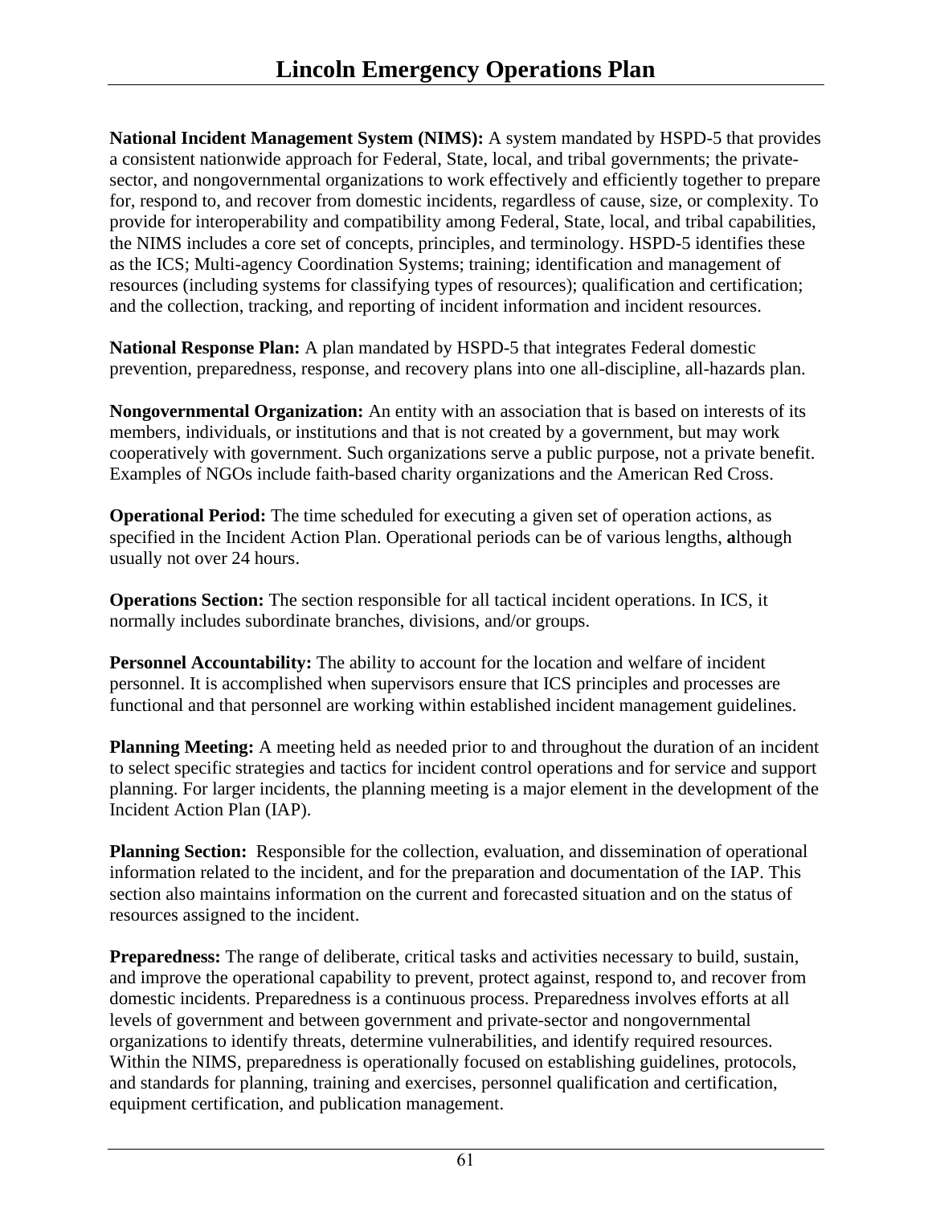**National Incident Management System (NIMS):** A system mandated by HSPD-5 that provides a consistent nationwide approach for Federal, State, local, and tribal governments; the private-sector, and nongovernmental organizations to work effectively and efficiently together to prepare for, respond to, and recover from domestic incidents, regardless of cause, size, or complexity. To provide for interoperability and compatibility among Federal, State, local, and tribal capabilities, the NIMS includes a core set of concepts, principles, and terminology. HSPD-5 identifies these as the ICS; Multi-agency Coordination Systems; training; identification and management of resources (including systems for classifying types of resources); qualification and certification; and the collection, tracking, and reporting of incident information and incident resources.

**National Response Plan:** A plan mandated by HSPD-5 that integrates Federal domestic prevention, preparedness, response, and recovery plans into one all-discipline, all-hazards plan.

**Nongovernmental Organization:** An entity with an association that is based on interests of its members, individuals, or institutions and that is not created by a government, but may work cooperatively with government. Such organizations serve a public purpose, not a private benefit. Examples of NGOs include faith-based charity organizations and the American Red Cross.

**Operational Period:** The time scheduled for executing a given set of operation actions, as specified in the Incident Action Plan. Operational periods can be of various lengths, although usually not over 24 hours.

**Operations Section:** The section responsible for all tactical incident operations. In ICS, it normally includes subordinate branches, divisions, and/or groups.

**Personnel Accountability:** The ability to account for the location and welfare of incident personnel. It is accomplished when supervisors ensure that ICS principles and processes are functional and that personnel are working within established incident management guidelines.

**Planning Meeting:** A meeting held as needed prior to and throughout the duration of an incident to select specific strategies and tactics for incident control operations and for service and support planning. For larger incidents, the planning meeting is a major element in the development of the Incident Action Plan (IAP).

**Planning Section:** Responsible for the collection, evaluation, and dissemination of operational information related to the incident, and for the preparation and documentation of the IAP. This section also maintains information on the current and forecasted situation and on the status of resources assigned to the incident.

**Preparedness:** The range of deliberate, critical tasks and activities necessary to build, sustain, and improve the operational capability to prevent, protect against, respond to, and recover from domestic incidents. Preparedness is a continuous process. Preparedness involves efforts at all levels of government and between government and private-sector and nongovernmental organizations to identify threats, determine vulnerabilities, and identify required resources. Within the NIMS, preparedness is operationally focused on establishing guidelines, protocols, and standards for planning, training and exercises, personnel qualification and certification, equipment certification, and publication management.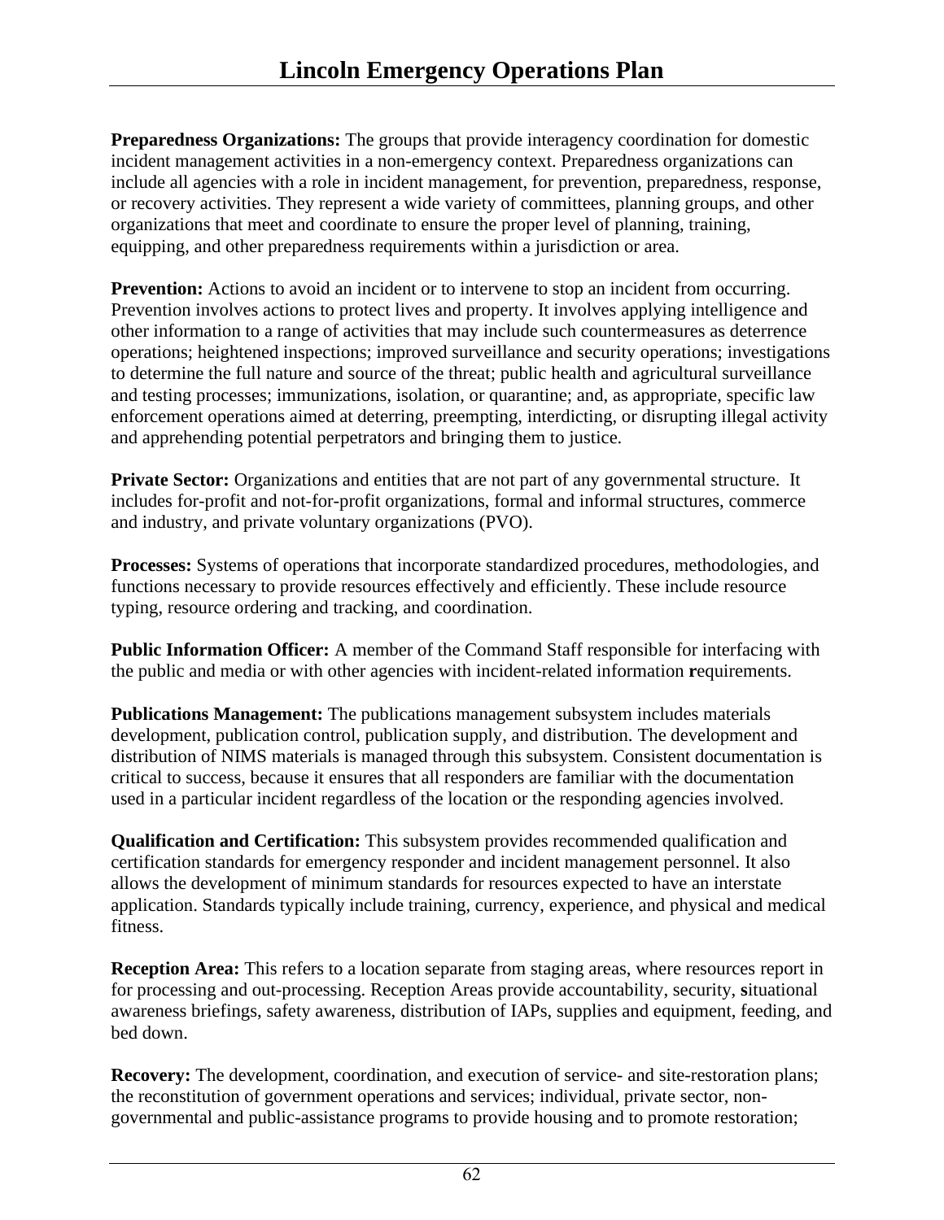**Preparedness Organizations:** The groups that provide interagency coordination for domestic incident management activities in a non-emergency context. Preparedness organizations can include all agencies with a role in incident management, for prevention, preparedness, response, or recovery activities. They represent a wide variety of committees, planning groups, and other organizations that meet and coordinate to ensure the proper level of planning, training, equipping, and other preparedness requirements within a jurisdiction or area.

**Prevention:** Actions to avoid an incident or to intervene to stop an incident from occurring. Prevention involves actions to protect lives and property. It involves applying intelligence and other information to a range of activities that may include such countermeasures as deterrence operations; heightened inspections; improved surveillance and security operations; investigations to determine the full nature and source of the threat; public health and agricultural surveillance and testing processes; immunizations, isolation, or quarantine; and, as appropriate, specific law enforcement operations aimed at deterring, preempting, interdicting, or disrupting illegal activity and apprehending potential perpetrators and bringing them to justice.

**Private Sector:** Organizations and entities that are not part of any governmental structure. It includes for-profit and not-for-profit organizations, formal and informal structures, commerce and industry, and private voluntary organizations (PVO).

**Processes:** Systems of operations that incorporate standardized procedures, methodologies, and functions necessary to provide resources effectively and efficiently. These include resource typing, resource ordering and tracking, and coordination.

**Public Information Officer:** A member of the Command Staff responsible for interfacing with the public and media or with other agencies with incident-related information requirements.

**Publications Management:** The publications management subsystem includes materials development, publication control, publication supply, and distribution. The development and distribution of NIMS materials is managed through this subsystem. Consistent documentation is critical to success, because it ensures that all responders are familiar with the documentation used in a particular incident regardless of the location or the responding agencies involved.

**Qualification and Certification:** This subsystem provides recommended qualification and certification standards for emergency responder and incident management personnel. It also allows the development of minimum standards for resources expected to have an interstate application. Standards typically include training, currency, experience, and physical and medical fitness.

**Reception Area:** This refers to a location separate from staging areas, where resources report in for processing and out-processing. Reception Areas provide accountability, security, situational awareness briefings, safety awareness, distribution of IAPs, supplies and equipment, feeding, and bed down.

**Recovery:** The development, coordination, and execution of service- and site-restoration plans; the reconstitution of government operations and services; individual, private sector, non-governmental and public-assistance programs to provide housing and to promote restoration;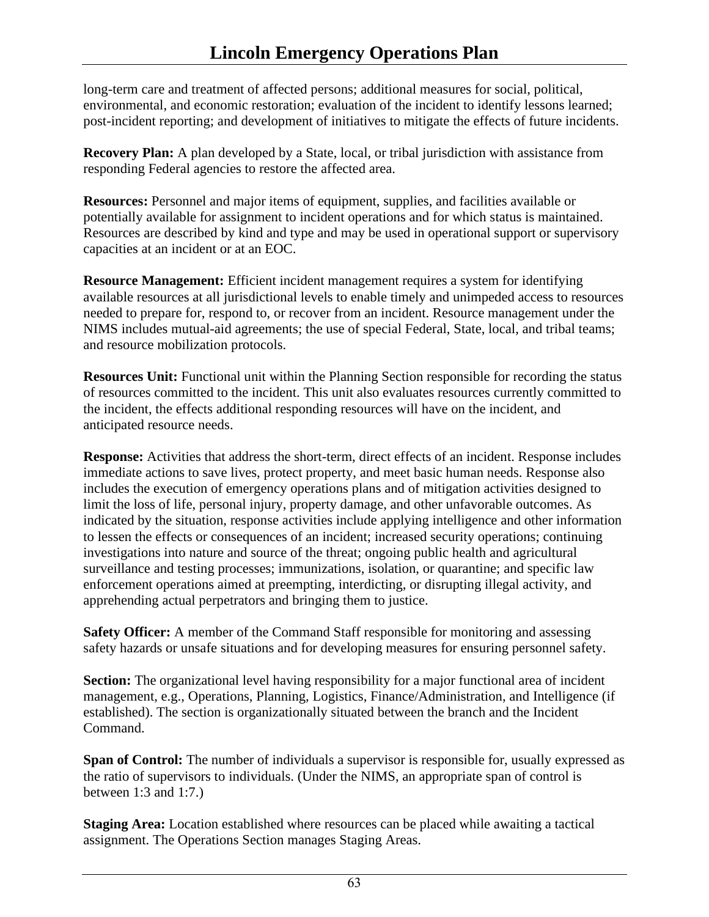long-term care and treatment of affected persons; additional measures for social, political, environmental, and economic restoration; evaluation of the incident to identify lessons learned; post-incident reporting; and development of initiatives to mitigate the effects of future incidents.

**Recovery Plan:** A plan developed by a State, local, or tribal jurisdiction with assistance from responding Federal agencies to restore the affected area.

**Resources:** Personnel and major items of equipment, supplies, and facilities available or potentially available for assignment to incident operations and for which status is maintained. Resources are described by kind and type and may be used in operational support or supervisory capacities at an incident or at an EOC.

**Resource Management:** Efficient incident management requires a system for identifying available resources at all jurisdictional levels to enable timely and unimpeded access to resources needed to prepare for, respond to, or recover from an incident. Resource management under the NIMS includes mutual-aid agreements; the use of special Federal, State, local, and tribal teams; and resource mobilization protocols.

**Resources Unit:** Functional unit within the Planning Section responsible for recording the status of resources committed to the incident. This unit also evaluates resources currently committed to the incident, the effects additional responding resources will have on the incident, and anticipated resource needs.

**Response:** Activities that address the short-term, direct effects of an incident. Response includes immediate actions to save lives, protect property, and meet basic human needs. Response also includes the execution of emergency operations plans and of mitigation activities designed to limit the loss of life, personal injury, property damage, and other unfavorable outcomes. As indicated by the situation, response activities include applying intelligence and other information to lessen the effects or consequences of an incident; increased security operations; continuing investigations into nature and source of the threat; ongoing public health and agricultural surveillance and testing processes; immunizations, isolation, or quarantine; and specific law enforcement operations aimed at preempting, interdicting, or disrupting illegal activity, and apprehending actual perpetrators and bringing them to justice.

**Safety Officer:** A member of the Command Staff responsible for monitoring and assessing safety hazards or unsafe situations and for developing measures for ensuring personnel safety.

**Section:** The organizational level having responsibility for a major functional area of incident management, e.g., Operations, Planning, Logistics, Finance/Administration, and Intelligence (if established). The section is organizationally situated between the branch and the Incident Command.

**Span of Control:** The number of individuals a supervisor is responsible for, usually expressed as the ratio of supervisors to individuals. (Under the NIMS, an appropriate span of control is between 1:3 and 1:7.)

**Staging Area:** Location established where resources can be placed while awaiting a tactical assignment. The Operations Section manages Staging Areas.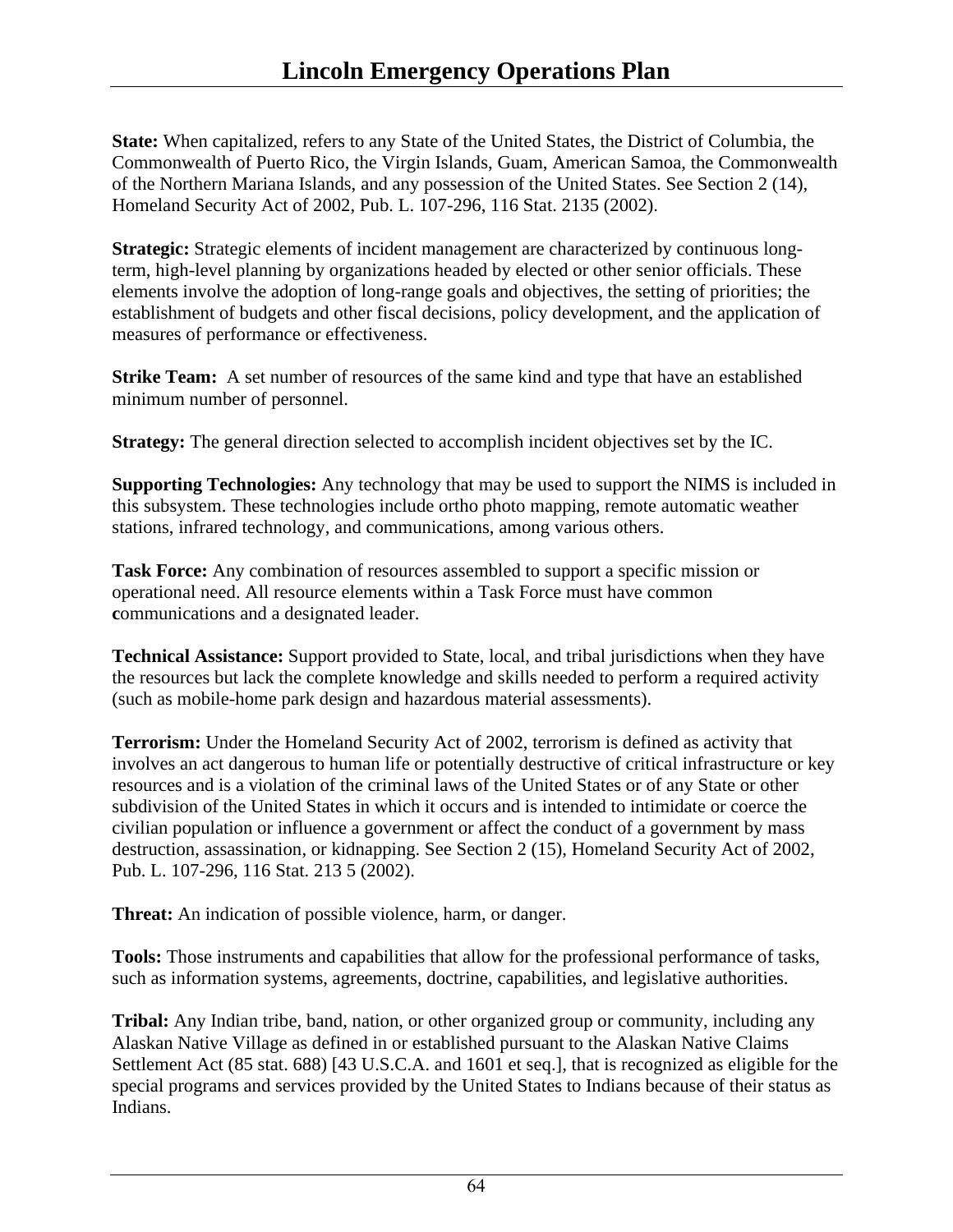**State:** When capitalized, refers to any State of the United States, the District of Columbia, the Commonwealth of Puerto Rico, the Virgin Islands, Guam, American Samoa, the Commonwealth of the Northern Mariana Islands, and any possession of the United States. See Section 2 (14), Homeland Security Act of 2002, Pub. L. 107-296, 116 Stat. 2135 (2002).

**Strategic:** Strategic elements of incident management are characterized by continuous long-term, high-level planning by organizations headed by elected or other senior officials. These elements involve the adoption of long-range goals and objectives, the setting of priorities; the establishment of budgets and other fiscal decisions, policy development, and the application of measures of performance or effectiveness.

**Strike Team:** A set number of resources of the same kind and type that have an established minimum number of personnel.

**Strategy:** The general direction selected to accomplish incident objectives set by the IC.

**Supporting Technologies:** Any technology that may be used to support the NIMS is included in this subsystem. These technologies include ortho photo mapping, remote automatic weather stations, infrared technology, and communications, among various others.

**Task Force:** Any combination of resources assembled to support a specific mission or operational need. All resource elements within a Task Force must have common **c**ommunications and a designated leader.

**Technical Assistance:** Support provided to State, local, and tribal jurisdictions when they have the resources but lack the complete knowledge and skills needed to perform a required activity (such as mobile-home park design and hazardous material assessments).

**Terrorism:** Under the Homeland Security Act of 2002, terrorism is defined as activity that involves an act dangerous to human life or potentially destructive of critical infrastructure or key resources and is a violation of the criminal laws of the United States or of any State or other subdivision of the United States in which it occurs and is intended to intimidate or coerce the civilian population or influence a government or affect the conduct of a government by mass destruction, assassination, or kidnapping. See Section 2 (15), Homeland Security Act of 2002, Pub. L. 107-296, 116 Stat. 213 5 (2002).

**Threat:** An indication of possible violence, harm, or danger.

**Tools:** Those instruments and capabilities that allow for the professional performance of tasks, such as information systems, agreements, doctrine, capabilities, and legislative authorities.

**Tribal:** Any Indian tribe, band, nation, or other organized group or community, including any Alaskan Native Village as defined in or established pursuant to the Alaskan Native Claims Settlement Act (85 stat. 688) [43 U.S.C.A. and 1601 et seq.], that is recognized as eligible for the special programs and services provided by the United States to Indians because of their status as Indians.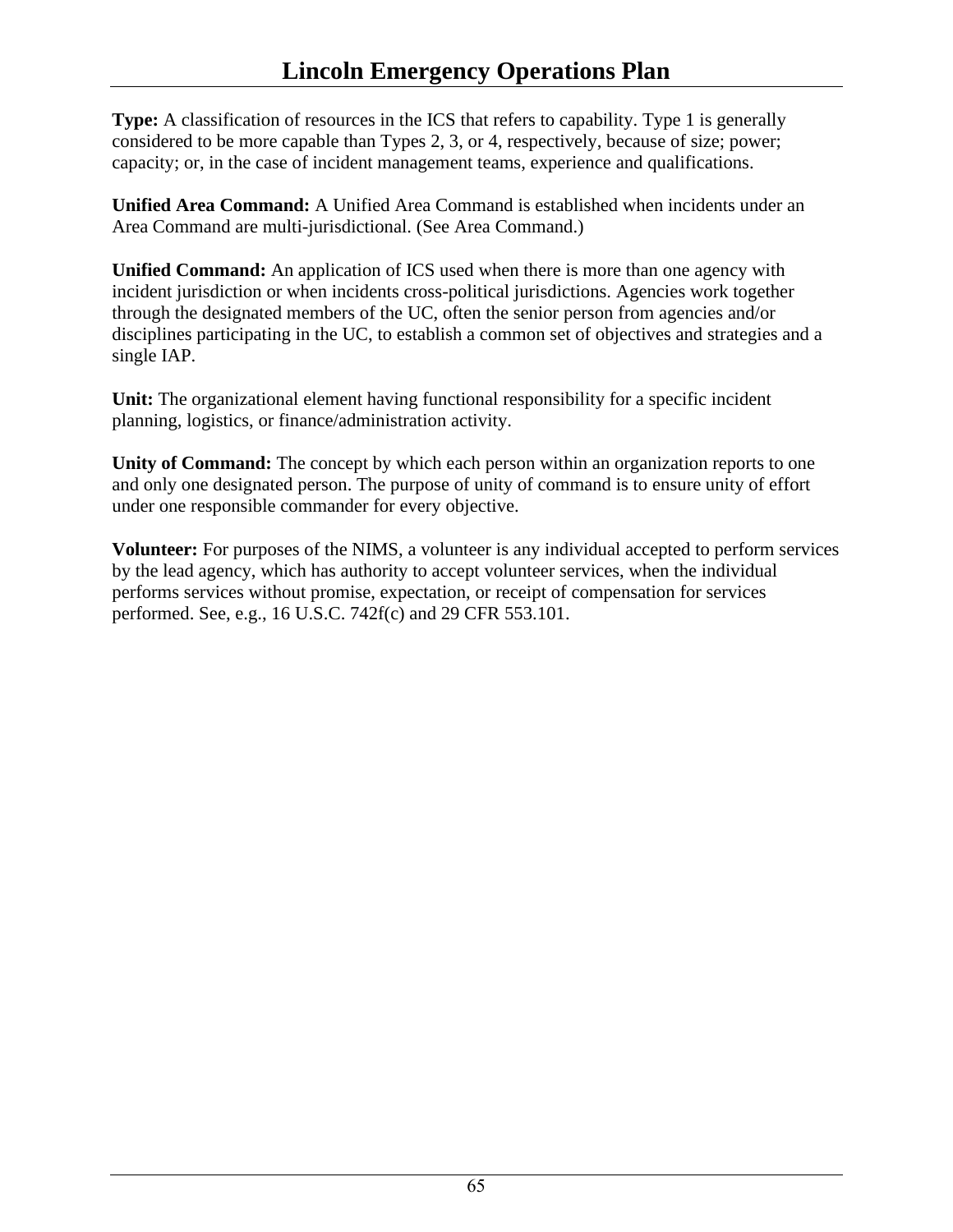**Type:** A classification of resources in the ICS that refers to capability. Type 1 is generally considered to be more capable than Types 2, 3, or 4, respectively, because of size; power; capacity; or, in the case of incident management teams, experience and qualifications.

**Unified Area Command:** A Unified Area Command is established when incidents under an Area Command are multi-jurisdictional. (See Area Command.)

**Unified Command:** An application of ICS used when there is more than one agency with incident jurisdiction or when incidents cross-political jurisdictions. Agencies work together through the designated members of the UC, often the senior person from agencies and/or disciplines participating in the UC, to establish a common set of objectives and strategies and a single IAP.

**Unit:** The organizational element having functional responsibility for a specific incident planning, logistics, or finance/administration activity.

**Unity of Command:** The concept by which each person within an organization reports to one and only one designated person. The purpose of unity of command is to ensure unity of effort under one responsible commander for every objective.

**Volunteer:** For purposes of the NIMS, a volunteer is any individual accepted to perform services by the lead agency, which has authority to accept volunteer services, when the individual performs services without promise, expectation, or receipt of compensation for services performed. See, e.g., 16 U.S.C. 742f(c) and 29 CFR 553.101.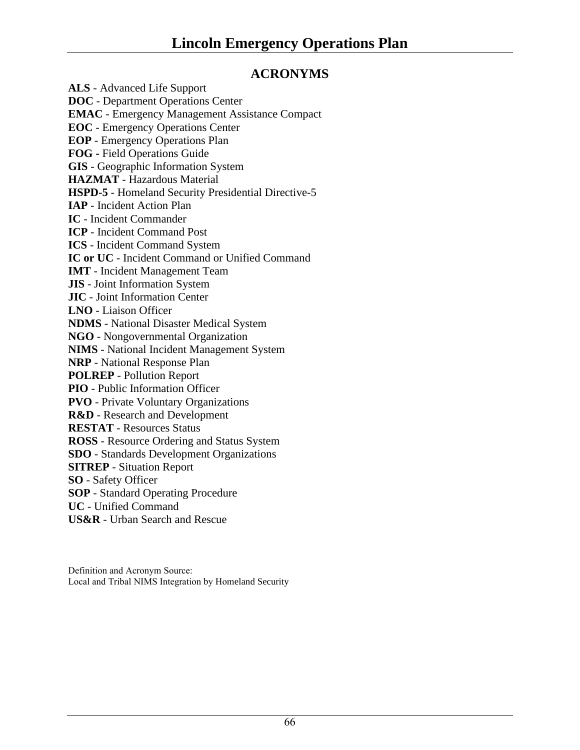## ACRONYMS

**ALS** - Advanced Life Support
**DOC** - Department Operations Center
**EMAC** - Emergency Management Assistance Compact
**EOC** - Emergency Operations Center
**EOP** - Emergency Operations Plan
**FOG -** Field Operations Guide
**GIS** - Geographic Information System
**HAZMAT** - Hazardous Material
**HSPD-5** - Homeland Security Presidential Directive-5
**IAP** - Incident Action Plan
**IC** - Incident Commander
**ICP** - Incident Command Post
**ICS** - Incident Command System
**IC or UC** - Incident Command or Unified Command
**IMT** - Incident Management Team
**JIS** - Joint Information System
**JIC** - Joint Information Center
**LNO** - Liaison Officer
**NDMS** - National Disaster Medical System
**NGO** - Nongovernmental Organization
**NIMS** - National Incident Management System
**NRP** - National Response Plan
**POLREP** - Pollution Report
**PIO** - Public Information Officer
**PVO** - Private Voluntary Organizations
**R&D** - Research and Development
**RESTAT** - Resources Status
**ROSS** - Resource Ordering and Status System
**SDO** - Standards Development Organizations
**SITREP** - Situation Report
**SO** - Safety Officer
**SOP** - Standard Operating Procedure
**UC** - Unified Command
**US&R** - Urban Search and Rescue

Definition and Acronym Source:
Local and Tribal NIMS Integration by Homeland Security